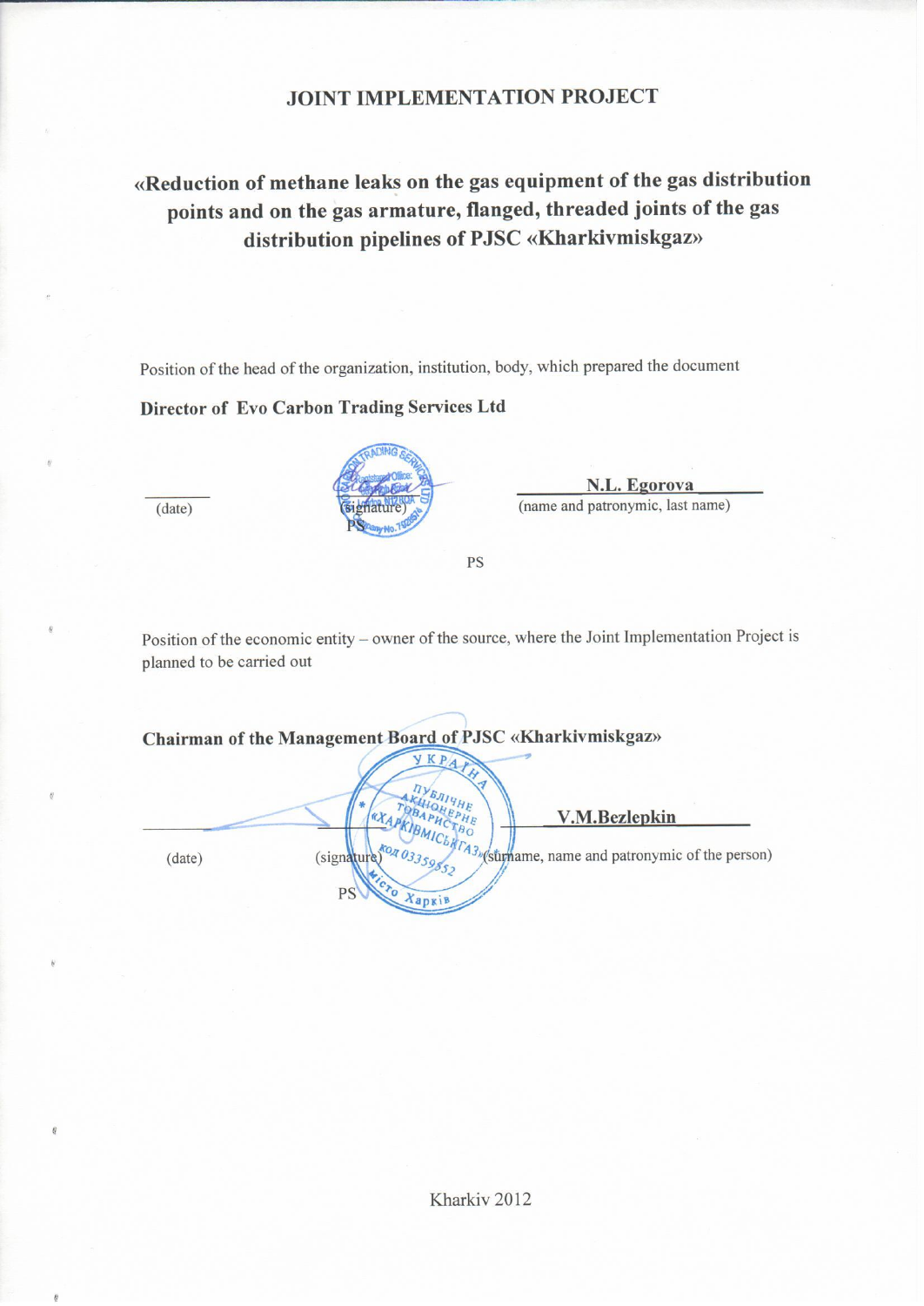# JOINT IMPLEMENTATION PROJECT

## «Reduction of methane leaks on the gas equipment of the gas distribution points and on the gas armature, flanged, threaded joints of the gas distribution pipelines of PJSC «Kharkivmiskgaz»

Position of the head of the organization, institution, body, which prepared the document

**Director of Evo Carbon Trading Services Ltd**

| \_\_\_\_\_\_\_\_ | \_\_\_\_\_\_\_\_ | **N.L. Egorova** |
|---|---|---|
| (date) | (signature) | (name and patronymic, last name) |
| | PS | |

PS

Position of the economic entity – owner of the source, where the Joint Implementation Project is planned to be carried out

**Chairman of the Management Board of PJSC «Kharkivmiskgaz»**

| \_\_\_\_\_\_\_\_ | \_\_\_\_\_\_\_\_ | **V.M.Bezlepkin** |
|---|---|---|
| (date) | (signature) | (surname, name and patronymic of the person) |
| | PS | |

Kharkiv 2012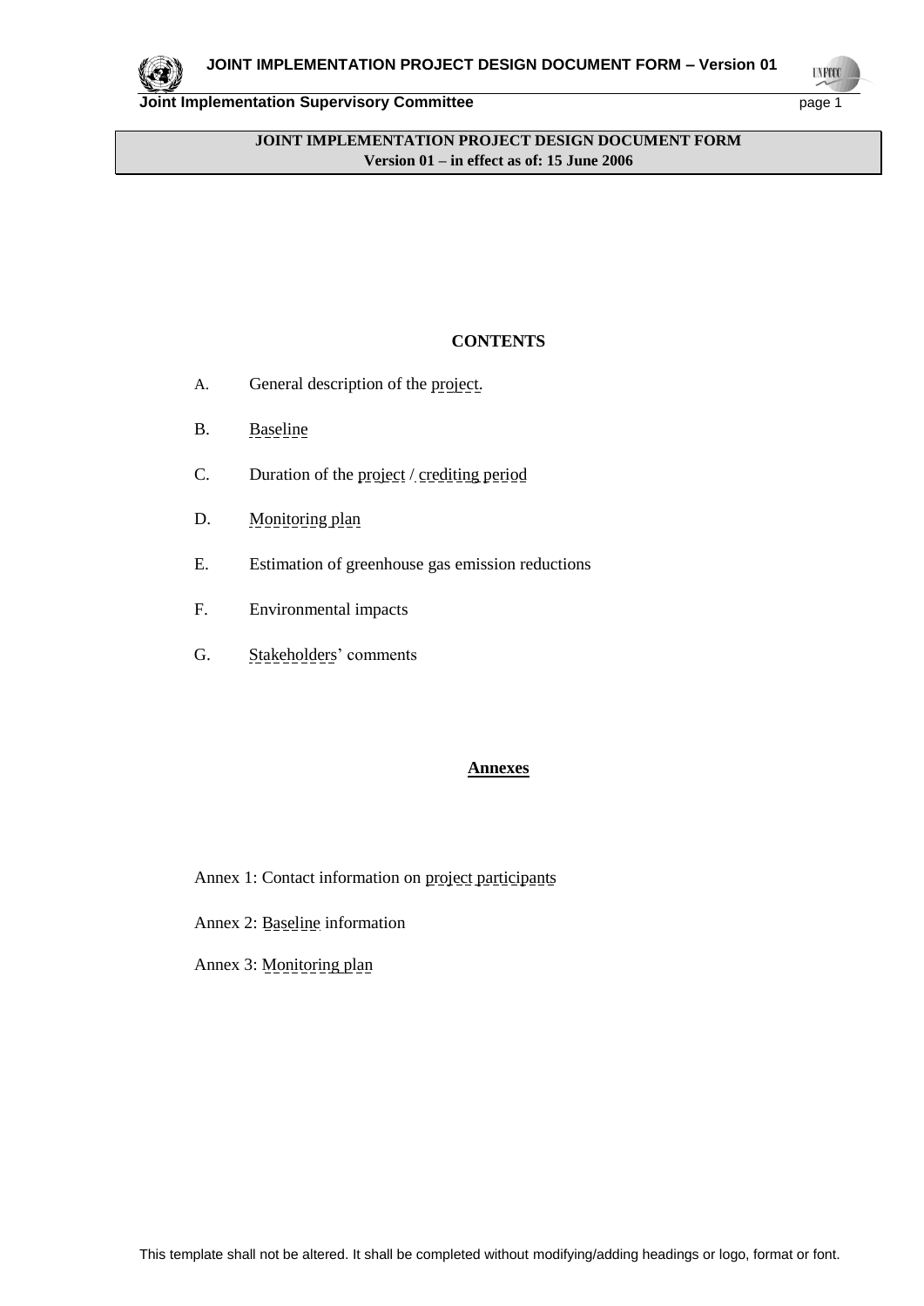**JOINT IMPLEMENTATION PROJECT DESIGN DOCUMENT FORM**
**Version 01 – in effect as of: 15 June 2006**

**CONTENTS**

A. General description of the project.

B. Baseline

C. Duration of the project / crediting period

D. Monitoring plan

E. Estimation of greenhouse gas emission reductions

F. Environmental impacts

G. Stakeholders' comments

**Annexes**

Annex 1: Contact information on project participants

Annex 2: Baseline information

Annex 3: Monitoring plan

This template shall not be altered. It shall be completed without modifying/adding headings or logo, format or font.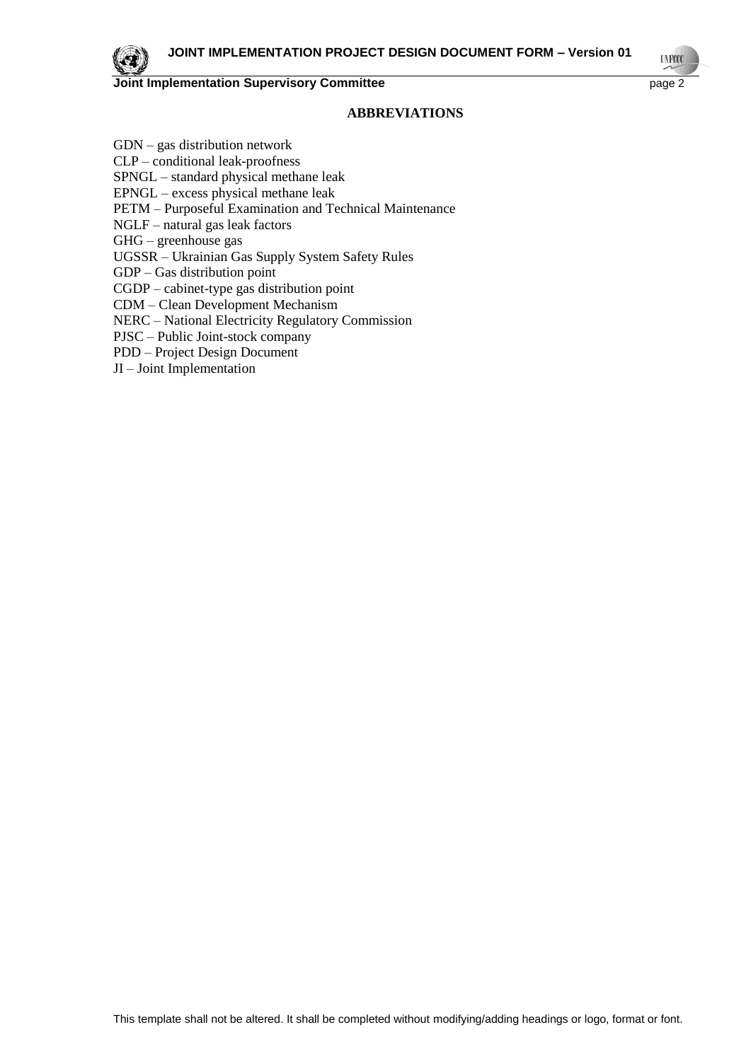## ABBREVIATIONS

GDN – gas distribution network
CLP – conditional leak-proofness
SPNGL – standard physical methane leak
EPNGL – excess physical methane leak
PETM – Purposeful Examination and Technical Maintenance
NGLF – natural gas leak factors
GHG – greenhouse gas
UGSSR – Ukrainian Gas Supply System Safety Rules
GDP – Gas distribution point
CGDP – cabinet-type gas distribution point
CDM – Clean Development Mechanism
NERC – National Electricity Regulatory Commission
PJSC – Public Joint-stock company
PDD – Project Design Document
JI – Joint Implementation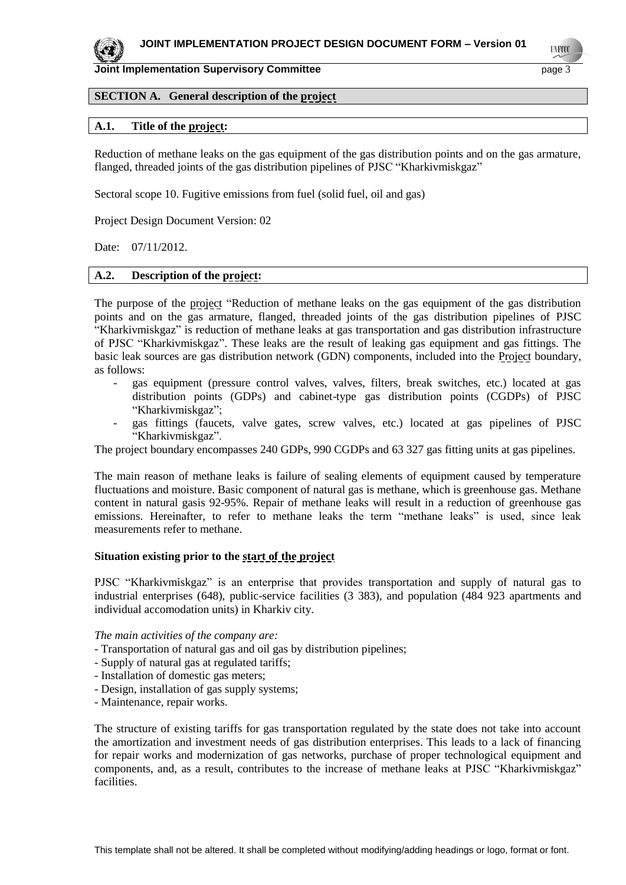## SECTION A. General description of the project

### A.1. Title of the project:

Reduction of methane leaks on the gas equipment of the gas distribution points and on the gas armature, flanged, threaded joints of the gas distribution pipelines of PJSC "Kharkivmiskgaz"

Sectoral scope 10. Fugitive emissions from fuel (solid fuel, oil and gas)

Project Design Document Version: 02

Date: 07/11/2012.

### A.2. Description of the project:

The purpose of the project "Reduction of methane leaks on the gas equipment of the gas distribution points and on the gas armature, flanged, threaded joints of the gas distribution pipelines of PJSC "Kharkivmiskgaz" is reduction of methane leaks at gas transportation and gas distribution infrastructure of PJSC "Kharkivmiskgaz". These leaks are the result of leaking gas equipment and gas fittings. The basic leak sources are gas distribution network (GDN) components, included into the Project boundary, as follows:

- gas equipment (pressure control valves, valves, filters, break switches, etc.) located at gas distribution points (GDPs) and cabinet-type gas distribution points (CGDPs) of PJSC "Kharkivmiskgaz";
- gas fittings (faucets, valve gates, screw valves, etc.) located at gas pipelines of PJSC "Kharkivmiskgaz".

The project boundary encompasses 240 GDPs, 990 CGDPs and 63 327 gas fitting units at gas pipelines.

The main reason of methane leaks is failure of sealing elements of equipment caused by temperature fluctuations and moisture. Basic component of natural gas is methane, which is greenhouse gas. Methane content in natural gasis 92-95%. Repair of methane leaks will result in a reduction of greenhouse gas emissions. Hereinafter, to refer to methane leaks the term "methane leaks" is used, since leak measurements refer to methane.

**Situation existing prior to the start of the project**

PJSC "Kharkivmiskgaz" is an enterprise that provides transportation and supply of natural gas to industrial enterprises (648), public-service facilities (3 383), and population (484 923 apartments and individual accomodation units) in Kharkiv city.

*The main activities of the company are:*

- Transportation of natural gas and oil gas by distribution pipelines;
- Supply of natural gas at regulated tariffs;
- Installation of domestic gas meters;
- Design, installation of gas supply systems;
- Maintenance, repair works.

The structure of existing tariffs for gas transportation regulated by the state does not take into account the amortization and investment needs of gas distribution enterprises. This leads to a lack of financing for repair works and modernization of gas networks, purchase of proper technological equipment and components, and, as a result, contributes to the increase of methane leaks at PJSC "Kharkivmiskgaz" facilities.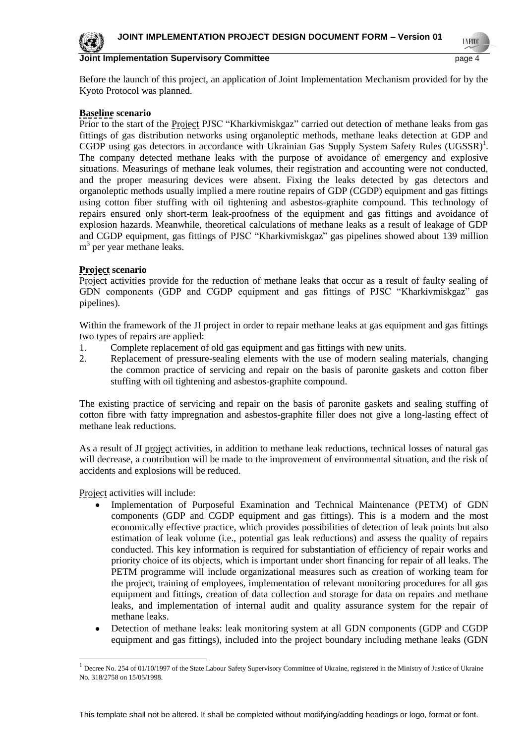Before the launch of this project, an application of Joint Implementation Mechanism provided for by the Kyoto Protocol was planned.

**Baseline scenario**

Prior to the start of the Project PJSC "Kharkivmiskgaz" carried out detection of methane leaks from gas fittings of gas distribution networks using organoleptic methods, methane leaks detection at GDP and CGDP using gas detectors in accordance with Ukrainian Gas Supply System Safety Rules (UGSSR)[1]. The company detected methane leaks with the purpose of avoidance of emergency and explosive situations. Measurings of methane leak volumes, their registration and accounting were not conducted, and the proper measuring devices were absent. Fixing the leaks detected by gas detectors and organoleptic methods usually implied a mere routine repairs of GDP (CGDP) equipment and gas fittings using cotton fiber stuffing with oil tightening and asbestos-graphite compound. This technology of repairs ensured only short-term leak-proofness of the equipment and gas fittings and avoidance of explosion hazards. Meanwhile, theoretical calculations of methane leaks as a result of leakage of GDP and CGDP equipment, gas fittings of PJSC "Kharkivmiskgaz" gas pipelines showed about 139 million $m^3$ per year methane leaks.

**Project scenario**

Project activities provide for the reduction of methane leaks that occur as a result of faulty sealing of GDN components (GDP and CGDP equipment and gas fittings of PJSC "Kharkivmiskgaz" gas pipelines).

Within the framework of the JI project in order to repair methane leaks at gas equipment and gas fittings two types of repairs are applied:

1. Complete replacement of old gas equipment and gas fittings with new units.
2. Replacement of pressure-sealing elements with the use of modern sealing materials, changing the common practice of servicing and repair on the basis of paronite gaskets and cotton fiber stuffing with oil tightening and asbestos-graphite compound.

The existing practice of servicing and repair on the basis of paronite gaskets and sealing stuffing of cotton fibre with fatty impregnation and asbestos-graphite filler does not give a long-lasting effect of methane leak reductions.

As a result of JI project activities, in addition to methane leak reductions, technical losses of natural gas will decrease, a contribution will be made to the improvement of environmental situation, and the risk of accidents and explosions will be reduced.

Project activities will include:

- Implementation of Purposeful Examination and Technical Maintenance (PETM) of GDN components (GDP and CGDP equipment and gas fittings). This is a modern and the most economically effective practice, which provides possibilities of detection of leak points but also estimation of leak volume (i.e., potential gas leak reductions) and assess the quality of repairs conducted. This key information is required for substantiation of efficiency of repair works and priority choice of its objects, which is important under short financing for repair of all leaks. The PETM programme will include organizational measures such as creation of working team for the project, training of employees, implementation of relevant monitoring procedures for all gas equipment and fittings, creation of data collection and storage for data on repairs and methane leaks, and implementation of internal audit and quality assurance system for the repair of methane leaks.
- Detection of methane leaks: leak monitoring system at all GDN components (GDP and CGDP equipment and gas fittings), included into the project boundary including methane leaks (GDN

[1] Decree No. 254 of 01/10/1997 of the State Labour Safety Supervisory Committee of Ukraine, registered in the Ministry of Justice of Ukraine No. 318/2758 on 15/05/1998.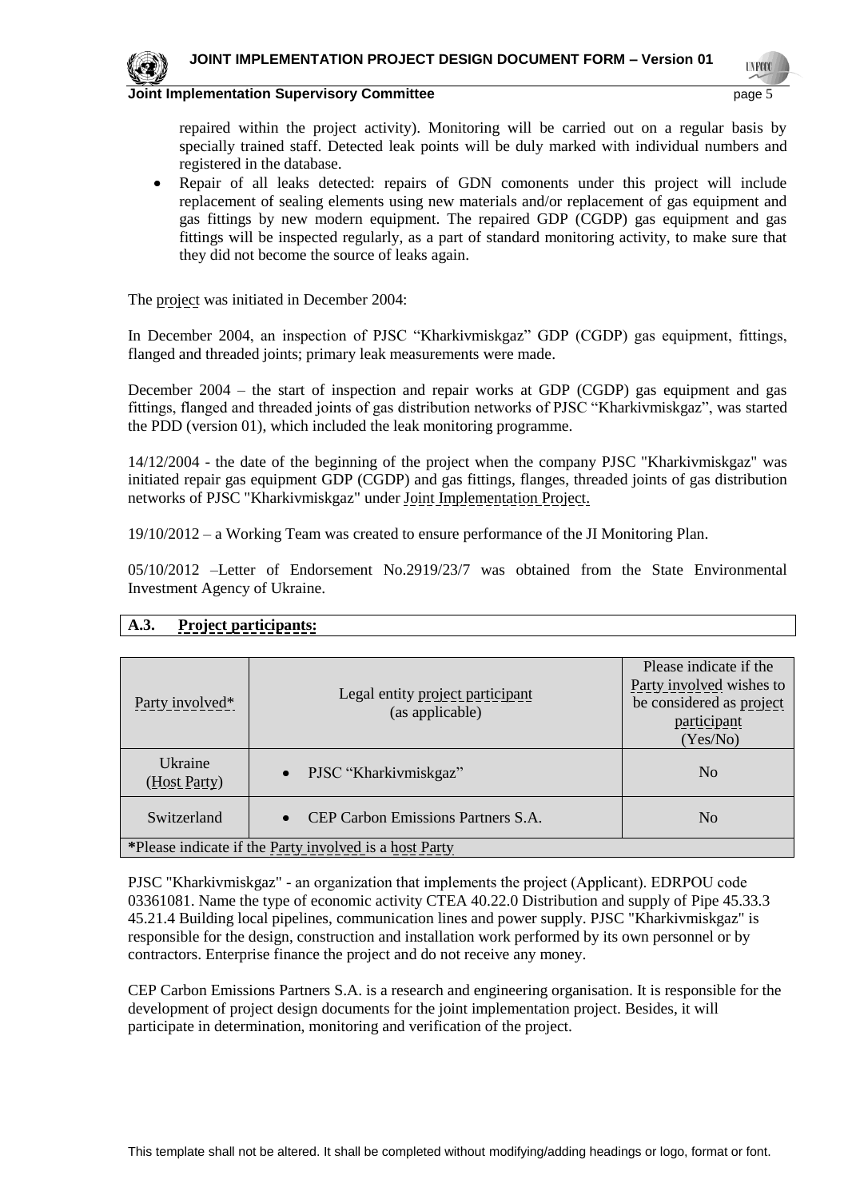repaired within the project activity). Monitoring will be carried out on a regular basis by specially trained staff. Detected leak points will be duly marked with individual numbers and registered in the database.

- Repair of all leaks detected: repairs of GDN comonents under this project will include replacement of sealing elements using new materials and/or replacement of gas equipment and gas fittings by new modern equipment. The repaired GDP (CGDP) gas equipment and gas fittings will be inspected regularly, as a part of standard monitoring activity, to make sure that they did not become the source of leaks again.

The project was initiated in December 2004:

In December 2004, an inspection of PJSC "Kharkivmiskgaz" GDP (CGDP) gas equipment, fittings, flanged and threaded joints; primary leak measurements were made.

December 2004 – the start of inspection and repair works at GDP (CGDP) gas equipment and gas fittings, flanged and threaded joints of gas distribution networks of PJSC "Kharkivmiskgaz", was started the PDD (version 01), which included the leak monitoring programme.

14/12/2004 - the date of the beginning of the project when the company PJSC "Kharkivmiskgaz" was initiated repair gas equipment GDP (CGDP) and gas fittings, flanges, threaded joints of gas distribution networks of PJSC "Kharkivmiskgaz" under Joint Implementation Project.

19/10/2012 – a Working Team was created to ensure performance of the JI Monitoring Plan.

05/10/2012 –Letter of Endorsement No.2919/23/7 was obtained from the State Environmental Investment Agency of Ukraine.

## A.3. Project participants:

| Party involved* | Legal entity project participant (as applicable) | Please indicate if the Party involved wishes to be considered as project participant (Yes/No) |
|---|---|---|
| Ukraine (Host Party) | • PJSC "Kharkivmiskgaz" | No |
| Switzerland | • CEP Carbon Emissions Partners S.A. | No |
| *Please indicate if the Party involved is a host Party | | |

PJSC "Kharkivmiskgaz" - an organization that implements the project (Applicant). EDRPOU code 03361081. Name the type of economic activity CTEA 40.22.0 Distribution and supply of Pipe 45.33.3 45.21.4 Building local pipelines, communication lines and power supply. PJSC "Kharkivmiskgaz" is responsible for the design, construction and installation work performed by its own personnel or by contractors. Enterprise finance the project and do not receive any money.

CEP Carbon Emissions Partners S.A. is a research and engineering organisation. It is responsible for the development of project design documents for the joint implementation project. Besides, it will participate in determination, monitoring and verification of the project.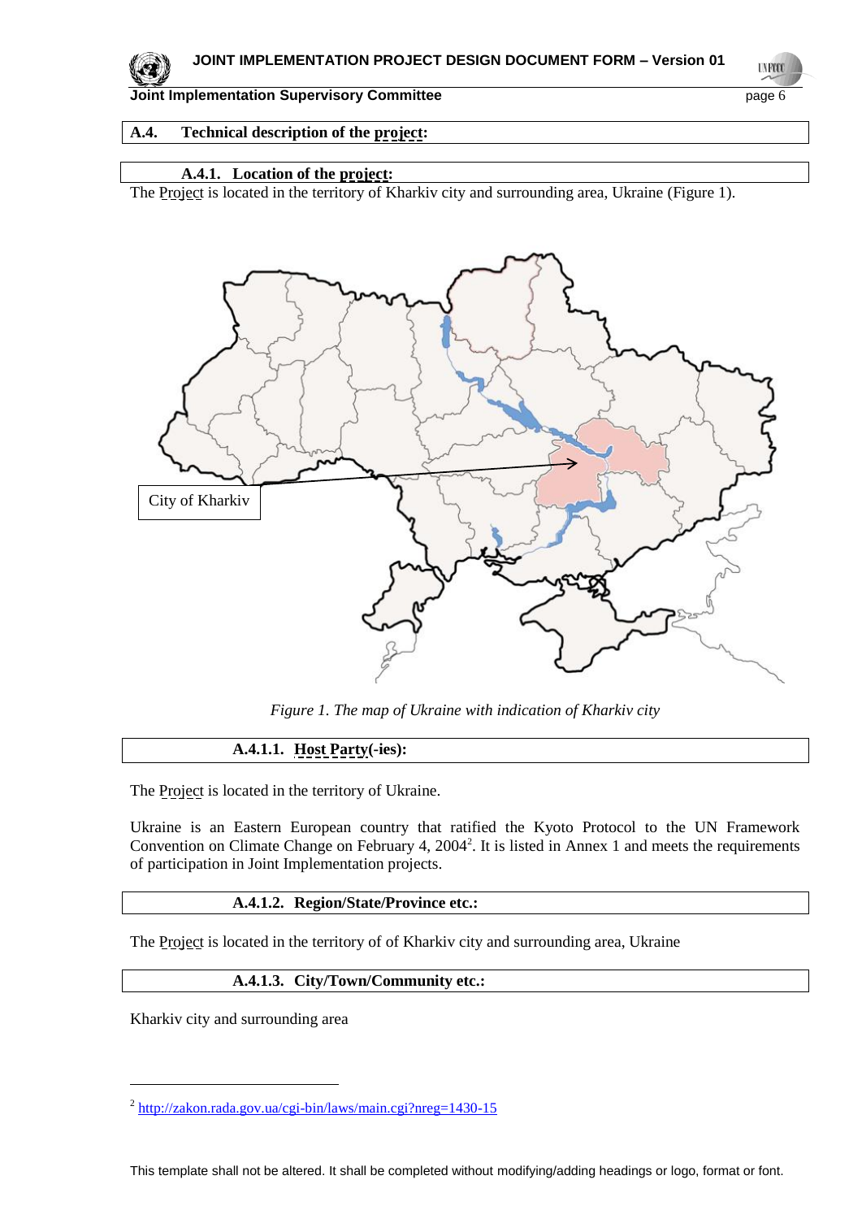## A.4. Technical description of the project:

### A.4.1. Location of the project:

The Project is located in the territory of Kharkiv city and surrounding area, Ukraine (Figure 1).

City of Kharkiv

*Figure 1. The map of Ukraine with indication of Kharkiv city*

#### A.4.1.1. Host Party(-ies):

The Project is located in the territory of Ukraine.

Ukraine is an Eastern European country that ratified the Kyoto Protocol to the UN Framework Convention on Climate Change on February 4, 2004[2]. It is listed in Annex 1 and meets the requirements of participation in Joint Implementation projects.

#### A.4.1.2. Region/State/Province etc.:

The Project is located in the territory of of Kharkiv city and surrounding area, Ukraine

#### A.4.1.3. City/Town/Community etc.:

Kharkiv city and surrounding area

[2] http://zakon.rada.gov.ua/cgi-bin/laws/main.cgi?nreg=1430-15

This template shall not be altered. It shall be completed without modifying/adding headings or logo, format or font.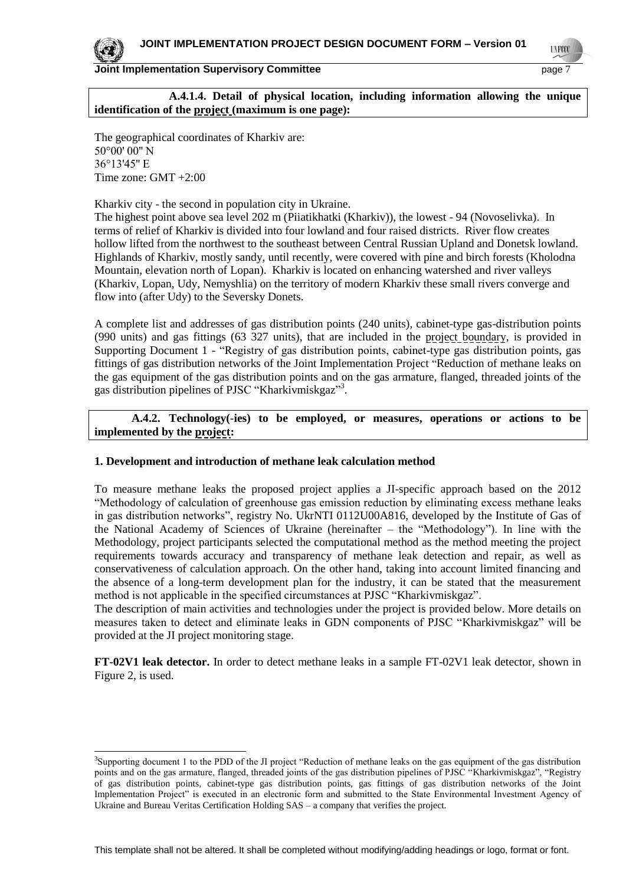**A.4.1.4. Detail of physical location, including information allowing the unique identification of the project (maximum is one page):**

The geographical coordinates of Kharkiv are:
50°00' 00" N
36°13'45" E
Time zone: GMT +2:00

Kharkiv city - the second in population city in Ukraine.
The highest point above sea level 202 m (Piiatikhatki (Kharkiv)), the lowest - 94 (Novoselivka). In terms of relief of Kharkiv is divided into four lowland and four raised districts. River flow creates hollow lifted from the northwest to the southeast between Central Russian Upland and Donetsk lowland. Highlands of Kharkiv, mostly sandy, until recently, were covered with pine and birch forests (Kholodna Mountain, elevation north of Lopan). Kharkiv is located on enhancing watershed and river valleys (Kharkiv, Lopan, Udy, Nemyshlia) on the territory of modern Kharkiv these small rivers converge and flow into (after Udy) to the Seversky Donets.

A complete list and addresses of gas distribution points (240 units), cabinet-type gas-distribution points (990 units) and gas fittings (63 327 units), that are included in the project boundary, is provided in Supporting Document 1 - "Registry of gas distribution points, cabinet-type gas distribution points, gas fittings of gas distribution networks of the Joint Implementation Project "Reduction of methane leaks on the gas equipment of the gas distribution points and on the gas armature, flanged, threaded joints of the gas distribution pipelines of PJSC "Kharkivmiskgaz"[3].

**A.4.2. Technology(-ies) to be employed, or measures, operations or actions to be implemented by the project:**

**1. Development and introduction of methane leak calculation method**

To measure methane leaks the proposed project applies a JI-specific approach based on the 2012 "Methodology of calculation of greenhouse gas emission reduction by eliminating excess methane leaks in gas distribution networks", registry No. UkrNTI 0112U00A816, developed by the Institute of Gas of the National Academy of Sciences of Ukraine (hereinafter – the "Methodology"). In line with the Methodology, project participants selected the computational method as the method meeting the project requirements towards accuracy and transparency of methane leak detection and repair, as well as conservativeness of calculation approach. On the other hand, taking into account limited financing and the absence of a long-term development plan for the industry, it can be stated that the measurement method is not applicable in the specified circumstances at PJSC "Kharkivmiskgaz".
The description of main activities and technologies under the project is provided below. More details on measures taken to detect and eliminate leaks in GDN components of PJSC "Kharkivmiskgaz" will be provided at the JI project monitoring stage.

**FT-02V1 leak detector.** In order to detect methane leaks in a sample FT-02V1 leak detector, shown in Figure 2, is used.

[3]Supporting document 1 to the PDD of the JI project "Reduction of methane leaks on the gas equipment of the gas distribution points and on the gas armature, flanged, threaded joints of the gas distribution pipelines of PJSC "Kharkivmiskgaz", "Registry of gas distribution points, cabinet-type gas distribution points, gas fittings of gas distribution networks of the Joint Implementation Project" is executed in an electronic form and submitted to the State Environmental Investment Agency of Ukraine and Bureau Veritas Certification Holding SAS – a company that verifies the project.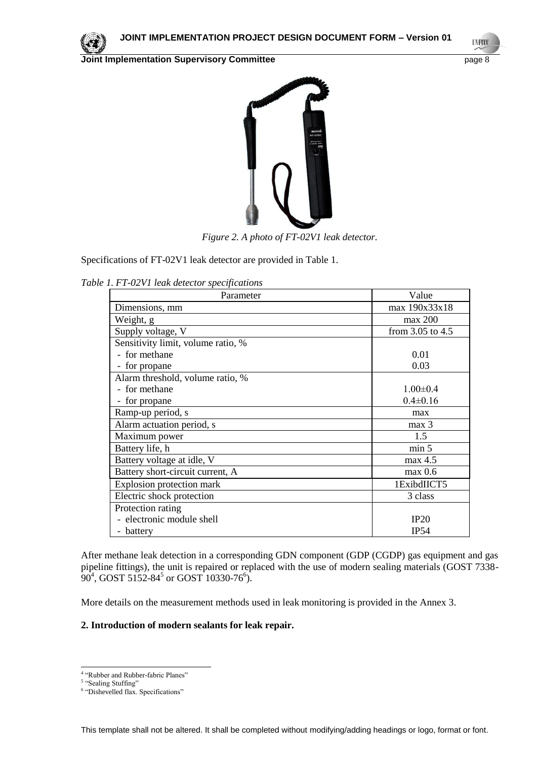*Figure 2. A photo of FT-02V1 leak detector.*

Specifications of FT-02V1 leak detector are provided in Table 1.

*Table 1. FT-02V1 leak detector specifications*

| Parameter | Value |
|---|---|
| Dimensions, mm | max 190x33x18 |
| Weight, g | max 200 |
| Supply voltage, V | from 3.05 to 4.5 |
| Sensitivity limit, volume ratio, % | |
| - for methane | 0.01 |
| - for propane | 0.03 |
| Alarm threshold, volume ratio, % | |
| - for methane | 1.00±0.4 |
| - for propane | 0.4±0.16 |
| Ramp-up period, s | max |
| Alarm actuation period, s | max 3 |
| Maximum power | 1.5 |
| Battery life, h | min 5 |
| Battery voltage at idle, V | max 4.5 |
| Battery short-circuit current, A | max 0.6 |
| Explosion protection mark | 1ExibdIICT5 |
| Electric shock protection | 3 class |
| Protection rating | |
| - electronic module shell | IP20 |
| - battery | IP54 |

After methane leak detection in a corresponding GDN component (GDP (CGDP) gas equipment and gas pipeline fittings), the unit is repaired or replaced with the use of modern sealing materials (GOST 7338-90[4], GOST 5152-84[5] or GOST 10330-76[6]).

More details on the measurement methods used in leak monitoring is provided in the Annex 3.

**2. Introduction of modern sealants for leak repair.**

[4] "Rubber and Rubber-fabric Planes"
[5] "Sealing Stuffing"
[6] "Dishevelled flax. Specifications"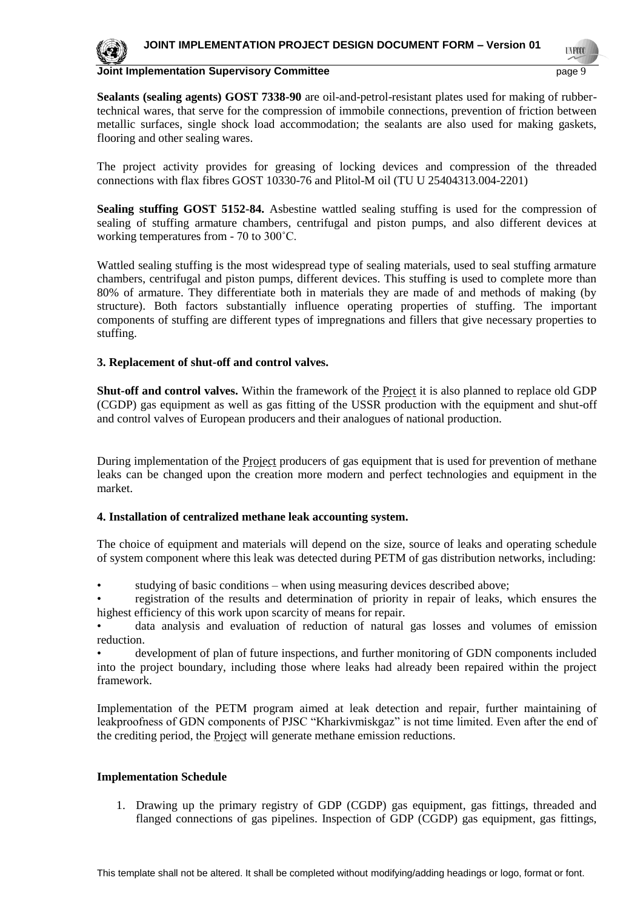**Sealants (sealing agents) GOST 7338-90** are oil-and-petrol-resistant plates used for making of rubber-technical wares, that serve for the compression of immobile connections, prevention of friction between metallic surfaces, single shock load accommodation; the sealants are also used for making gaskets, flooring and other sealing wares.

The project activity provides for greasing of locking devices and compression of the threaded connections with flax fibres GOST 10330-76 and Plitol-M oil (TU U 25404313.004-2201)

**Sealing stuffing GOST 5152-84.** Asbestine wattled sealing stuffing is used for the compression of sealing of stuffing armature chambers, centrifugal and piston pumps, and also different devices at working temperatures from - 70 to 300˚C.

Wattled sealing stuffing is the most widespread type of sealing materials, used to seal stuffing armature chambers, centrifugal and piston pumps, different devices. This stuffing is used to complete more than 80% of armature. They differentiate both in materials they are made of and methods of making (by structure). Both factors substantially influence operating properties of stuffing. The important components of stuffing are different types of impregnations and fillers that give necessary properties to stuffing.

**3. Replacement of shut-off and control valves.**

**Shut-off and control valves.** Within the framework of the Project it is also planned to replace old GDP (CGDP) gas equipment as well as gas fitting of the USSR production with the equipment and shut-off and control valves of European producers and their analogues of national production.

During implementation of the Project producers of gas equipment that is used for prevention of methane leaks can be changed upon the creation more modern and perfect technologies and equipment in the market.

**4. Installation of centralized methane leak accounting system.**

The choice of equipment and materials will depend on the size, source of leaks and operating schedule of system component where this leak was detected during PETM of gas distribution networks, including:

- studying of basic conditions – when using measuring devices described above;
- registration of the results and determination of priority in repair of leaks, which ensures the highest efficiency of this work upon scarcity of means for repair.
- data analysis and evaluation of reduction of natural gas losses and volumes of emission reduction.
- development of plan of future inspections, and further monitoring of GDN components included into the project boundary, including those where leaks had already been repaired within the project framework.

Implementation of the PETM program aimed at leak detection and repair, further maintaining of leakproofness of GDN components of PJSC "Kharkivmiskgaz" is not time limited. Even after the end of the crediting period, the Project will generate methane emission reductions.

**Implementation Schedule**

1. Drawing up the primary registry of GDP (CGDP) gas equipment, gas fittings, threaded and flanged connections of gas pipelines. Inspection of GDP (CGDP) gas equipment, gas fittings,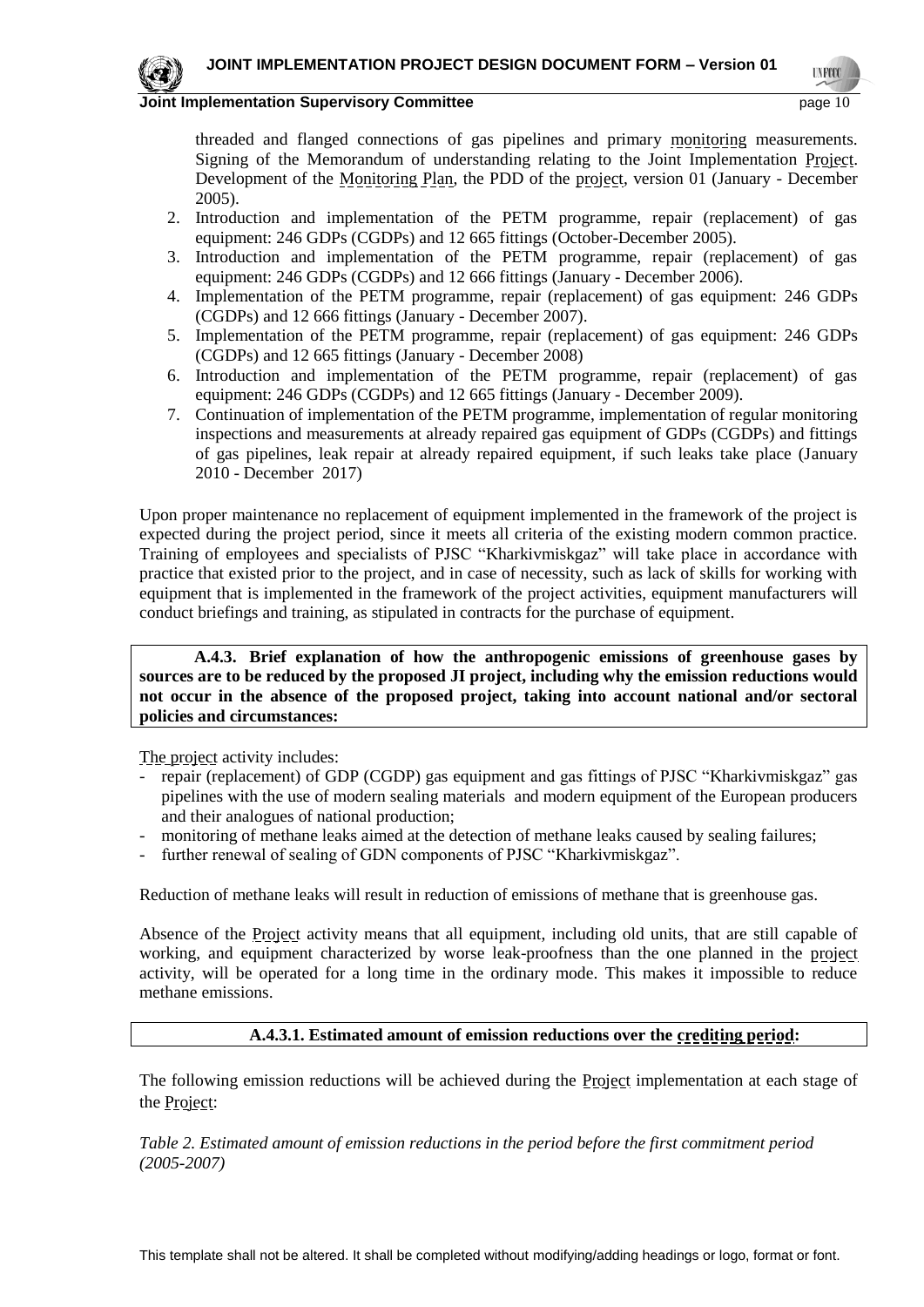threaded and flanged connections of gas pipelines and primary monitoring measurements. Signing of the Memorandum of understanding relating to the Joint Implementation Project. Development of the Monitoring Plan, the PDD of the project, version 01 (January - December 2005).

2. Introduction and implementation of the PETM programme, repair (replacement) of gas equipment: 246 GDPs (CGDPs) and 12 665 fittings (October-December 2005).
3. Introduction and implementation of the PETM programme, repair (replacement) of gas equipment: 246 GDPs (CGDPs) and 12 666 fittings (January - December 2006).
4. Implementation of the PETM programme, repair (replacement) of gas equipment: 246 GDPs (CGDPs) and 12 666 fittings (January - December 2007).
5. Implementation of the PETM programme, repair (replacement) of gas equipment: 246 GDPs (CGDPs) and 12 665 fittings (January - December 2008)
6. Introduction and implementation of the PETM programme, repair (replacement) of gas equipment: 246 GDPs (CGDPs) and 12 665 fittings (January - December 2009).
7. Continuation of implementation of the PETM programme, implementation of regular monitoring inspections and measurements at already repaired gas equipment of GDPs (CGDPs) and fittings of gas pipelines, leak repair at already repaired equipment, if such leaks take place (January 2010 - December 2017)

Upon proper maintenance no replacement of equipment implemented in the framework of the project is expected during the project period, since it meets all criteria of the existing modern common practice. Training of employees and specialists of PJSC "Kharkivmiskgaz" will take place in accordance with practice that existed prior to the project, and in case of necessity, such as lack of skills for working with equipment that is implemented in the framework of the project activities, equipment manufacturers will conduct briefings and training, as stipulated in contracts for the purchase of equipment.

**A.4.3. Brief explanation of how the anthropogenic emissions of greenhouse gases by sources are to be reduced by the proposed JI project, including why the emission reductions would not occur in the absence of the proposed project, taking into account national and/or sectoral policies and circumstances:**

The project activity includes:

- repair (replacement) of GDP (CGDP) gas equipment and gas fittings of PJSC "Kharkivmiskgaz" gas pipelines with the use of modern sealing materials and modern equipment of the European producers and their analogues of national production;
- monitoring of methane leaks aimed at the detection of methane leaks caused by sealing failures;
- further renewal of sealing of GDN components of PJSC "Kharkivmiskgaz".

Reduction of methane leaks will result in reduction of emissions of methane that is greenhouse gas.

Absence of the Project activity means that all equipment, including old units, that are still capable of working, and equipment characterized by worse leak-proofness than the one planned in the project activity, will be operated for a long time in the ordinary mode. This makes it impossible to reduce methane emissions.

**A.4.3.1. Estimated amount of emission reductions over the crediting period:**

The following emission reductions will be achieved during the Project implementation at each stage of the Project:

*Table 2. Estimated amount of emission reductions in the period before the first commitment period (2005-2007)*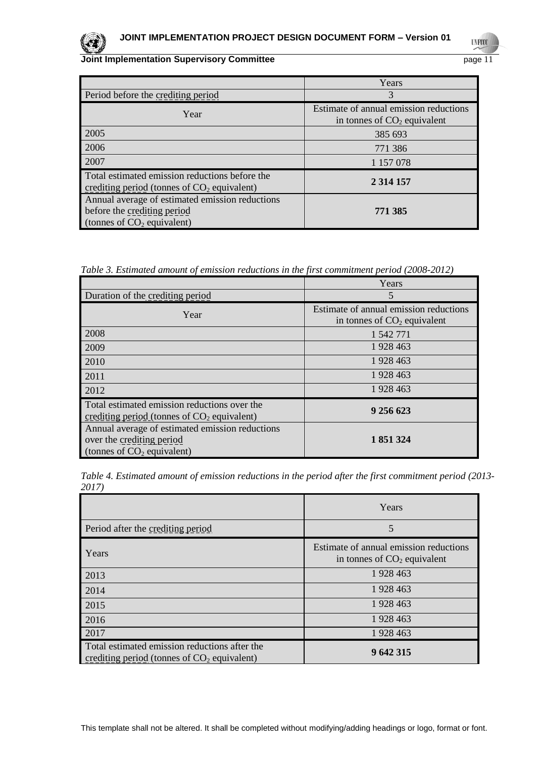| | Years |
|---|---|
| Period before the crediting period | 3 |
| Year | Estimate of annual emission reductions in tonnes of $CO_2$ equivalent |
| 2005 | 385 693 |
| 2006 | 771 386 |
| 2007 | 1 157 078 |
| Total estimated emission reductions before the crediting period (tonnes of $CO_2$ equivalent) | **2 314 157** |
| Annual average of estimated emission reductions before the crediting period (tonnes of $CO_2$ equivalent) | **771 385** |

*Table 3. Estimated amount of emission reductions in the first commitment period (2008-2012)*

| | Years |
|---|---|
| Duration of the crediting period | 5 |
| Year | Estimate of annual emission reductions in tonnes of $CO_2$ equivalent |
| 2008 | 1 542 771 |
| 2009 | 1 928 463 |
| 2010 | 1 928 463 |
| 2011 | 1 928 463 |
| 2012 | 1 928 463 |
| Total estimated emission reductions over the crediting period (tonnes of $CO_2$ equivalent) | **9 256 623** |
| Annual average of estimated emission reductions over the crediting period (tonnes of $CO_2$ equivalent) | **1 851 324** |

*Table 4. Estimated amount of emission reductions in the period after the first commitment period (2013-2017)*

| | Years |
|---|---|
| Period after the crediting period | 5 |
| Years | Estimate of annual emission reductions in tonnes of $CO_2$ equivalent |
| 2013 | 1 928 463 |
| 2014 | 1 928 463 |
| 2015 | 1 928 463 |
| 2016 | 1 928 463 |
| 2017 | 1 928 463 |
| Total estimated emission reductions after the crediting period (tonnes of $CO_2$ equivalent) | **9 642 315** |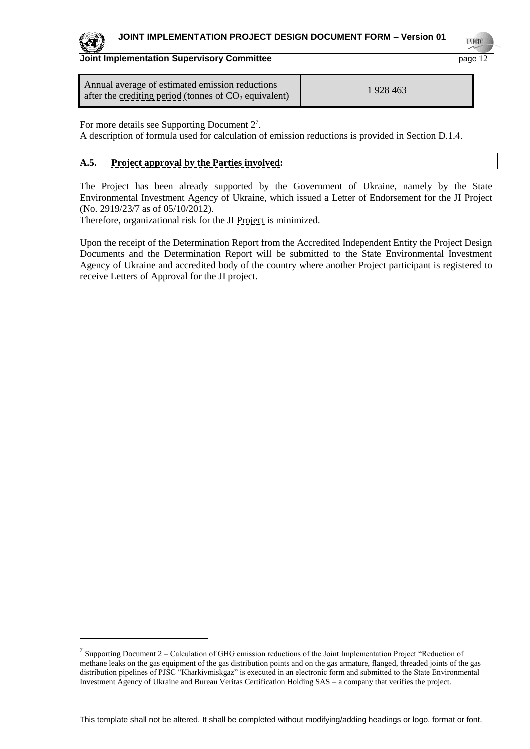| Annual average of estimated emission reductions after the crediting period (tonnes of $CO_2$ equivalent) | 1 928 463 |
| --- | --- |

For more details see Supporting Document 2[7].
A description of formula used for calculation of emission reductions is provided in Section D.1.4.

## A.5. Project approval by the Parties involved:

The Project has been already supported by the Government of Ukraine, namely by the State Environmental Investment Agency of Ukraine, which issued a Letter of Endorsement for the JI Project (No. 2919/23/7 as of 05/10/2012).
Therefore, organizational risk for the JI Project is minimized.

Upon the receipt of the Determination Report from the Accredited Independent Entity the Project Design Documents and the Determination Report will be submitted to the State Environmental Investment Agency of Ukraine and accredited body of the country where another Project participant is registered to receive Letters of Approval for the JI project.

[7] Supporting Document 2 – Calculation of GHG emission reductions of the Joint Implementation Project "Reduction of methane leaks on the gas equipment of the gas distribution points and on the gas armature, flanged, threaded joints of the gas distribution pipelines of PJSC "Kharkivmiskgaz" is executed in an electronic form and submitted to the State Environmental Investment Agency of Ukraine and Bureau Veritas Certification Holding SAS – a company that verifies the project.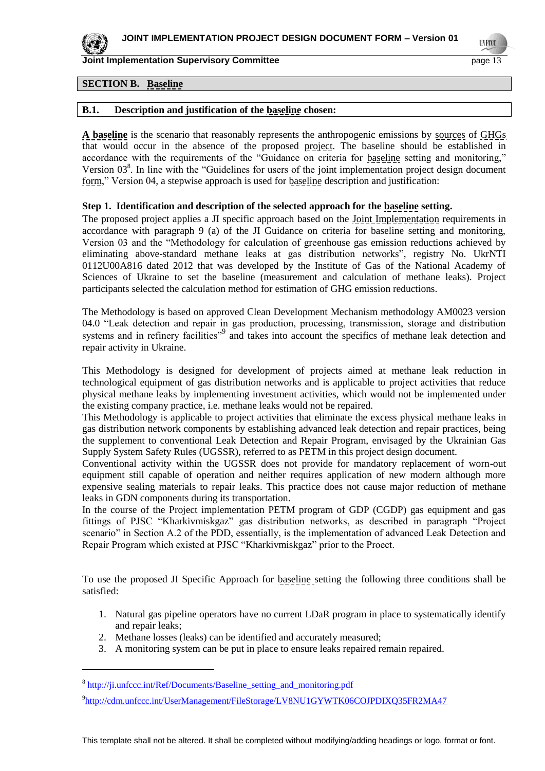## SECTION B. Baseline

### B.1. Description and justification of the baseline chosen:

**A baseline** is the scenario that reasonably represents the anthropogenic emissions by sources of GHGs that would occur in the absence of the proposed project. The baseline should be established in accordance with the requirements of the "Guidance on criteria for baseline setting and monitoring," Version 03[8]. In line with the "Guidelines for users of the joint implementation project design document form," Version 04, a stepwise approach is used for baseline description and justification:

**Step 1. Identification and description of the selected approach for the baseline setting.**

The proposed project applies a JI specific approach based on the Joint Implementation requirements in accordance with paragraph 9 (a) of the JI Guidance on criteria for baseline setting and monitoring, Version 03 and the "Methodology for calculation of greenhouse gas emission reductions achieved by eliminating above-standard methane leaks at gas distribution networks", registry No. UkrNTI 0112U00A816 dated 2012 that was developed by the Institute of Gas of the National Academy of Sciences of Ukraine to set the baseline (measurement and calculation of methane leaks). Project participants selected the calculation method for estimation of GHG emission reductions.

The Methodology is based on approved Clean Development Mechanism methodology AM0023 version 04.0 "Leak detection and repair in gas production, processing, transmission, storage and distribution systems and in refinery facilities"[9] and takes into account the specifics of methane leak detection and repair activity in Ukraine.

This Methodology is designed for development of projects aimed at methane leak reduction in technological equipment of gas distribution networks and is applicable to project activities that reduce physical methane leaks by implementing investment activities, which would not be implemented under the existing company practice, i.e. methane leaks would not be repaired.

This Methodology is applicable to project activities that eliminate the excess physical methane leaks in gas distribution network components by establishing advanced leak detection and repair practices, being the supplement to conventional Leak Detection and Repair Program, envisaged by the Ukrainian Gas Supply System Safety Rules (UGSSR), referred to as PETM in this project design document.

Conventional activity within the UGSSR does not provide for mandatory replacement of worn-out equipment still capable of operation and neither requires application of new modern although more expensive sealing materials to repair leaks. This practice does not cause major reduction of methane leaks in GDN components during its transportation.

In the course of the Project implementation PETM program of GDP (CGDP) gas equipment and gas fittings of PJSC "Kharkivmiskgaz" gas distribution networks, as described in paragraph "Project scenario" in Section A.2 of the PDD, essentially, is the implementation of advanced Leak Detection and Repair Program which existed at PJSC "Kharkivmiskgaz" prior to the Proect.

To use the proposed JI Specific Approach for baseline setting the following three conditions shall be satisfied:

1. Natural gas pipeline operators have no current LDaR program in place to systematically identify and repair leaks;
2. Methane losses (leaks) can be identified and accurately measured;
3. A monitoring system can be put in place to ensure leaks repaired remain repaired.

---

[8] http://ji.unfccc.int/Ref/Documents/Baseline_setting_and_monitoring.pdf

[9] http://cdm.unfccc.int/UserManagement/FileStorage/LV8NU1GYWTK06COJPDIXQ35FR2MA47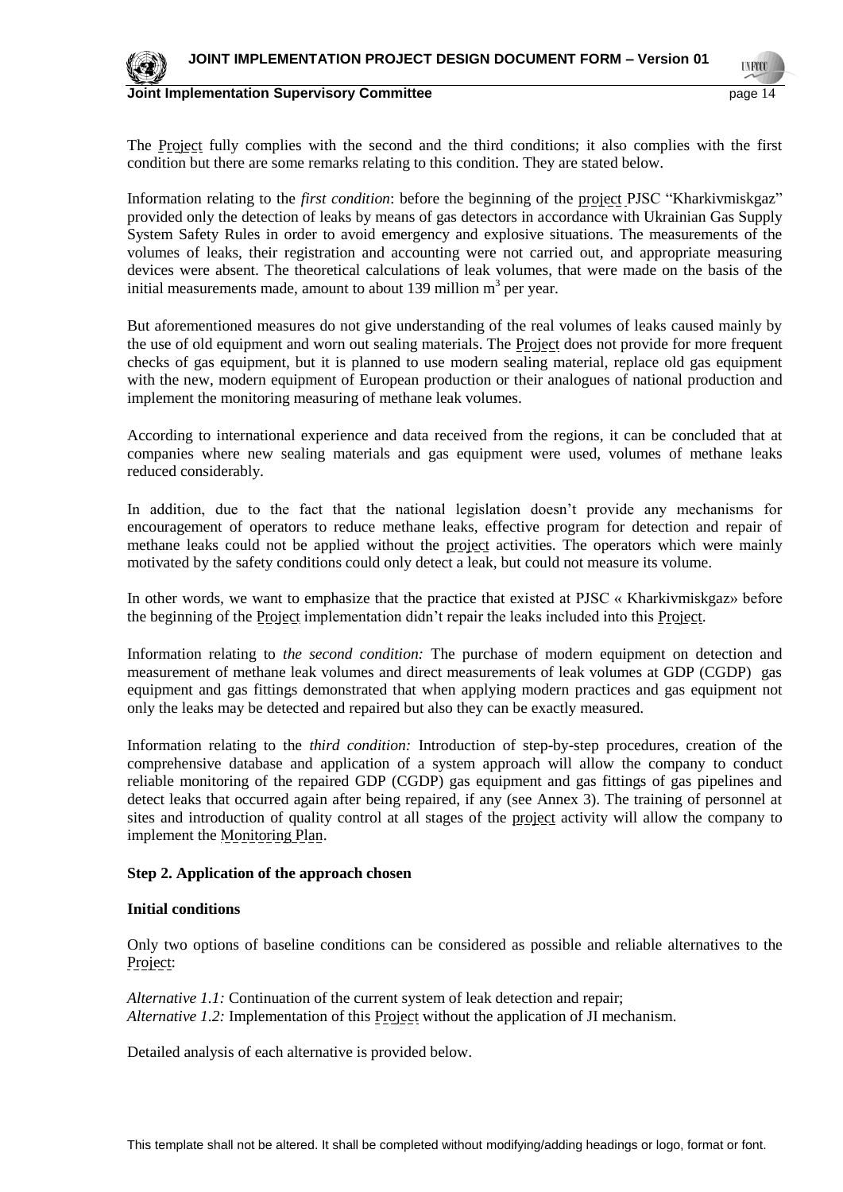The Project fully complies with the second and the third conditions; it also complies with the first condition but there are some remarks relating to this condition. They are stated below.

Information relating to the *first condition*: before the beginning of the project PJSC "Kharkivmiskgaz" provided only the detection of leaks by means of gas detectors in accordance with Ukrainian Gas Supply System Safety Rules in order to avoid emergency and explosive situations. The measurements of the volumes of leaks, their registration and accounting were not carried out, and appropriate measuring devices were absent. The theoretical calculations of leak volumes, that were made on the basis of the initial measurements made, amount to about 139 million $m^3$ per year.

But aforementioned measures do not give understanding of the real volumes of leaks caused mainly by the use of old equipment and worn out sealing materials. The Project does not provide for more frequent checks of gas equipment, but it is planned to use modern sealing material, replace old gas equipment with the new, modern equipment of European production or their analogues of national production and implement the monitoring measuring of methane leak volumes.

According to international experience and data received from the regions, it can be concluded that at companies where new sealing materials and gas equipment were used, volumes of methane leaks reduced considerably.

In addition, due to the fact that the national legislation doesn't provide any mechanisms for encouragement of operators to reduce methane leaks, effective program for detection and repair of methane leaks could not be applied without the project activities. The operators which were mainly motivated by the safety conditions could only detect a leak, but could not measure its volume.

In other words, we want to emphasize that the practice that existed at PJSC « Kharkivmiskgaz» before the beginning of the Project implementation didn't repair the leaks included into this Project.

Information relating to *the second condition:* The purchase of modern equipment on detection and measurement of methane leak volumes and direct measurements of leak volumes at GDP (CGDP) gas equipment and gas fittings demonstrated that when applying modern practices and gas equipment not only the leaks may be detected and repaired but also they can be exactly measured.

Information relating to the *third condition:* Introduction of step-by-step procedures, creation of the comprehensive database and application of a system approach will allow the company to conduct reliable monitoring of the repaired GDP (CGDP) gas equipment and gas fittings of gas pipelines and detect leaks that occurred again after being repaired, if any (see Annex 3). The training of personnel at sites and introduction of quality control at all stages of the project activity will allow the company to implement the Monitoring Plan.

**Step 2. Application of the approach chosen**

**Initial conditions**

Only two options of baseline conditions can be considered as possible and reliable alternatives to the Project:

*Alternative 1.1:* Continuation of the current system of leak detection and repair;
*Alternative 1.2:* Implementation of this Project without the application of JI mechanism.

Detailed analysis of each alternative is provided below.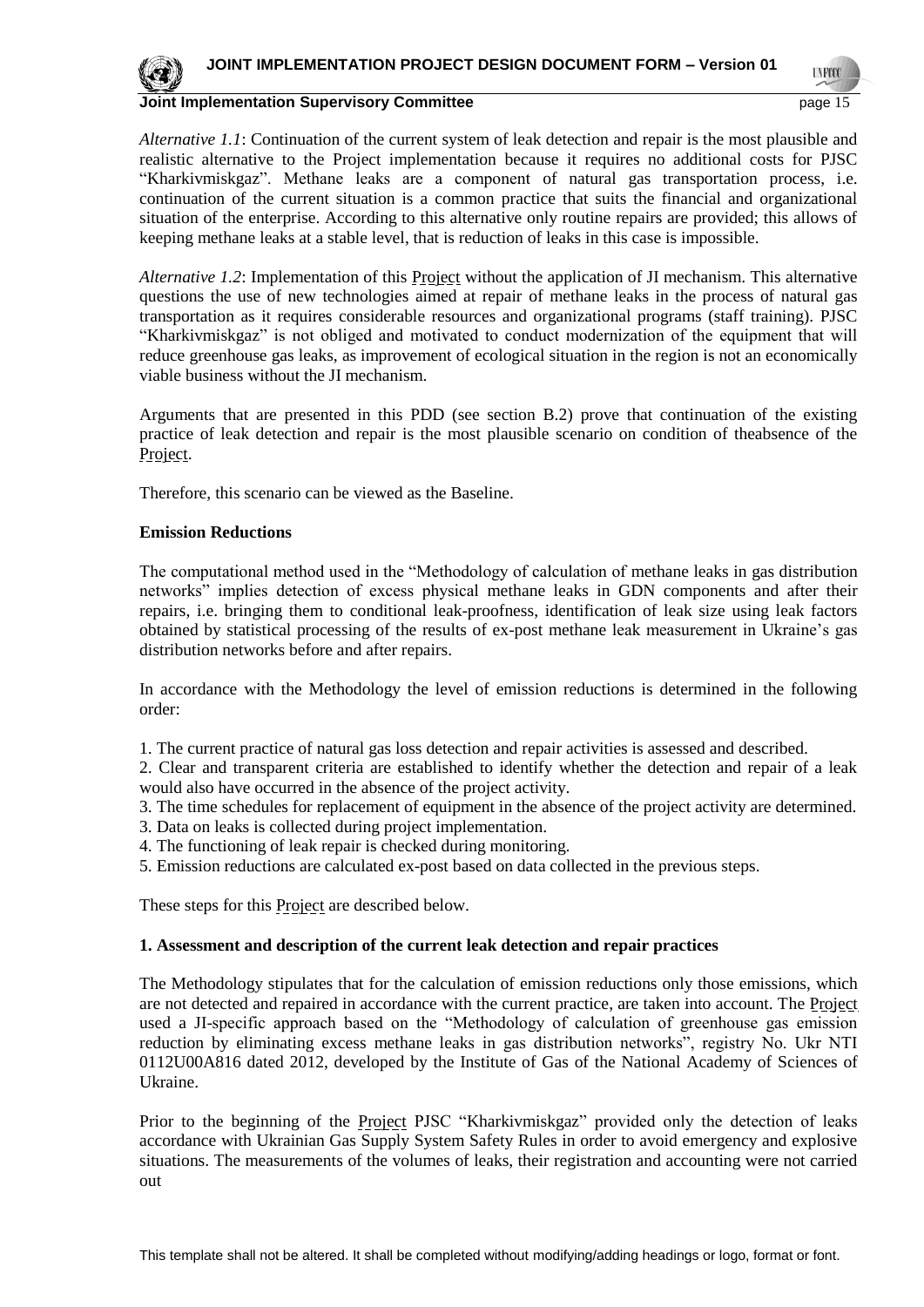*Alternative 1.1*: Continuation of the current system of leak detection and repair is the most plausible and realistic alternative to the Project implementation because it requires no additional costs for PJSC "Kharkivmiskgaz". Methane leaks are a component of natural gas transportation process, i.e. continuation of the current situation is a common practice that suits the financial and organizational situation of the enterprise. According to this alternative only routine repairs are provided; this allows of keeping methane leaks at a stable level, that is reduction of leaks in this case is impossible.

*Alternative 1.2*: Implementation of this Project without the application of JI mechanism. This alternative questions the use of new technologies aimed at repair of methane leaks in the process of natural gas transportation as it requires considerable resources and organizational programs (staff training). PJSC "Kharkivmiskgaz" is not obliged and motivated to conduct modernization of the equipment that will reduce greenhouse gas leaks, as improvement of ecological situation in the region is not an economically viable business without the JI mechanism.

Arguments that are presented in this PDD (see section B.2) prove that continuation of the existing practice of leak detection and repair is the most plausible scenario on condition of theabsence of the Project.

Therefore, this scenario can be viewed as the Baseline.

**Emission Reductions**

The computational method used in the "Methodology of calculation of methane leaks in gas distribution networks" implies detection of excess physical methane leaks in GDN components and after their repairs, i.e. bringing them to conditional leak-proofness, identification of leak size using leak factors obtained by statistical processing of the results of ex-post methane leak measurement in Ukraine's gas distribution networks before and after repairs.

In accordance with the Methodology the level of emission reductions is determined in the following order:

1. The current practice of natural gas loss detection and repair activities is assessed and described.
2. Clear and transparent criteria are established to identify whether the detection and repair of a leak would also have occurred in the absence of the project activity.
3. The time schedules for replacement of equipment in the absence of the project activity are determined.
3. Data on leaks is collected during project implementation.
4. The functioning of leak repair is checked during monitoring.
5. Emission reductions are calculated ex-post based on data collected in the previous steps.

These steps for this Project are described below.

**1. Assessment and description of the current leak detection and repair practices**

The Methodology stipulates that for the calculation of emission reductions only those emissions, which are not detected and repaired in accordance with the current practice, are taken into account. The Project used a JI-specific approach based on the "Methodology of calculation of greenhouse gas emission reduction by eliminating excess methane leaks in gas distribution networks", registry No. Ukr NTI 0112U00A816 dated 2012, developed by the Institute of Gas of the National Academy of Sciences of Ukraine.

Prior to the beginning of the Project PJSC "Kharkivmiskgaz" provided only the detection of leaks accordance with Ukrainian Gas Supply System Safety Rules in order to avoid emergency and explosive situations. The measurements of the volumes of leaks, their registration and accounting were not carried out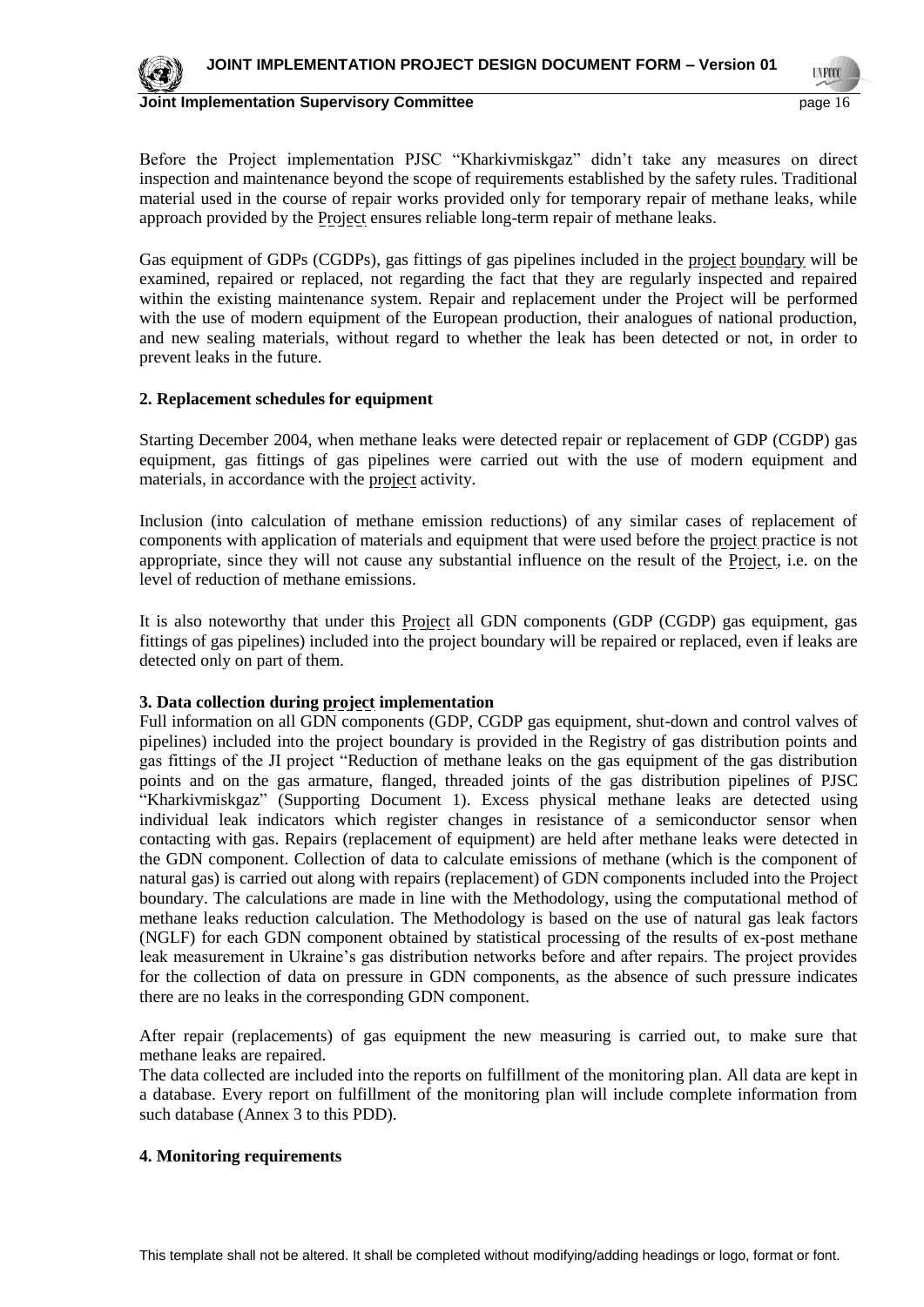Before the Project implementation PJSC "Kharkivmiskgaz" didn't take any measures on direct inspection and maintenance beyond the scope of requirements established by the safety rules. Traditional material used in the course of repair works provided only for temporary repair of methane leaks, while approach provided by the Project ensures reliable long-term repair of methane leaks.

Gas equipment of GDPs (CGDPs), gas fittings of gas pipelines included in the project boundary will be examined, repaired or replaced, not regarding the fact that they are regularly inspected and repaired within the existing maintenance system. Repair and replacement under the Project will be performed with the use of modern equipment of the European production, their analogues of national production, and new sealing materials, without regard to whether the leak has been detected or not, in order to prevent leaks in the future.

**2. Replacement schedules for equipment**

Starting December 2004, when methane leaks were detected repair or replacement of GDP (CGDP) gas equipment, gas fittings of gas pipelines were carried out with the use of modern equipment and materials, in accordance with the project activity.

Inclusion (into calculation of methane emission reductions) of any similar cases of replacement of components with application of materials and equipment that were used before the project practice is not appropriate, since they will not cause any substantial influence on the result of the Project, i.e. on the level of reduction of methane emissions.

It is also noteworthy that under this Project all GDN components (GDP (CGDP) gas equipment, gas fittings of gas pipelines) included into the project boundary will be repaired or replaced, even if leaks are detected only on part of them.

**3. Data collection during project implementation**

Full information on all GDN components (GDP, CGDP gas equipment, shut-down and control valves of pipelines) included into the project boundary is provided in the Registry of gas distribution points and gas fittings of the JI project "Reduction of methane leaks on the gas equipment of the gas distribution points and on the gas armature, flanged, threaded joints of the gas distribution pipelines of PJSC "Kharkivmiskgaz" (Supporting Document 1). Excess physical methane leaks are detected using individual leak indicators which register changes in resistance of a semiconductor sensor when contacting with gas. Repairs (replacement of equipment) are held after methane leaks were detected in the GDN component. Collection of data to calculate emissions of methane (which is the component of natural gas) is carried out along with repairs (replacement) of GDN components included into the Project boundary. The calculations are made in line with the Methodology, using the computational method of methane leaks reduction calculation. The Methodology is based on the use of natural gas leak factors (NGLF) for each GDN component obtained by statistical processing of the results of ex-post methane leak measurement in Ukraine's gas distribution networks before and after repairs. The project provides for the collection of data on pressure in GDN components, as the absence of such pressure indicates there are no leaks in the corresponding GDN component.

After repair (replacements) of gas equipment the new measuring is carried out, to make sure that methane leaks are repaired.

The data collected are included into the reports on fulfillment of the monitoring plan. All data are kept in a database. Every report on fulfillment of the monitoring plan will include complete information from such database (Annex 3 to this PDD).

**4. Monitoring requirements**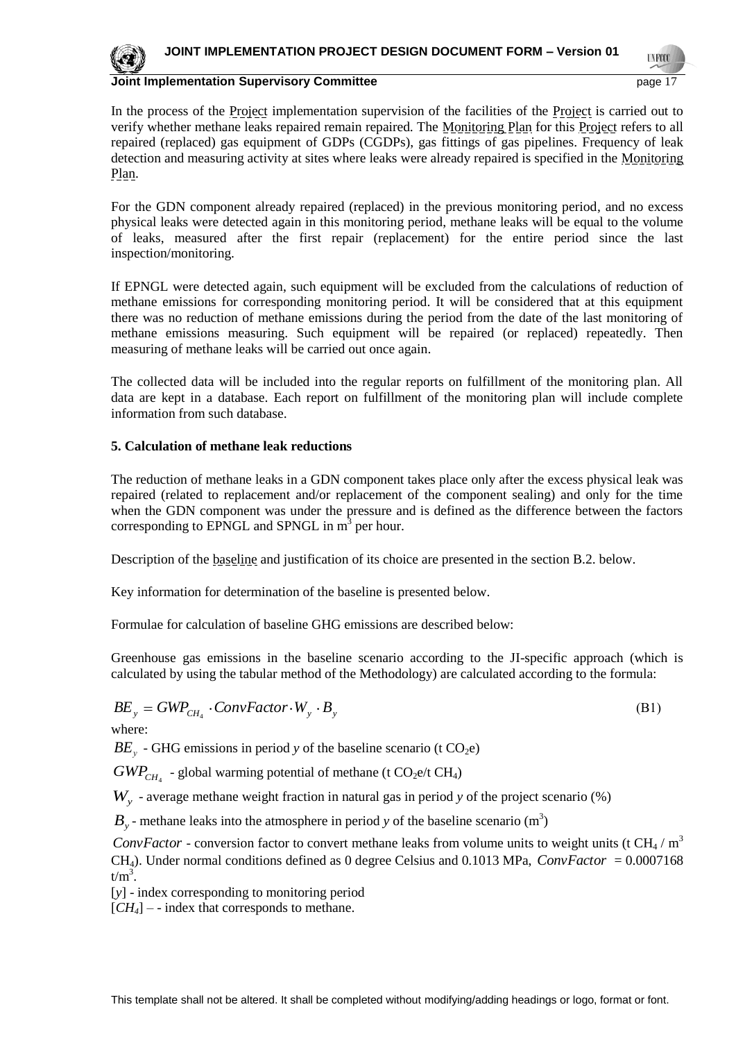In the process of the Project implementation supervision of the facilities of the Project is carried out to verify whether methane leaks repaired remain repaired. The Monitoring Plan for this Project refers to all repaired (replaced) gas equipment of GDPs (CGDPs), gas fittings of gas pipelines. Frequency of leak detection and measuring activity at sites where leaks were already repaired is specified in the Monitoring Plan.

For the GDN component already repaired (replaced) in the previous monitoring period, and no excess physical leaks were detected again in this monitoring period, methane leaks will be equal to the volume of leaks, measured after the first repair (replacement) for the entire period since the last inspection/monitoring.

If EPNGL were detected again, such equipment will be excluded from the calculations of reduction of methane emissions for corresponding monitoring period. It will be considered that at this equipment there was no reduction of methane emissions during the period from the date of the last monitoring of methane emissions measuring. Such equipment will be repaired (or replaced) repeatedly. Then measuring of methane leaks will be carried out once again.

The collected data will be included into the regular reports on fulfillment of the monitoring plan. All data are kept in a database. Each report on fulfillment of the monitoring plan will include complete information from such database.

**5. Calculation of methane leak reductions**

The reduction of methane leaks in a GDN component takes place only after the excess physical leak was repaired (related to replacement and/or replacement of the component sealing) and only for the time when the GDN component was under the pressure and is defined as the difference between the factors corresponding to EPNGL and SPNGL in $m^3$ per hour.

Description of the baseline and justification of its choice are presented in the section B.2. below.

Key information for determination of the baseline is presented below.

Formulae for calculation of baseline GHG emissions are described below:

Greenhouse gas emissions in the baseline scenario according to the JI-specific approach (which is calculated by using the tabular method of the Methodology) are calculated according to the formula:

$$BE_y = GWP_{CH_4} \cdot ConvFactor \cdot W_y \cdot B_y \tag{B1}$$

where:

$BE_y$ - GHG emissions in period *y* of the baseline scenario (t $CO_2$e)

$GWP_{CH_4}$ - global warming potential of methane (t $CO_2$e/t $CH_4$)

$W_y$ - average methane weight fraction in natural gas in period *y* of the project scenario (%)

$B_y$ - methane leaks into the atmosphere in period *y* of the baseline scenario ($m^3$)

$ConvFactor$ - conversion factor to convert methane leaks from volume units to weight units (t $CH_4$ / $m^3$ $CH_4$). Under normal conditions defined as 0 degree Celsius and 0.1013 MPa, $ConvFactor$ = 0.0007168 t/$m^3$.

[*y*] - index corresponding to monitoring period

[$CH_4$] – - index that corresponds to methane.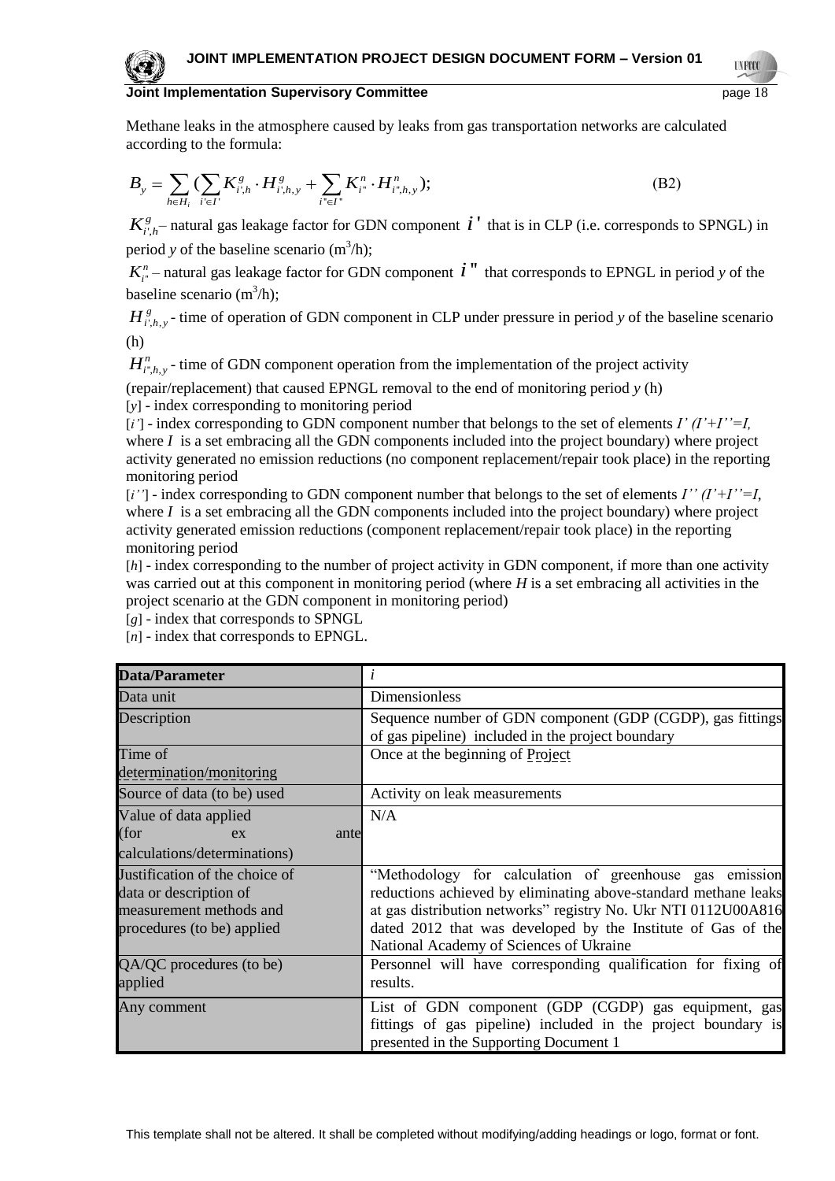Methane leaks in the atmosphere caused by leaks from gas transportation networks are calculated according to the formula:

$$B_y = \sum_{h \in H_i} \left( \sum_{i' \in I'} K^g_{i',h} \cdot H^g_{i',h,y} + \sum_{i'' \in I''} K^n_{i''} \cdot H^n_{i'',h,y} \right); \qquad \text{(B2)}$$

$K^g_{i',h}$ – natural gas leakage factor for GDN component $i'$ that is in CLP (i.e. corresponds to SPNGL) in period *y* of the baseline scenario ($m^3/h$);

$K^n_{i''}$ – natural gas leakage factor for GDN component $i''$ that corresponds to EPNGL in period *y* of the baseline scenario ($m^3/h$);

$H^g_{i',h,y}$ - time of operation of GDN component in CLP under pressure in period *y* of the baseline scenario (h)

$H^n_{i'',h,y}$ - time of GDN component operation from the implementation of the project activity (repair/replacement) that caused EPNGL removal to the end of monitoring period *y* (h)

[*y*] - index corresponding to monitoring period

[*i'*] - index corresponding to GDN component number that belongs to the set of elements *I' (I'+I''=I*, where *I* is a set embracing all the GDN components included into the project boundary) where project activity generated no emission reductions (no component replacement/repair took place) in the reporting monitoring period

[*i''*] - index corresponding to GDN component number that belongs to the set of elements *I'' (I'+I''=I*, where *I* is a set embracing all the GDN components included into the project boundary) where project activity generated emission reductions (component replacement/repair took place) in the reporting monitoring period

[*h*] - index corresponding to the number of project activity in GDN component, if more than one activity was carried out at this component in monitoring period (where *H* is a set embracing all activities in the project scenario at the GDN component in monitoring period)

[*g*] - index that corresponds to SPNGL

[*n*] - index that corresponds to EPNGL.

| **Data/Parameter** | *i* |
|---|---|
| Data unit | Dimensionless |
| Description | Sequence number of GDN component (GDP (CGDP), gas fittings of gas pipeline) included in the project boundary |
| Time of determination/monitoring | Once at the beginning of Project |
| Source of data (to be) used | Activity on leak measurements |
| Value of data applied (for ex ante calculations/determinations) | N/A |
| Justification of the choice of data or description of measurement methods and procedures (to be) applied | "Methodology for calculation of greenhouse gas emission reductions achieved by eliminating above-standard methane leaks at gas distribution networks" registry No. Ukr NTI 0112U00A816 dated 2012 that was developed by the Institute of Gas of the National Academy of Sciences of Ukraine |
| QA/QC procedures (to be) applied | Personnel will have corresponding qualification for fixing of results. |
| Any comment | List of GDN component (GDP (CGDP) gas equipment, gas fittings of gas pipeline) included in the project boundary is presented in the Supporting Document 1 |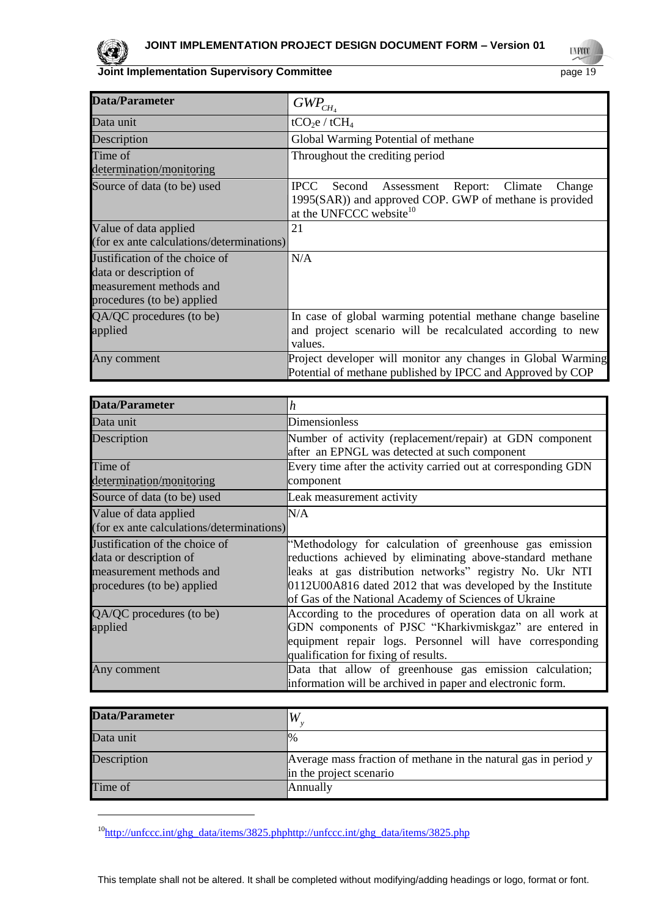| Data/Parameter | $GWP_{CH_4}$ |
|---|---|
| Data unit | $tCO_2e$ / $tCH_4$ |
| Description | Global Warming Potential of methane |
| Time of determination/monitoring | Throughout the crediting period |
| Source of data (to be) used | IPCC Second Assessment Report: Climate Change 1995(SAR)) and approved COP. GWP of methane is provided at the UNFCCC website[10] |
| Value of data applied (for ex ante calculations/determinations) | 21 |
| Justification of the choice of data or description of measurement methods and procedures (to be) applied | N/A |
| QA/QC procedures (to be) applied | In case of global warming potential methane change baseline and project scenario will be recalculated according to new values. |
| Any comment | Project developer will monitor any changes in Global Warming Potential of methane published by IPCC and Approved by COP |

| Data/Parameter | $h$ |
|---|---|
| Data unit | Dimensionless |
| Description | Number of activity (replacement/repair) at GDN component after an EPNGL was detected at such component |
| Time of determination/monitoring | Every time after the activity carried out at corresponding GDN component |
| Source of data (to be) used | Leak measurement activity |
| Value of data applied (for ex ante calculations/determinations) | N/A |
| Justification of the choice of data or description of measurement methods and procedures (to be) applied | "Methodology for calculation of greenhouse gas emission reductions achieved by eliminating above-standard methane leaks at gas distribution networks" registry No. Ukr NTI 0112U00A816 dated 2012 that was developed by the Institute of Gas of the National Academy of Sciences of Ukraine |
| QA/QC procedures (to be) applied | According to the procedures of operation data on all work at GDN components of PJSC "Kharkivmiskgaz" are entered in equipment repair logs. Personnel will have corresponding qualification for fixing of results. |
| Any comment | Data that allow of greenhouse gas emission calculation; information will be archived in paper and electronic form. |

| Data/Parameter | $W_y$ |
|---|---|
| Data unit | % |
| Description | Average mass fraction of methane in the natural gas in period *y* in the project scenario |
| Time of | Annually |

[10] http://unfccc.int/ghg_data/items/3825.phphttp://unfccc.int/ghg_data/items/3825.php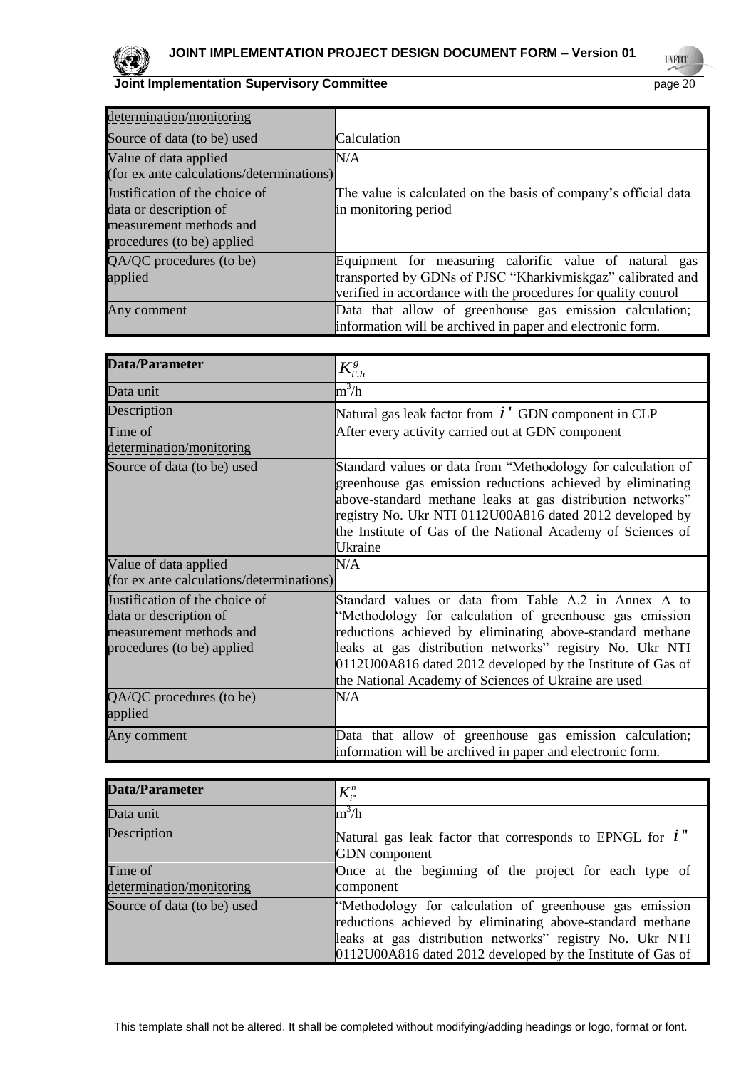| determination/monitoring | |
|---|---|
| Source of data (to be) used | Calculation |
| Value of data applied (for ex ante calculations/determinations) | N/A |
| Justification of the choice of data or description of measurement methods and procedures (to be) applied | The value is calculated on the basis of company's official data in monitoring period |
| QA/QC procedures (to be) applied | Equipment for measuring calorific value of natural gas transported by GDNs of PJSC "Kharkivmiskgaz" calibrated and verified in accordance with the procedures for quality control |
| Any comment | Data that allow of greenhouse gas emission calculation; information will be archived in paper and electronic form. |

| **Data/Parameter** | $K_{i',h}^{g}$ |
|---|---|
| Data unit | $m^3/h$ |
| Description | Natural gas leak factor from $i'$ GDN component in CLP |
| Time of determination/monitoring | After every activity carried out at GDN component |
| Source of data (to be) used | Standard values or data from "Methodology for calculation of greenhouse gas emission reductions achieved by eliminating above-standard methane leaks at gas distribution networks" registry No. Ukr NTI 0112U00A816 dated 2012 developed by the Institute of Gas of the National Academy of Sciences of Ukraine |
| Value of data applied (for ex ante calculations/determinations) | N/A |
| Justification of the choice of data or description of measurement methods and procedures (to be) applied | Standard values or data from Table A.2 in Annex A to "Methodology for calculation of greenhouse gas emission reductions achieved by eliminating above-standard methane leaks at gas distribution networks" registry No. Ukr NTI 0112U00A816 dated 2012 developed by the Institute of Gas of the National Academy of Sciences of Ukraine are used |
| QA/QC procedures (to be) applied | N/A |
| Any comment | Data that allow of greenhouse gas emission calculation; information will be archived in paper and electronic form. |

| **Data/Parameter** | $K_{i''}^{n}$ |
|---|---|
| Data unit | $m^3/h$ |
| Description | Natural gas leak factor that corresponds to EPNGL for $i''$ GDN component |
| Time of determination/monitoring | Once at the beginning of the project for each type of component |
| Source of data (to be) used | "Methodology for calculation of greenhouse gas emission reductions achieved by eliminating above-standard methane leaks at gas distribution networks" registry No. Ukr NTI 0112U00A816 dated 2012 developed by the Institute of Gas of |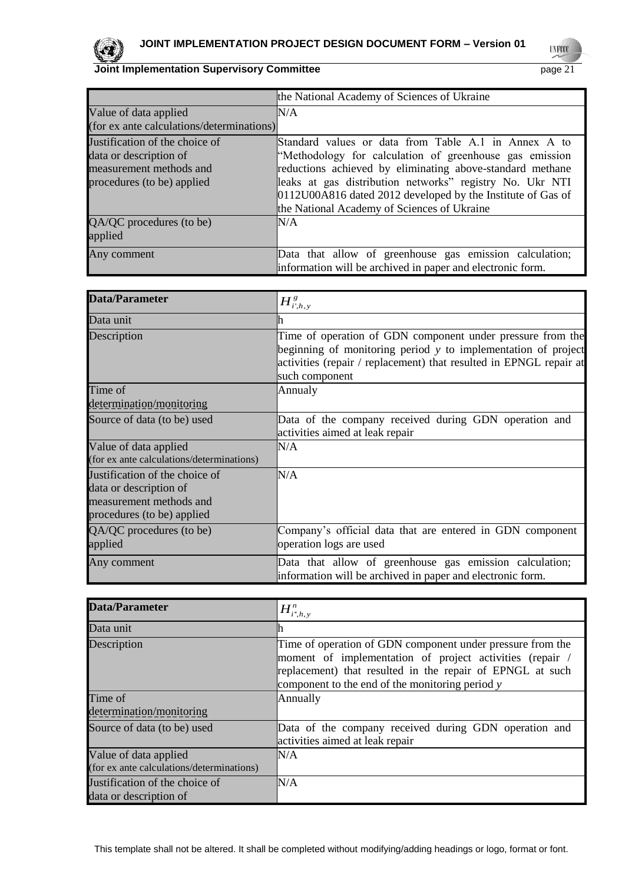| | the National Academy of Sciences of Ukraine |
|---|---|
| Value of data applied (for ex ante calculations/determinations) | N/A |
| Justification of the choice of data or description of measurement methods and procedures (to be) applied | Standard values or data from Table A.1 in Annex A to "Methodology for calculation of greenhouse gas emission reductions achieved by eliminating above-standard methane leaks at gas distribution networks" registry No. Ukr NTI 0112U00A816 dated 2012 developed by the Institute of Gas of the National Academy of Sciences of Ukraine |
| QA/QC procedures (to be) applied | N/A |
| Any comment | Data that allow of greenhouse gas emission calculation; information will be archived in paper and electronic form. |

| Data/Parameter | $H^{g}_{i',h,y}$ |
|---|---|
| Data unit | h |
| Description | Time of operation of GDN component under pressure from the beginning of monitoring period *y* to implementation of project activities (repair / replacement) that resulted in EPNGL repair at such component |
| Time of determination/monitoring | Annualy |
| Source of data (to be) used | Data of the company received during GDN operation and activities aimed at leak repair |
| Value of data applied (for ex ante calculations/determinations) | N/A |
| Justification of the choice of data or description of measurement methods and procedures (to be) applied | N/A |
| QA/QC procedures (to be) applied | Company's official data that are entered in GDN component operation logs are used |
| Any comment | Data that allow of greenhouse gas emission calculation; information will be archived in paper and electronic form. |

| Data/Parameter | $H^{n}_{i'',h,y}$ |
|---|---|
| Data unit | h |
| Description | Time of operation of GDN component under pressure from the moment of implementation of project activities (repair / replacement) that resulted in the repair of EPNGL at such component to the end of the monitoring period *y* |
| Time of determination/monitoring | Annually |
| Source of data (to be) used | Data of the company received during GDN operation and activities aimed at leak repair |
| Value of data applied (for ex ante calculations/determinations) | N/A |
| Justification of the choice of data or description of | N/A |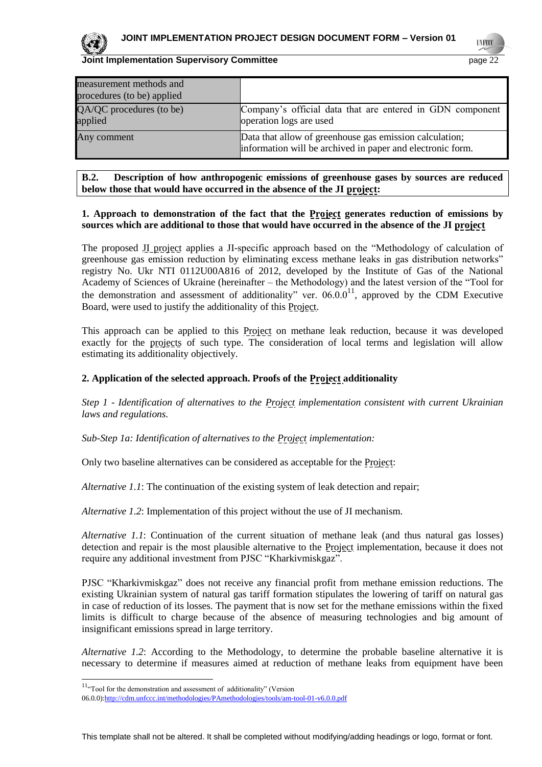| | |
|---|---|
| measurement methods and procedures (to be) applied | |
| QA/QC procedures (to be) applied | Company's official data that are entered in GDN component operation logs are used |
| Any comment | Data that allow of greenhouse gas emission calculation; information will be archived in paper and electronic form. |

**B.2. Description of how anthropogenic emissions of greenhouse gases by sources are reduced below those that would have occurred in the absence of the JI project:**

**1. Approach to demonstration of the fact that the Project generates reduction of emissions by sources which are additional to those that would have occurred in the absence of the JI project**

The proposed JI project applies a JI-specific approach based on the "Methodology of calculation of greenhouse gas emission reduction by eliminating excess methane leaks in gas distribution networks" registry No. Ukr NTI 0112U00A816 of 2012, developed by the Institute of Gas of the National Academy of Sciences of Ukraine (hereinafter – the Methodology) and the latest version of the "Tool for the demonstration and assessment of additionality" ver. 06.0.0[11], approved by the CDM Executive Board, were used to justify the additionality of this Project.

This approach can be applied to this Project on methane leak reduction, because it was developed exactly for the projects of such type. The consideration of local terms and legislation will allow estimating its additionality objectively.

**2. Application of the selected approach. Proofs of the Project additionality**

*Step 1 - Identification of alternatives to the Project implementation consistent with current Ukrainian laws and regulations.*

*Sub-Step 1a: Identification of alternatives to the Project implementation:*

Only two baseline alternatives can be considered as acceptable for the Project:

*Alternative 1.1*: The continuation of the existing system of leak detection and repair;

*Alternative 1.2*: Implementation of this project without the use of JI mechanism.

*Alternative 1.1*: Continuation of the current situation of methane leak (and thus natural gas losses) detection and repair is the most plausible alternative to the Project implementation, because it does not require any additional investment from PJSC "Kharkivmiskgaz".

PJSC "Kharkivmiskgaz" does not receive any financial profit from methane emission reductions. The existing Ukrainian system of natural gas tariff formation stipulates the lowering of tariff on natural gas in case of reduction of its losses. The payment that is now set for the methane emissions within the fixed limits is difficult to charge because of the absence of measuring technologies and big amount of insignificant emissions spread in large territory.

*Alternative 1.2*: According to the Methodology, to determine the probable baseline alternative it is necessary to determine if measures aimed at reduction of methane leaks from equipment have been

[11] "Tool for the demonstration and assessment of additionality" (Version 06.0.0):http://cdm.unfccc.int/methodologies/PAmethodologies/tools/am-tool-01-v6.0.0.pdf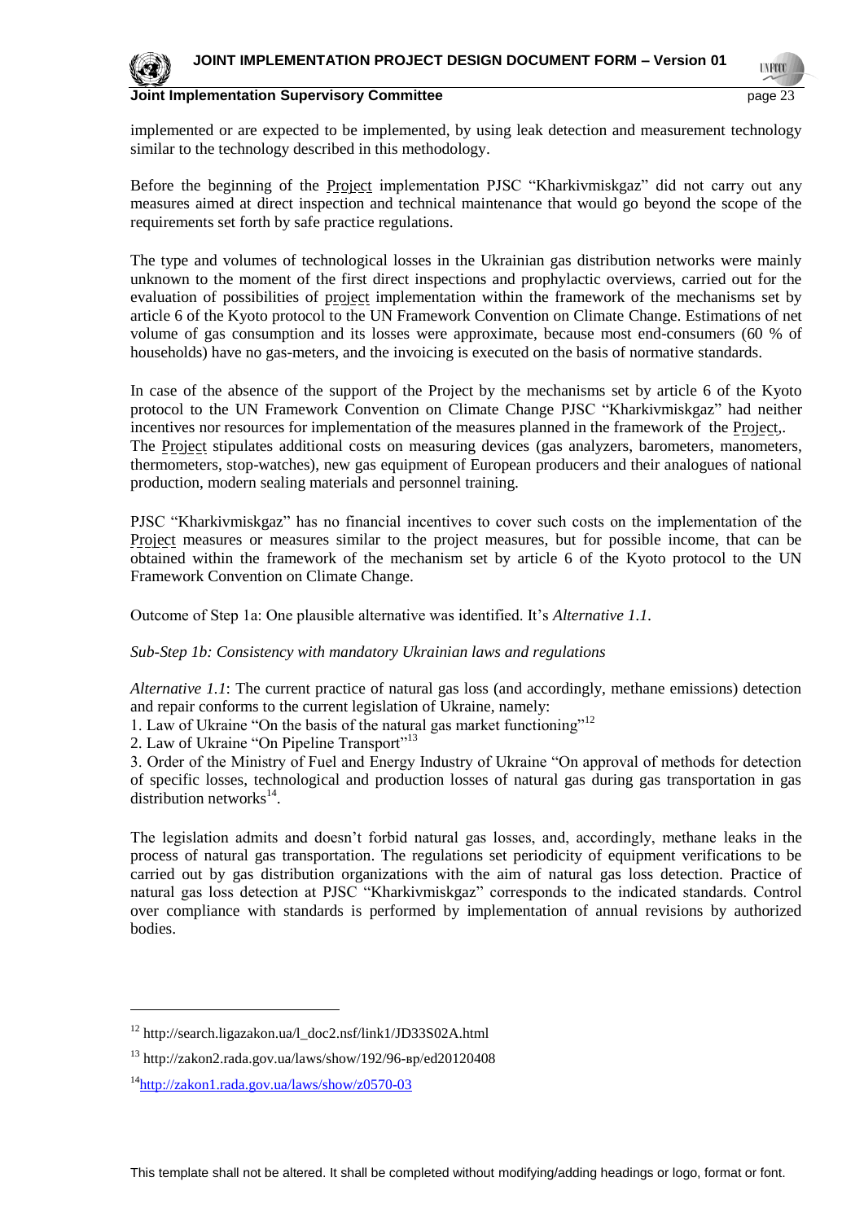implemented or are expected to be implemented, by using leak detection and measurement technology similar to the technology described in this methodology.

Before the beginning of the Project implementation PJSC "Kharkivmiskgaz" did not carry out any measures aimed at direct inspection and technical maintenance that would go beyond the scope of the requirements set forth by safe practice regulations.

The type and volumes of technological losses in the Ukrainian gas distribution networks were mainly unknown to the moment of the first direct inspections and prophylactic overviews, carried out for the evaluation of possibilities of project implementation within the framework of the mechanisms set by article 6 of the Kyoto protocol to the UN Framework Convention on Climate Change. Estimations of net volume of gas consumption and its losses were approximate, because most end-consumers (60 % of households) have no gas-meters, and the invoicing is executed on the basis of normative standards.

In case of the absence of the support of the Project by the mechanisms set by article 6 of the Kyoto protocol to the UN Framework Convention on Climate Change PJSC "Kharkivmiskgaz" had neither incentives nor resources for implementation of the measures planned in the framework of the Project,.
The Project stipulates additional costs on measuring devices (gas analyzers, barometers, manometers, thermometers, stop-watches), new gas equipment of European producers and their analogues of national production, modern sealing materials and personnel training.

PJSC "Kharkivmiskgaz" has no financial incentives to cover such costs on the implementation of the Project measures or measures similar to the project measures, but for possible income, that can be obtained within the framework of the mechanism set by article 6 of the Kyoto protocol to the UN Framework Convention on Climate Change.

Outcome of Step 1a: One plausible alternative was identified. It's *Alternative 1.1.*

*Sub-Step 1b: Consistency with mandatory Ukrainian laws and regulations*

*Alternative 1.1*: The current practice of natural gas loss (and accordingly, methane emissions) detection and repair conforms to the current legislation of Ukraine, namely:
1. Law of Ukraine "On the basis of the natural gas market functioning"[12]
2. Law of Ukraine "On Pipeline Transport"[13]
3. Order of the Ministry of Fuel and Energy Industry of Ukraine "On approval of methods for detection of specific losses, technological and production losses of natural gas during gas transportation in gas distribution networks[14].

The legislation admits and doesn't forbid natural gas losses, and, accordingly, methane leaks in the process of natural gas transportation. The regulations set periodicity of equipment verifications to be carried out by gas distribution organizations with the aim of natural gas loss detection. Practice of natural gas loss detection at PJSC "Kharkivmiskgaz" corresponds to the indicated standards. Control over compliance with standards is performed by implementation of annual revisions by authorized bodies.

---

[12] http://search.ligazakon.ua/l_doc2.nsf/link1/JD33S02A.html

[13] http://zakon2.rada.gov.ua/laws/show/192/96-вр/ed20120408

[14] http://zakon1.rada.gov.ua/laws/show/z0570-03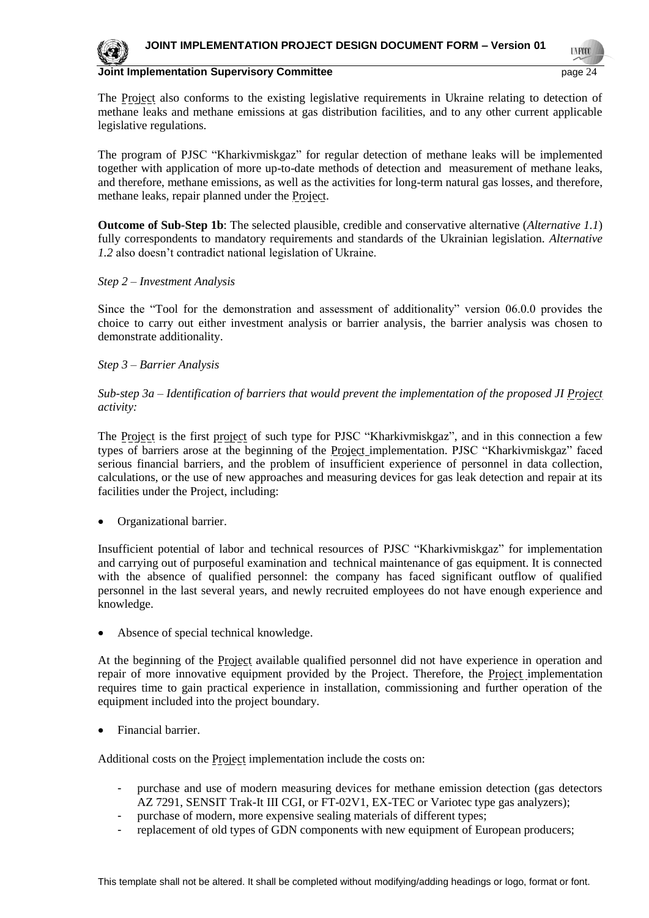The Project also conforms to the existing legislative requirements in Ukraine relating to detection of methane leaks and methane emissions at gas distribution facilities, and to any other current applicable legislative regulations.

The program of PJSC "Kharkivmiskgaz" for regular detection of methane leaks will be implemented together with application of more up-to-date methods of detection and measurement of methane leaks, and therefore, methane emissions, as well as the activities for long-term natural gas losses, and therefore, methane leaks, repair planned under the Project.

**Outcome of Sub-Step 1b**: The selected plausible, credible and conservative alternative (*Alternative 1.1*) fully correspondents to mandatory requirements and standards of the Ukrainian legislation. *Alternative 1.2* also doesn't contradict national legislation of Ukraine.

*Step 2 – Investment Analysis*

Since the "Tool for the demonstration and assessment of additionality" version 06.0.0 provides the choice to carry out either investment analysis or barrier analysis, the barrier analysis was chosen to demonstrate additionality.

*Step 3 – Barrier Analysis*

*Sub-step 3a – Identification of barriers that would prevent the implementation of the proposed JI Project activity:*

The Project is the first project of such type for PJSC "Kharkivmiskgaz", and in this connection a few types of barriers arose at the beginning of the Project implementation. PJSC "Kharkivmiskgaz" faced serious financial barriers, and the problem of insufficient experience of personnel in data collection, calculations, or the use of new approaches and measuring devices for gas leak detection and repair at its facilities under the Project, including:

- Organizational barrier.

Insufficient potential of labor and technical resources of PJSC "Kharkivmiskgaz" for implementation and carrying out of purposeful examination and technical maintenance of gas equipment. It is connected with the absence of qualified personnel: the company has faced significant outflow of qualified personnel in the last several years, and newly recruited employees do not have enough experience and knowledge.

- Absence of special technical knowledge.

At the beginning of the Project available qualified personnel did not have experience in operation and repair of more innovative equipment provided by the Project. Therefore, the Project implementation requires time to gain practical experience in installation, commissioning and further operation of the equipment included into the project boundary.

- Financial barrier.

Additional costs on the Project implementation include the costs on:

- purchase and use of modern measuring devices for methane emission detection (gas detectors AZ 7291, SENSIT Trak-It III CGI, or FT-02V1, EX-TEC or Variotec type gas analyzers);
- purchase of modern, more expensive sealing materials of different types;
- replacement of old types of GDN components with new equipment of European producers;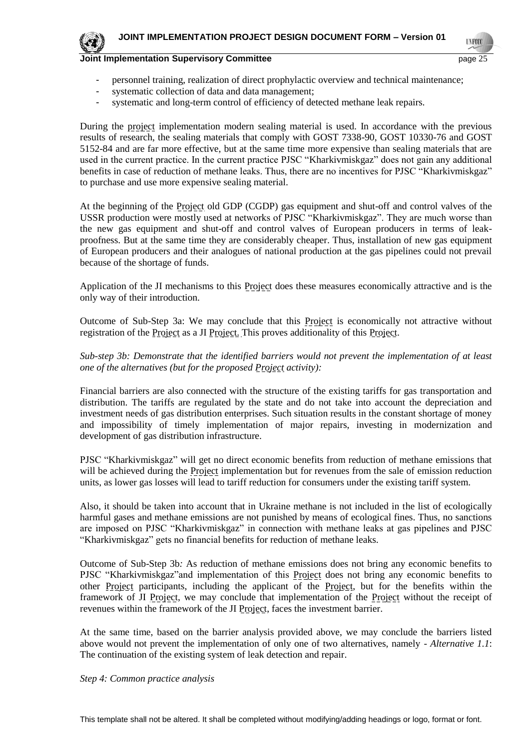- personnel training, realization of direct prophylactic overview and technical maintenance;
- systematic collection of data and data management;
- systematic and long-term control of efficiency of detected methane leak repairs.

During the project implementation modern sealing material is used. In accordance with the previous results of research, the sealing materials that comply with GOST 7338-90, GOST 10330-76 and GOST 5152-84 and are far more effective, but at the same time more expensive than sealing materials that are used in the current practice. In the current practice PJSC "Kharkivmiskgaz" does not gain any additional benefits in case of reduction of methane leaks. Thus, there are no incentives for PJSC "Kharkivmiskgaz" to purchase and use more expensive sealing material.

At the beginning of the Project old GDP (CGDP) gas equipment and shut-off and control valves of the USSR production were mostly used at networks of PJSC "Kharkivmiskgaz". They are much worse than the new gas equipment and shut-off and control valves of European producers in terms of leak-proofness. But at the same time they are considerably cheaper. Thus, installation of new gas equipment of European producers and their analogues of national production at the gas pipelines could not prevail because of the shortage of funds.

Application of the JI mechanisms to this Project does these measures economically attractive and is the only way of their introduction.

Outcome of Sub-Step 3a: We may conclude that this Project is economically not attractive without registration of the Project as a JI Project. This proves additionality of this Project.

*Sub-step 3b: Demonstrate that the identified barriers would not prevent the implementation of at least one of the alternatives (but for the proposed Project activity):*

Financial barriers are also connected with the structure of the existing tariffs for gas transportation and distribution. The tariffs are regulated by the state and do not take into account the depreciation and investment needs of gas distribution enterprises. Such situation results in the constant shortage of money and impossibility of timely implementation of major repairs, investing in modernization and development of gas distribution infrastructure.

PJSC "Kharkivmiskgaz" will get no direct economic benefits from reduction of methane emissions that will be achieved during the Project implementation but for revenues from the sale of emission reduction units, as lower gas losses will lead to tariff reduction for consumers under the existing tariff system.

Also, it should be taken into account that in Ukraine methane is not included in the list of ecologically harmful gases and methane emissions are not punished by means of ecological fines. Thus, no sanctions are imposed on PJSC "Kharkivmiskgaz" in connection with methane leaks at gas pipelines and PJSC "Kharkivmiskgaz" gets no financial benefits for reduction of methane leaks.

Outcome of Sub-Step 3b*:* As reduction of methane emissions does not bring any economic benefits to PJSC "Kharkivmiskgaz"and implementation of this Project does not bring any economic benefits to other Project participants, including the applicant of the Project, but for the benefits within the framework of JI Project, we may conclude that implementation of the Project without the receipt of revenues within the framework of the JI Project, faces the investment barrier.

At the same time, based on the barrier analysis provided above, we may conclude the barriers listed above would not prevent the implementation of only one of two alternatives, namely - *Alternative 1.1*: The continuation of the existing system of leak detection and repair.

*Step 4: Common practice analysis*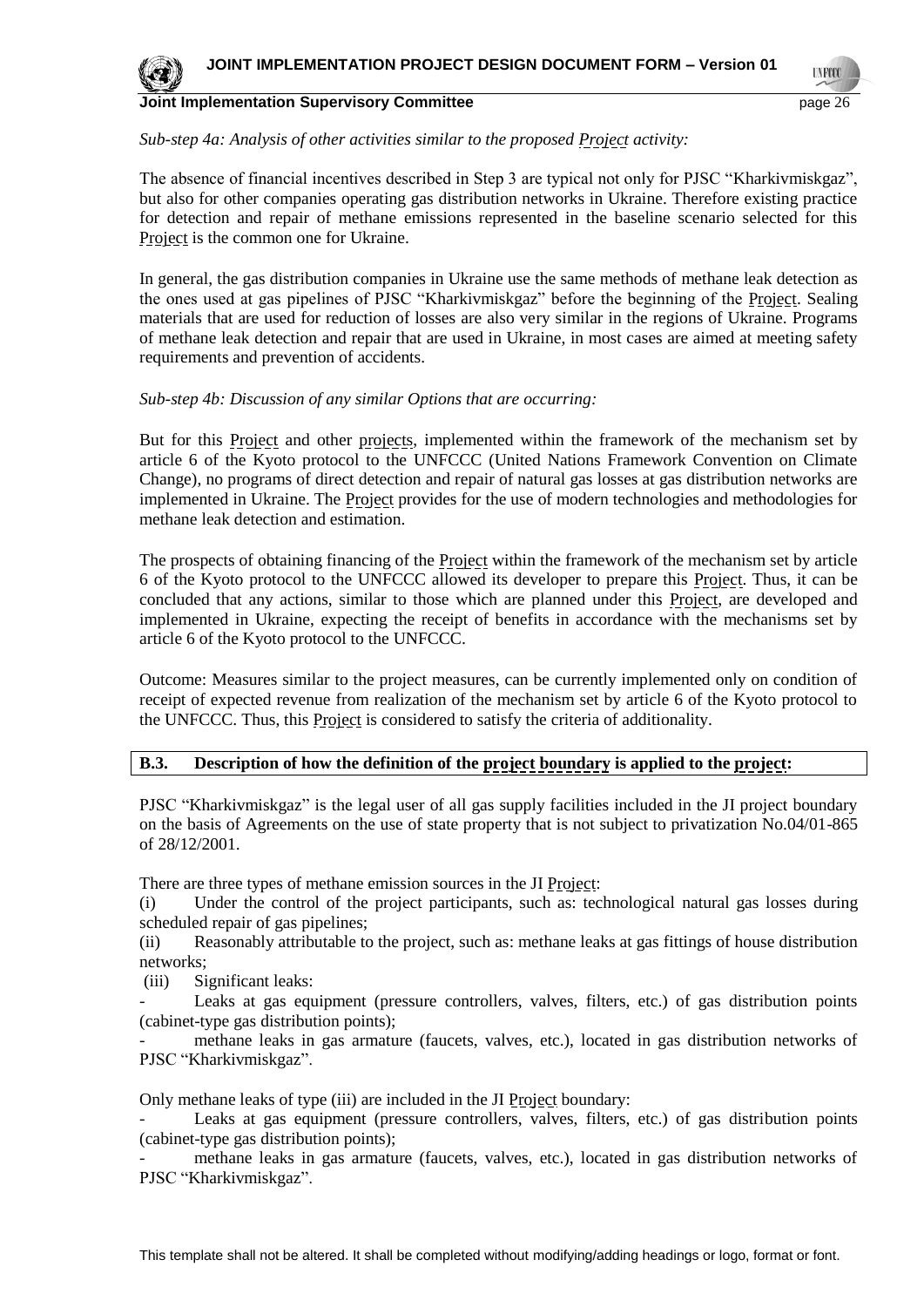*Sub-step 4a: Analysis of other activities similar to the proposed Project activity:*

The absence of financial incentives described in Step 3 are typical not only for PJSC "Kharkivmiskgaz", but also for other companies operating gas distribution networks in Ukraine. Therefore existing practice for detection and repair of methane emissions represented in the baseline scenario selected for this Project is the common one for Ukraine.

In general, the gas distribution companies in Ukraine use the same methods of methane leak detection as the ones used at gas pipelines of PJSC "Kharkivmiskgaz" before the beginning of the Project. Sealing materials that are used for reduction of losses are also very similar in the regions of Ukraine. Programs of methane leak detection and repair that are used in Ukraine, in most cases are aimed at meeting safety requirements and prevention of accidents.

*Sub-step 4b: Discussion of any similar Options that are occurring:*

But for this Project and other projects, implemented within the framework of the mechanism set by article 6 of the Kyoto protocol to the UNFCCC (United Nations Framework Convention on Climate Change), no programs of direct detection and repair of natural gas losses at gas distribution networks are implemented in Ukraine. The Project provides for the use of modern technologies and methodologies for methane leak detection and estimation.

The prospects of obtaining financing of the Project within the framework of the mechanism set by article 6 of the Kyoto protocol to the UNFCCC allowed its developer to prepare this Project. Thus, it can be concluded that any actions, similar to those which are planned under this Project, are developed and implemented in Ukraine, expecting the receipt of benefits in accordance with the mechanisms set by article 6 of the Kyoto protocol to the UNFCCC.

Outcome: Measures similar to the project measures, can be currently implemented only on condition of receipt of expected revenue from realization of the mechanism set by article 6 of the Kyoto protocol to the UNFCCC. Thus, this Project is considered to satisfy the criteria of additionality.

## B.3. Description of how the definition of the project boundary is applied to the project:

PJSC "Kharkivmiskgaz" is the legal user of all gas supply facilities included in the JI project boundary on the basis of Agreements on the use of state property that is not subject to privatization No.04/01-865 of 28/12/2001.

There are three types of methane emission sources in the JI Project:

(i) Under the control of the project participants, such as: technological natural gas losses during scheduled repair of gas pipelines;

(ii) Reasonably attributable to the project, such as: methane leaks at gas fittings of house distribution networks;

(iii) Significant leaks:

- Leaks at gas equipment (pressure controllers, valves, filters, etc.) of gas distribution points (cabinet-type gas distribution points);
- methane leaks in gas armature (faucets, valves, etc.), located in gas distribution networks of PJSC "Kharkivmiskgaz".

Only methane leaks of type (iii) are included in the JI Project boundary:

- Leaks at gas equipment (pressure controllers, valves, filters, etc.) of gas distribution points (cabinet-type gas distribution points);
- methane leaks in gas armature (faucets, valves, etc.), located in gas distribution networks of PJSC "Kharkivmiskgaz".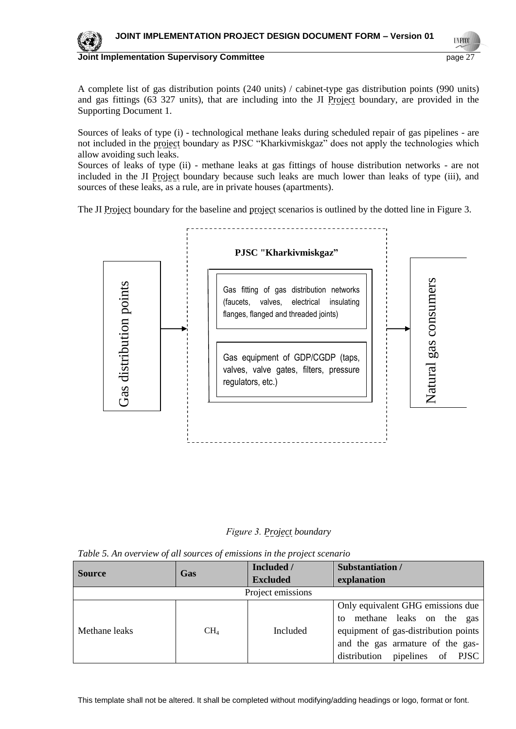A complete list of gas distribution points (240 units) / cabinet-type gas distribution points (990 units) and gas fittings (63 327 units), that are including into the JI Project boundary, are provided in the Supporting Document 1.

Sources of leaks of type (i) - technological methane leaks during scheduled repair of gas pipelines - are not included in the project boundary as PJSC "Kharkivmiskgaz" does not apply the technologies which allow avoiding such leaks.

Sources of leaks of type (ii) - methane leaks at gas fittings of house distribution networks - are not included in the JI Project boundary because such leaks are much lower than leaks of type (iii), and sources of these leaks, as a rule, are in private houses (apartments).

The JI Project boundary for the baseline and project scenarios is outlined by the dotted line in Figure 3.

Gas distribution points → **PJSC "Kharkivmiskgaz"** [Gas fitting of gas distribution networks (faucets, valves, electrical insulating flanges, flanged and threaded joints); Gas equipment of GDP/CGDP (taps, valves, valve gates, filters, pressure regulators, etc.)] → Natural gas consumers

*Figure 3. Project boundary*

*Table 5. An overview of all sources of emissions in the project scenario*

| Source | Gas | Included / Excluded | Substantiation / explanation |
|---|---|---|---|
| Project emissions | | | |
| Methane leaks | $CH_4$ | Included | Only equivalent GHG emissions due to methane leaks on the gas equipment of gas-distribution points and the gas armature of the gas-distribution pipelines of PJSC |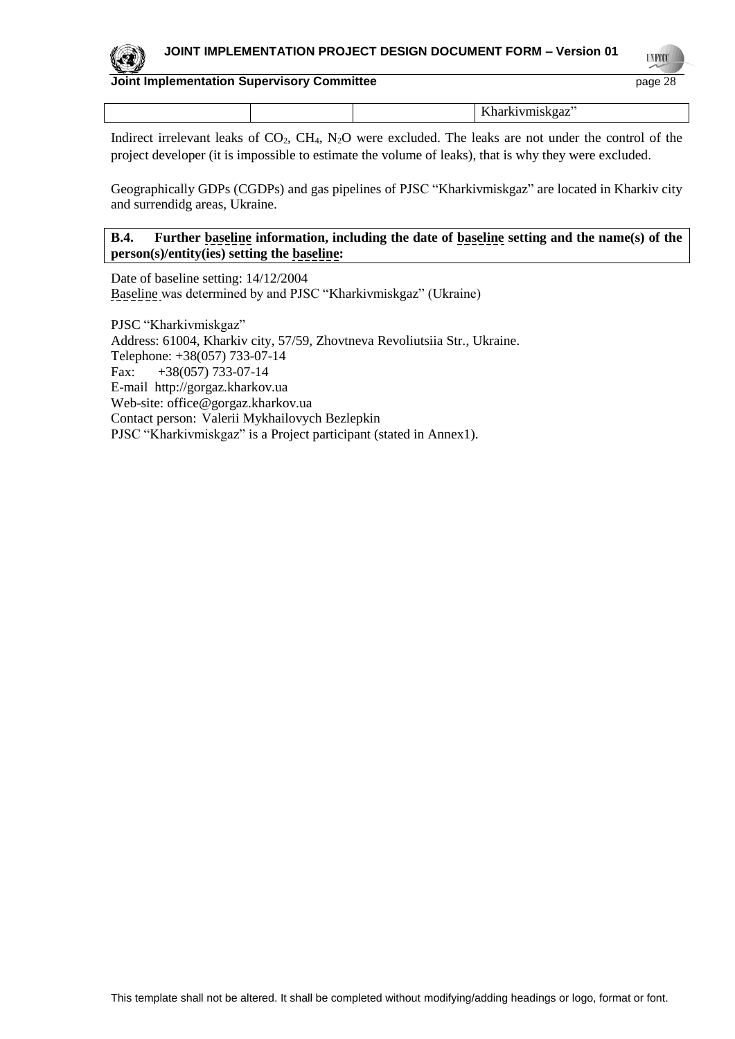|  |  |  | Kharkivmiskgaz” |
|---|---|---|---|

Indirect irrelevant leaks of $CO_2$, $CH_4$, $N_2O$ were excluded. The leaks are not under the control of the project developer (it is impossible to estimate the volume of leaks), that is why they were excluded.

Geographically GDPs (CGDPs) and gas pipelines of PJSC “Kharkivmiskgaz” are located in Kharkiv city and surrendidg areas, Ukraine.

**B.4. Further baseline information, including the date of baseline setting and the name(s) of the person(s)/entity(ies) setting the baseline:**

Date of baseline setting: 14/12/2004
Baseline was determined by and PJSC “Kharkivmiskgaz” (Ukraine)

PJSC “Kharkivmiskgaz”
Address: 61004, Kharkiv city, 57/59, Zhovtneva Revoliutsiia Str., Ukraine.
Telephone: +38(057) 733-07-14
Fax: +38(057) 733-07-14
E-mail http://gorgaz.kharkov.ua
Web-site: office@gorgaz.kharkov.ua
Contact person: Valerii Mykhailovych Bezlepkin
PJSC “Kharkivmiskgaz” is a Project participant (stated in Annex1).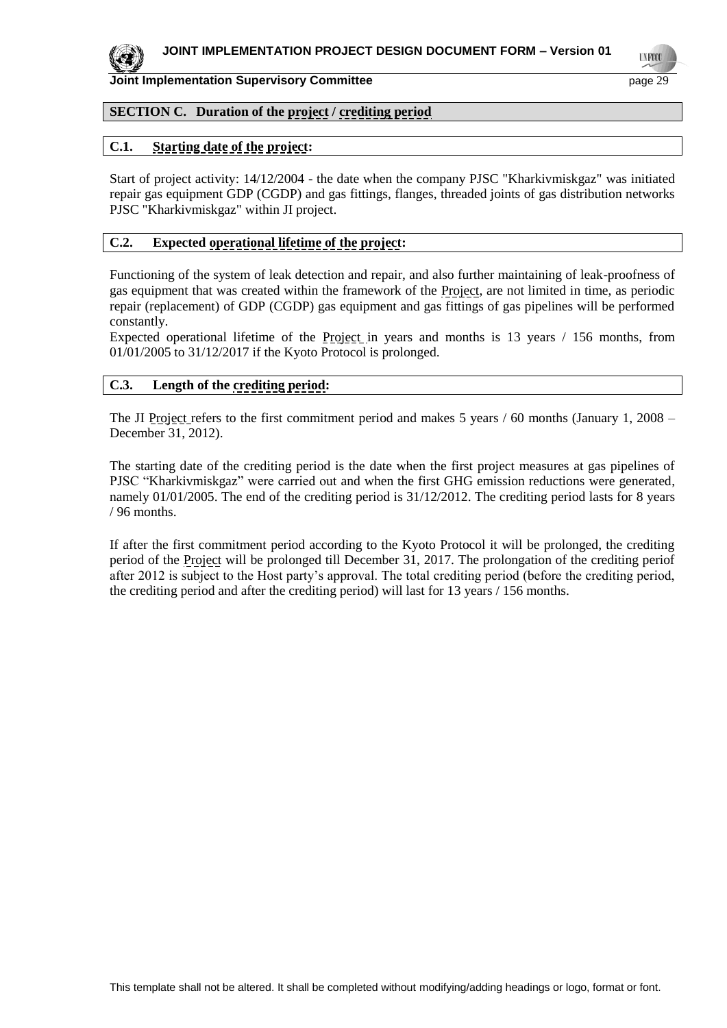## SECTION C. Duration of the project / crediting period

### C.1. Starting date of the project:

Start of project activity: 14/12/2004 - the date when the company PJSC "Kharkivmiskgaz" was initiated repair gas equipment GDP (CGDP) and gas fittings, flanges, threaded joints of gas distribution networks PJSC "Kharkivmiskgaz" within JI project.

### C.2. Expected operational lifetime of the project:

Functioning of the system of leak detection and repair, and also further maintaining of leak-proofness of gas equipment that was created within the framework of the Project, are not limited in time, as periodic repair (replacement) of GDP (CGDP) gas equipment and gas fittings of gas pipelines will be performed constantly.

Expected operational lifetime of the Project in years and months is 13 years / 156 months, from 01/01/2005 to 31/12/2017 if the Kyoto Protocol is prolonged.

### C.3. Length of the crediting period:

The JI Project refers to the first commitment period and makes 5 years / 60 months (January 1, 2008 – December 31, 2012).

The starting date of the crediting period is the date when the first project measures at gas pipelines of PJSC "Kharkivmiskgaz" were carried out and when the first GHG emission reductions were generated, namely 01/01/2005. The end of the crediting period is 31/12/2012. The crediting period lasts for 8 years / 96 months.

If after the first commitment period according to the Kyoto Protocol it will be prolonged, the crediting period of the Project will be prolonged till December 31, 2017. The prolongation of the crediting periof after 2012 is subject to the Host party's approval. The total crediting period (before the crediting period, the crediting period and after the crediting period) will last for 13 years / 156 months.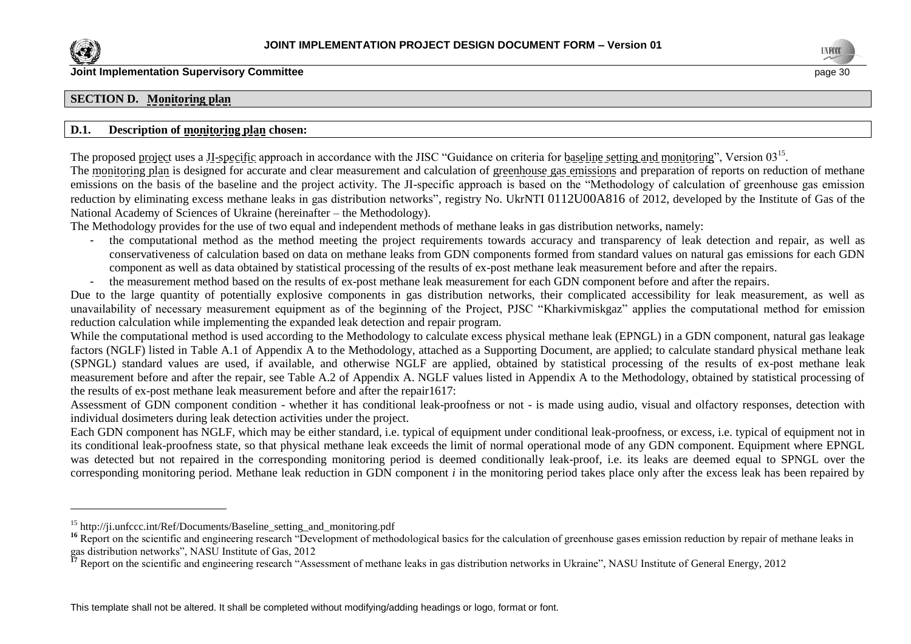## SECTION D. Monitoring plan

### D.1. Description of monitoring plan chosen:

The proposed project uses a JI-specific approach in accordance with the JISC "Guidance on criteria for baseline setting and monitoring", Version 03[15].

The monitoring plan is designed for accurate and clear measurement and calculation of greenhouse gas emissions and preparation of reports on reduction of methane emissions on the basis of the baseline and the project activity. The JI-specific approach is based on the "Methodology of calculation of greenhouse gas emission reduction by eliminating excess methane leaks in gas distribution networks", registry No. UkrNTI 0112U00A816 of 2012, developed by the Institute of Gas of the National Academy of Sciences of Ukraine (hereinafter – the Methodology).

The Methodology provides for the use of two equal and independent methods of methane leaks in gas distribution networks, namely:

- the computational method as the method meeting the project requirements towards accuracy and transparency of leak detection and repair, as well as conservativeness of calculation based on data on methane leaks from GDN components formed from standard values on natural gas emissions for each GDN component as well as data obtained by statistical processing of the results of ex-post methane leak measurement before and after the repairs.
- the measurement method based on the results of ex-post methane leak measurement for each GDN component before and after the repairs.

Due to the large quantity of potentially explosive components in gas distribution networks, their complicated accessibility for leak measurement, as well as unavailability of necessary measurement equipment as of the beginning of the Project, PJSC "Kharkivmiskgaz" applies the computational method for emission reduction calculation while implementing the expanded leak detection and repair program.

While the computational method is used according to the Methodology to calculate excess physical methane leak (EPNGL) in a GDN component, natural gas leakage factors (NGLF) listed in Table A.1 of Appendix A to the Methodology, attached as a Supporting Document, are applied; to calculate standard physical methane leak (SPNGL) standard values are used, if available, and otherwise NGLF are applied, obtained by statistical processing of the results of ex-post methane leak measurement before and after the repair, see Table A.2 of Appendix A. NGLF values listed in Appendix A to the Methodology, obtained by statistical processing of the results of ex-post methane leak measurement before and after the repair1617:

Assessment of GDN component condition - whether it has conditional leak-proofness or not - is made using audio, visual and olfactory responses, detection with individual dosimeters during leak detection activities under the project.

Each GDN component has NGLF, which may be either standard, i.e. typical of equipment under conditional leak-proofness, or excess, i.e. typical of equipment not in its conditional leak-proofness state, so that physical methane leak exceeds the limit of normal operational mode of any GDN component. Equipment where EPNGL was detected but not repaired in the corresponding monitoring period is deemed conditionally leak-proof, i.e. its leaks are deemed equal to SPNGL over the corresponding monitoring period. Methane leak reduction in GDN component *i* in the monitoring period takes place only after the excess leak has been repaired by

---

[15] http://ji.unfccc.int/Ref/Documents/Baseline_setting_and_monitoring.pdf

[16] Report on the scientific and engineering research "Development of methodological basics for the calculation of greenhouse gases emission reduction by repair of methane leaks in gas distribution networks", NASU Institute of Gas, 2012

[17] Report on the scientific and engineering research "Assessment of methane leaks in gas distribution networks in Ukraine", NASU Institute of General Energy, 2012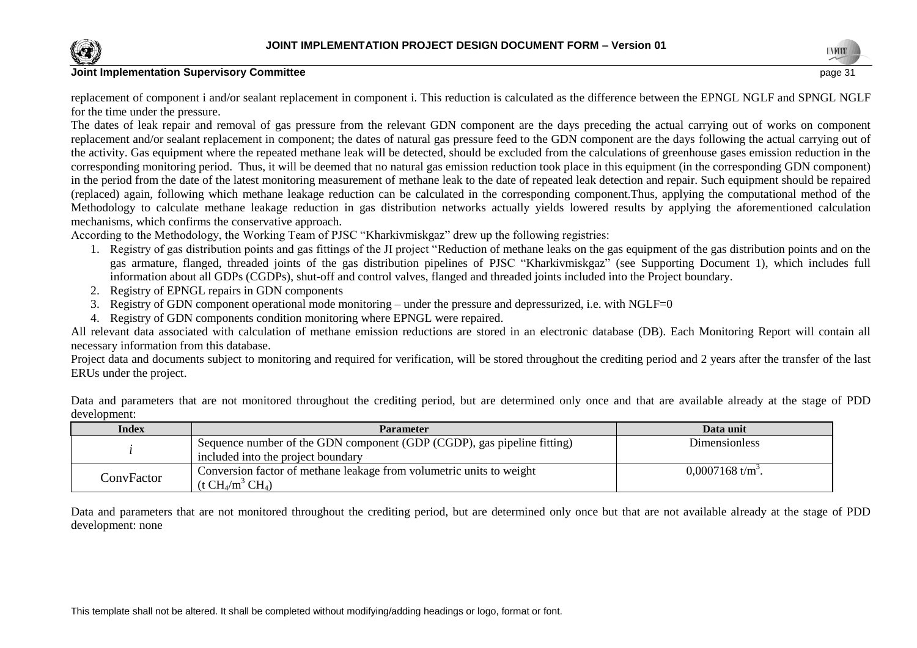replacement of component i and/or sealant replacement in component i. This reduction is calculated as the difference between the EPNGL NGLF and SPNGL NGLF for the time under the pressure.

The dates of leak repair and removal of gas pressure from the relevant GDN component are the days preceding the actual carrying out of works on component replacement and/or sealant replacement in component; the dates of natural gas pressure feed to the GDN component are the days following the actual carrying out of the activity. Gas equipment where the repeated methane leak will be detected, should be excluded from the calculations of greenhouse gases emission reduction in the corresponding monitoring period. Thus, it will be deemed that no natural gas emission reduction took place in this equipment (in the corresponding GDN component) in the period from the date of the latest monitoring measurement of methane leak to the date of repeated leak detection and repair. Such equipment should be repaired (replaced) again, following which methane leakage reduction can be calculated in the corresponding component.Thus, applying the computational method of the Methodology to calculate methane leakage reduction in gas distribution networks actually yields lowered results by applying the aforementioned calculation mechanisms, which confirms the conservative approach.

According to the Methodology, the Working Team of PJSC "Kharkivmiskgaz" drew up the following registries:

1. Registry of gas distribution points and gas fittings of the JI project "Reduction of methane leaks on the gas equipment of the gas distribution points and on the gas armature, flanged, threaded joints of the gas distribution pipelines of PJSC "Kharkivmiskgaz" (see Supporting Document 1), which includes full information about all GDPs (CGDPs), shut-off and control valves, flanged and threaded joints included into the Project boundary.
2. Registry of EPNGL repairs in GDN components
3. Registry of GDN component operational mode monitoring – under the pressure and depressurized, i.e. with NGLF=0
4. Registry of GDN components condition monitoring where EPNGL were repaired.

All relevant data associated with calculation of methane emission reductions are stored in an electronic database (DB). Each Monitoring Report will contain all necessary information from this database.

Project data and documents subject to monitoring and required for verification, will be stored throughout the crediting period and 2 years after the transfer of the last ERUs under the project.

Data and parameters that are not monitored throughout the crediting period, but are determined only once and that are available already at the stage of PDD development:

| Index | Parameter | Data unit |
|---|---|---|
| $i$ | Sequence number of the GDN component (GDP (CGDP), gas pipeline fitting) included into the project boundary | Dimensionless |
| ConvFactor | Conversion factor of methane leakage from volumetric units to weight ($t\ CH_4/m^3\ CH_4$) | $0{,}0007168\ t/m^3$. |

Data and parameters that are not monitored throughout the crediting period, but are determined only once but that are not available already at the stage of PDD development: none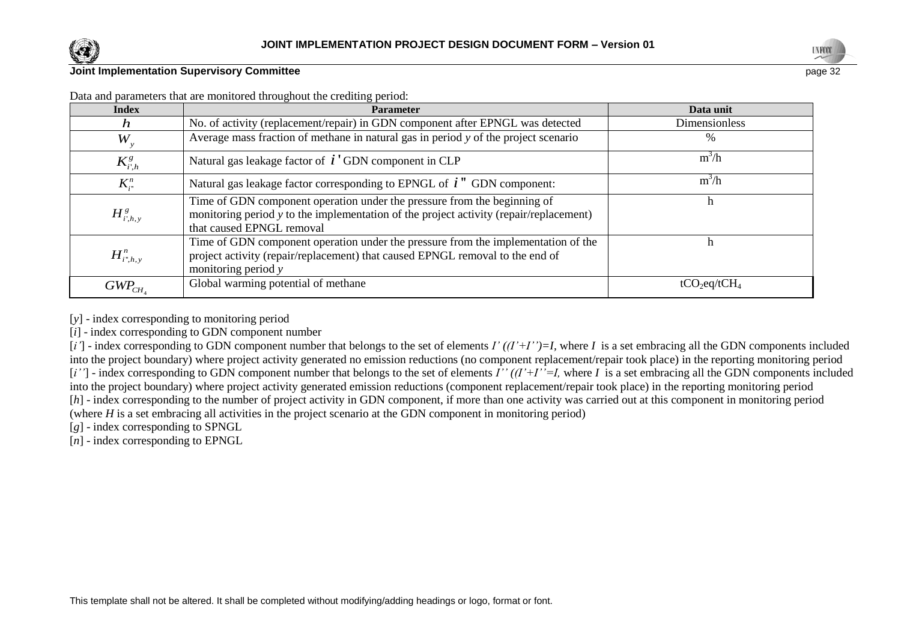Data and parameters that are monitored throughout the crediting period:

| Index | Parameter | Data unit |
|---|---|---|
| $h$ | No. of activity (replacement/repair) in GDN component after EPNGL was detected | Dimensionless |
| $W_y$ | Average mass fraction of methane in natural gas in period *y* of the project scenario | % |
| $K^{g}_{i',h}$ | Natural gas leakage factor of $i'$ GDN component in CLP | $m^3/h$ |
| $K^{n}_{i''}$ | Natural gas leakage factor corresponding to EPNGL of $i''$ GDN component: | $m^3/h$ |
| $H^{g}_{i',h,y}$ | Time of GDN component operation under the pressure from the beginning of monitoring period *y* to the implementation of the project activity (repair/replacement) that caused EPNGL removal | h |
| $H^{n}_{i'',h,y}$ | Time of GDN component operation under the pressure from the implementation of the project activity (repair/replacement) that caused EPNGL removal to the end of monitoring period *y* | h |
| $GWP_{CH_4}$ | Global warming potential of methane | $tCO_2eq/tCH_4$ |

[*y*] - index corresponding to monitoring period

[*i*] - index corresponding to GDN component number

[*i'*] - index corresponding to GDN component number that belongs to the set of elements *I' ((I'+I'')=I,* where *I* is a set embracing all the GDN components included into the project boundary) where project activity generated no emission reductions (no component replacement/repair took place) in the reporting monitoring period

[*i''*] - index corresponding to GDN component number that belongs to the set of elements *I'' ((I'+I''=I,* where *I* is a set embracing all the GDN components included into the project boundary) where project activity generated emission reductions (component replacement/repair took place) in the reporting monitoring period

[*h*] - index corresponding to the number of project activity in GDN component, if more than one activity was carried out at this component in monitoring period (where *H* is a set embracing all activities in the project scenario at the GDN component in monitoring period)

[*g*] - index corresponding to SPNGL

[*n*] - index corresponding to EPNGL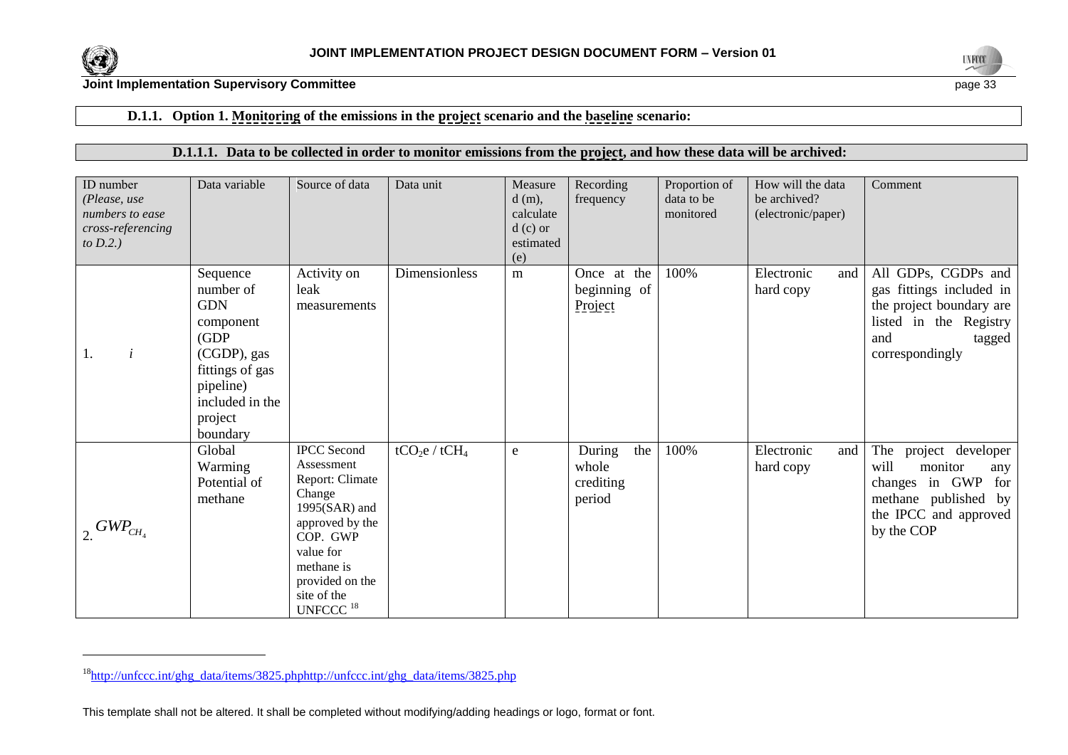### D.1.1. Option 1. Monitoring of the emissions in the project scenario and the baseline scenario:

#### D.1.1.1. Data to be collected in order to monitor emissions from the project, and how these data will be archived:

| ID number *(Please, use numbers to ease cross-referencing to D.2.)* | Data variable | Source of data | Data unit | Measure d (m), calculate d (c) or estimated (e) | Recording frequency | Proportion of data to be monitored | How will the data be archived? (electronic/paper) | Comment |
|---|---|---|---|---|---|---|---|---|
| 1. $i$ | Sequence number of GDN component (GDP (CGDP), gas fittings of gas pipeline) included in the project boundary | Activity on leak measurements | Dimensionless | m | Once at the beginning of Project | 100% | Electronic and hard copy | All GDPs, CGDPs and gas fittings included in the project boundary are listed in the Registry and tagged correspondingly |
| 2. $GWP_{CH_4}$ | Global Warming Potential of methane | IPCC Second Assessment Report: Climate Change 1995(SAR) and approved by the COP. GWP value for methane is provided on the site of the UNFCCC [18] | $tCO_2e$ / $tCH_4$ | e | During the whole crediting period | 100% | Electronic and hard copy | The project developer will monitor any changes in GWP for methane published by the IPCC and approved by the COP |

[18] http://unfccc.int/ghg_data/items/3825.phphttp://unfccc.int/ghg_data/items/3825.php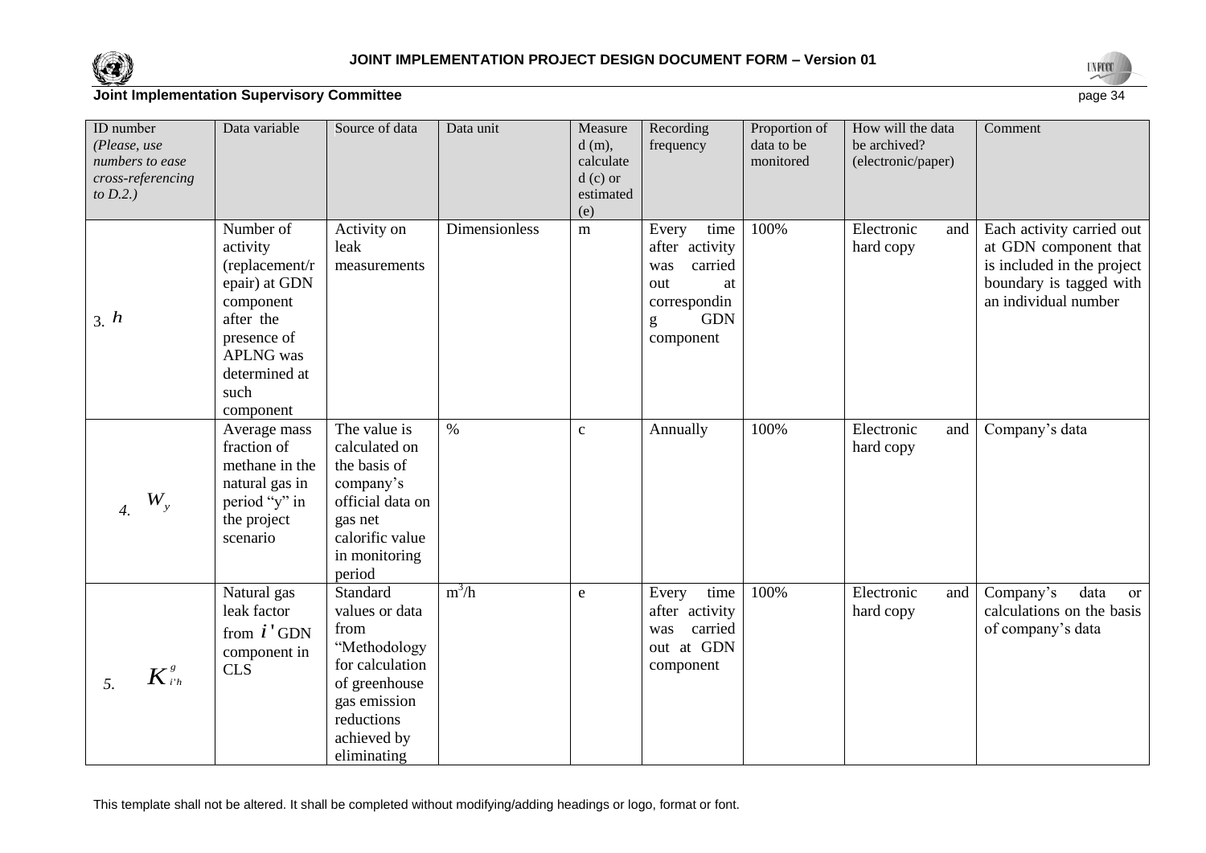| ID number *(Please, use numbers to ease cross-referencing to D.2.)* | Data variable | Source of data | Data unit | Measure d (m), calculate d (c) or estimated (e) | Recording frequency | Proportion of data to be monitored | How will the data be archived? (electronic/paper) | Comment |
|---|---|---|---|---|---|---|---|---|
| 3. $h$ | Number of activity (replacement/repair) at GDN component after the presence of APLNG was determined at such component | Activity on leak measurements | Dimensionless | m | Every time after activity was carried out at corresponding GDN component | 100% | Electronic and hard copy | Each activity carried out at GDN component that is included in the project boundary is tagged with an individual number |
| *4.* $W_y$ | Average mass fraction of methane in the natural gas in period "y" in the project scenario | The value is calculated on the basis of company's official data on gas net calorific value in monitoring period | % | c | Annually | 100% | Electronic and hard copy | Company's data |
| *5.* $K^{g}_{i'h}$ | Natural gas leak factor from $i'$ GDN component in CLS | Standard values or data from "Methodology for calculation of greenhouse gas emission reductions achieved by eliminating | $m^3/h$ | e | Every time after activity was carried out at GDN component | 100% | Electronic and hard copy | Company's data or calculations on the basis of company's data |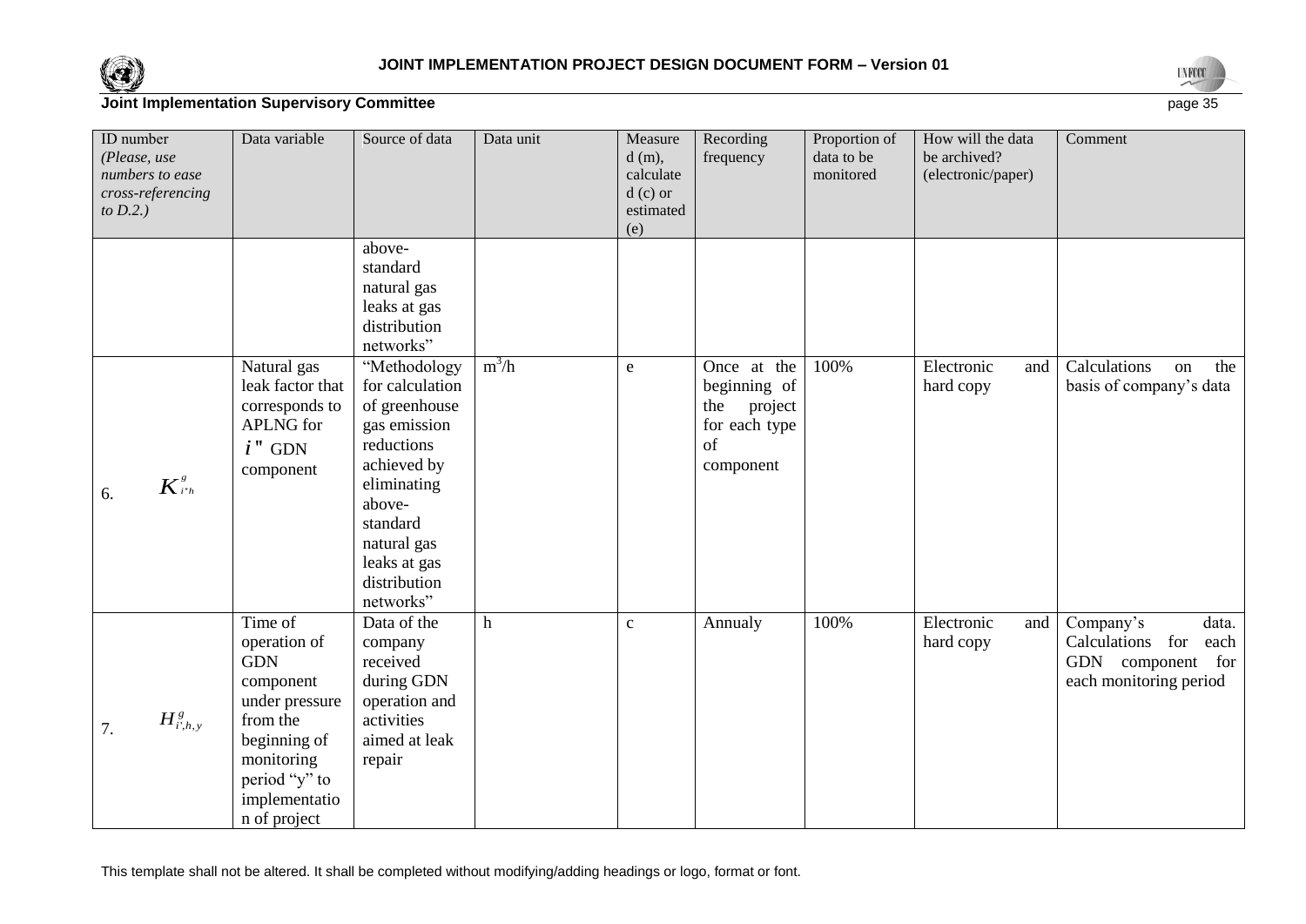| ID number *(Please, use numbers to ease cross-referencing to D.2.)* | Data variable | Source of data | Data unit | Measured (m), calculated (c) or estimated (e) | Recording frequency | Proportion of data to be monitored | How will the data be archived? (electronic/paper) | Comment |
|---|---|---|---|---|---|---|---|---|
| | | above-standard natural gas leaks at gas distribution networks" | | | | | | |
| 6. $K^{g}_{i"h}$ | Natural gas leak factor that corresponds to APLNG for $i"$ GDN component | "Methodology for calculation of greenhouse gas emission reductions achieved by eliminating above-standard natural gas leaks at gas distribution networks" | $m^3/h$ | e | Once at the beginning of the project for each type of component | 100% | Electronic and hard copy | Calculations on the basis of company's data |
| 7. $H^{g}_{i',h,y}$ | Time of operation of GDN component under pressure from the beginning of monitoring period "y" to implementation of project | Data of the company received during GDN operation and activities aimed at leak repair | h | c | Annualy | 100% | Electronic and hard copy | Company's data. Calculations for each GDN component for each monitoring period |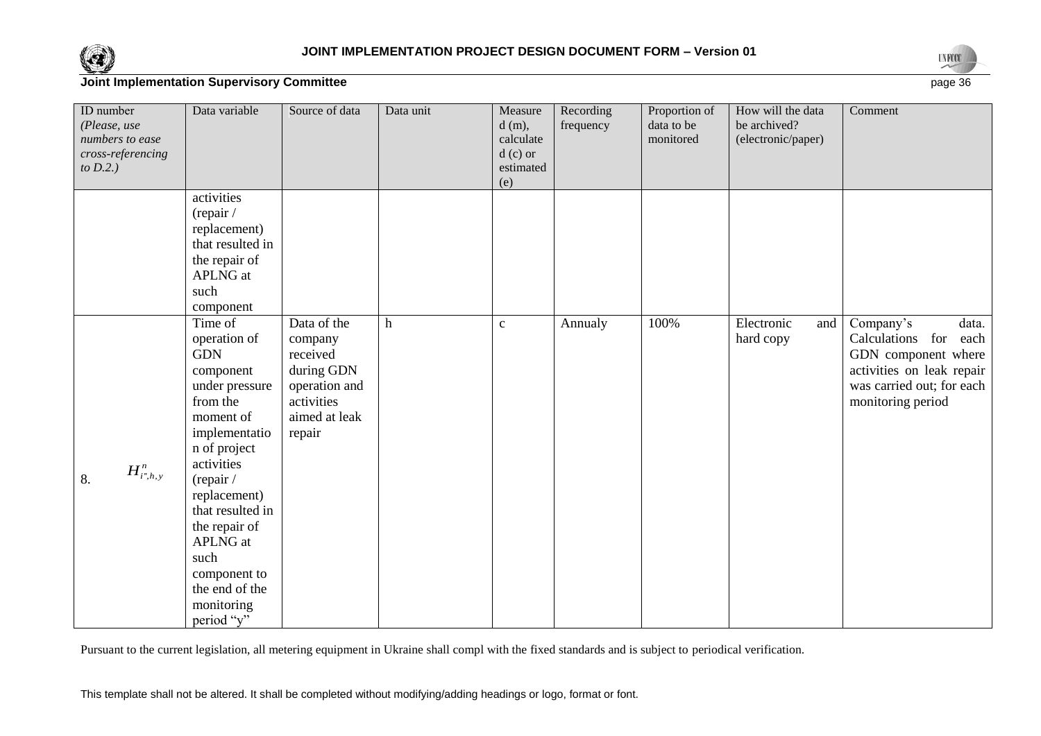| ID number (*Please, use numbers to ease cross-referencing to D.2.)* | Data variable | Source of data | Data unit | Measure d (m), calculate d (c) or estimated (e) | Recording frequency | Proportion of data to be monitored | How will the data be archived? (electronic/paper) | Comment |
|---|---|---|---|---|---|---|---|---|
| | activities (repair / replacement) that resulted in the repair of APLNG at such component | | | | | | | |
| 8. $H^{n}_{i",h,y}$ | Time of operation of GDN component under pressure from the moment of implementation of project activities (repair / replacement) that resulted in the repair of APLNG at such component to the end of the monitoring period "y" | Data of the company received during GDN operation and activities aimed at leak repair | h | c | Annualy | 100% | Electronic and hard copy | Company's data. Calculations for each GDN component where activities on leak repair was carried out; for each monitoring period |

Pursuant to the current legislation, all metering equipment in Ukraine shall compl with the fixed standards and is subject to periodical verification.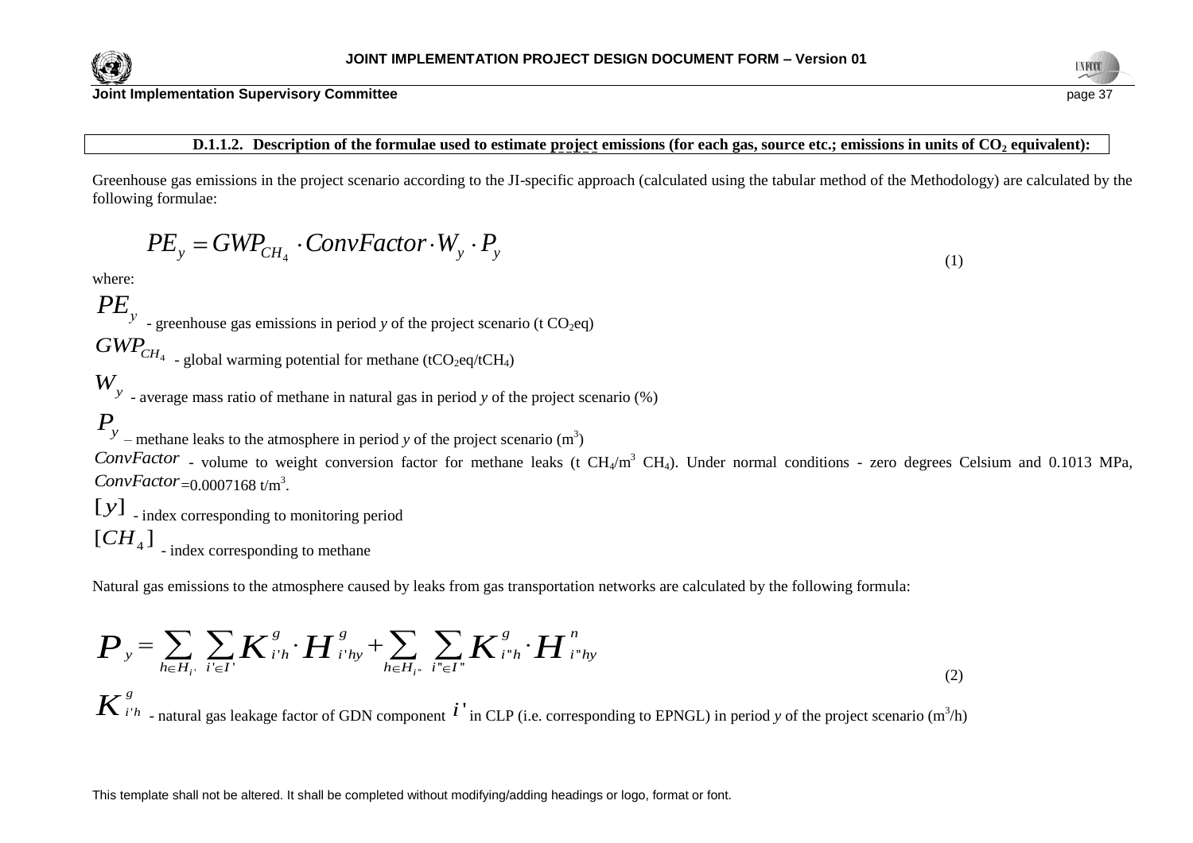**D.1.1.2. Description of the formulae used to estimate project emissions (for each gas, source etc.; emissions in units of $CO_2$ equivalent):**

Greenhouse gas emissions in the project scenario according to the JI-specific approach (calculated using the tabular method of the Methodology) are calculated by the following formulae:

$$PE_y = GWP_{CH_4} \cdot ConvFactor \cdot W_y \cdot P_y \tag{1}$$

where:

$PE_y$ - greenhouse gas emissions in period *y* of the project scenario (t $CO_2$eq)

$GWP_{CH_4}$ - global warming potential for methane (t$CO_2$eq/t$CH_4$)

$W_y$ - average mass ratio of methane in natural gas in period *y* of the project scenario (%)

$P_y$ – methane leaks to the atmosphere in period *y* of the project scenario ($m^3$)

$ConvFactor$ - volume to weight conversion factor for methane leaks (t $CH_4$/$m^3$ $CH_4$). Under normal conditions - zero degrees Celsium and 0.1013 MPa, $ConvFactor$=0.0007168 t/$m^3$.

$[y]$ - index corresponding to monitoring period

$[CH_4]$ - index corresponding to methane

Natural gas emissions to the atmosphere caused by leaks from gas transportation networks are calculated by the following formula:

$$P_y = \sum_{h \in H_{i'}} \sum_{i' \in I'} K^g_{i'h} \cdot H^g_{i'hy} + \sum_{h \in H_{i''}} \sum_{i'' \in I''} K^g_{i''h} \cdot H^n_{i''hy} \tag{2}$$

$K^g_{i'h}$ - natural gas leakage factor of GDN component $i'$ in CLP (i.e. corresponding to EPNGL) in period *y* of the project scenario ($m^3$/h)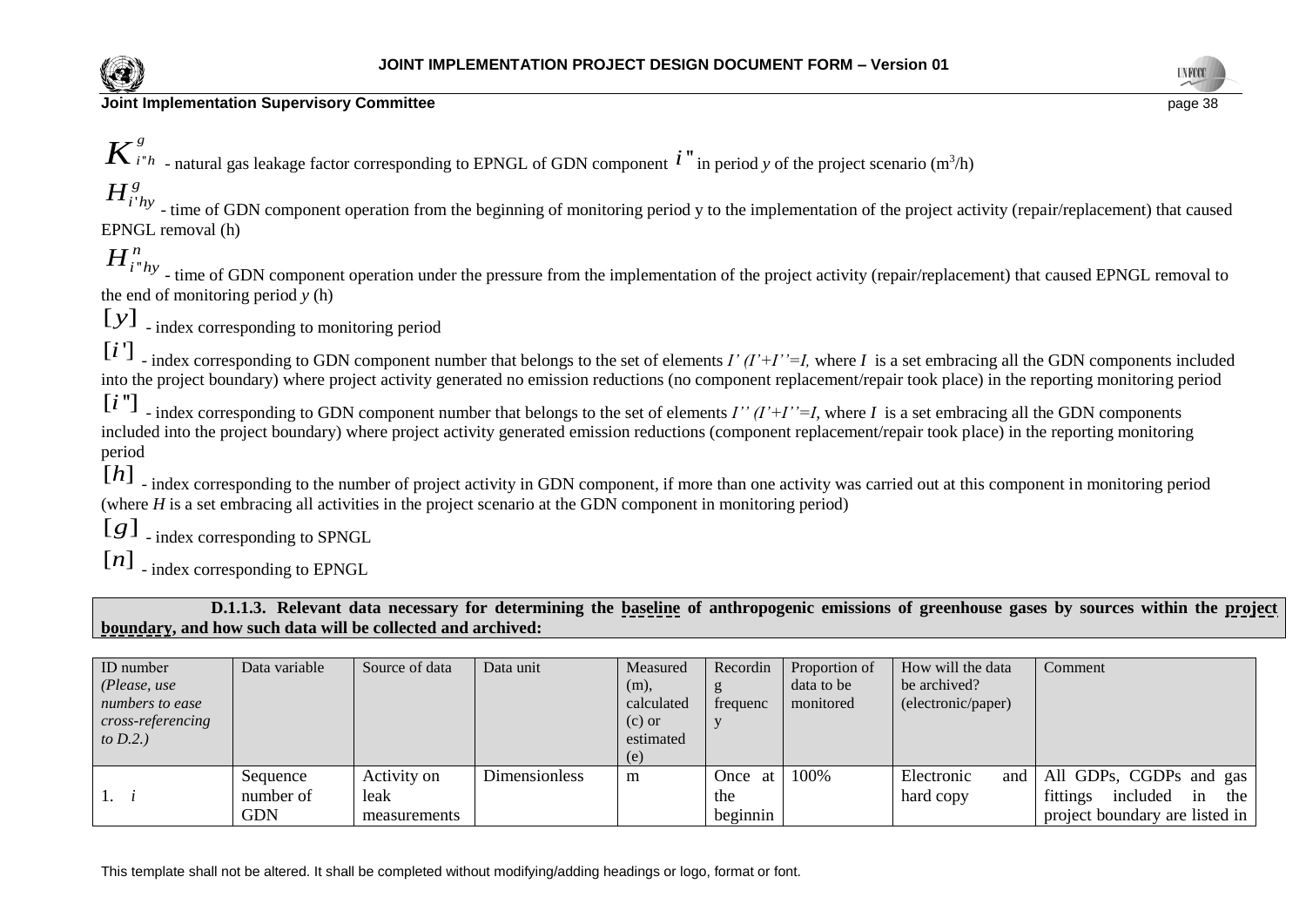$K^{g}_{i''h}$ - natural gas leakage factor corresponding to EPNGL of GDN component $i''$ in period *y* of the project scenario ($m^3$/h)

$H^{g}_{i'hy}$ - time of GDN component operation from the beginning of monitoring period y to the implementation of the project activity (repair/replacement) that caused EPNGL removal (h)

$H^{n}_{i''hy}$ - time of GDN component operation under the pressure from the implementation of the project activity (repair/replacement) that caused EPNGL removal to the end of monitoring period *y* (h)

$[y]$ - index corresponding to monitoring period

$[i']$ - index corresponding to GDN component number that belongs to the set of elements *I' (I'+I''=I,* where *I* is a set embracing all the GDN components included into the project boundary) where project activity generated no emission reductions (no component replacement/repair took place) in the reporting monitoring period

$[i'']$ - index corresponding to GDN component number that belongs to the set of elements *I'' (I'+I''=I,* where *I* is a set embracing all the GDN components included into the project boundary) where project activity generated emission reductions (component replacement/repair took place) in the reporting monitoring period

$[h]$ - index corresponding to the number of project activity in GDN component, if more than one activity was carried out at this component in monitoring period (where *H* is a set embracing all activities in the project scenario at the GDN component in monitoring period)

$[g]$ - index corresponding to SPNGL

$[n]$ - index corresponding to EPNGL

**D.1.1.3. Relevant data necessary for determining the baseline of anthropogenic emissions of greenhouse gases by sources within the project boundary, and how such data will be collected and archived:**

| ID number *(Please, use numbers to ease cross-referencing to D.2.)* | Data variable | Source of data | Data unit | Measured (m), calculated (c) or estimated (e) | Recording frequency | Proportion of data to be monitored | How will the data be archived? (electronic/paper) | Comment |
|---|---|---|---|---|---|---|---|---|
| 1. *i* | Sequence number of GDN | Activity on leak measurements | Dimensionless | m | Once at the beginnin | 100% | Electronic and hard copy | All GDPs, CGDPs and gas fittings included in the project boundary are listed in |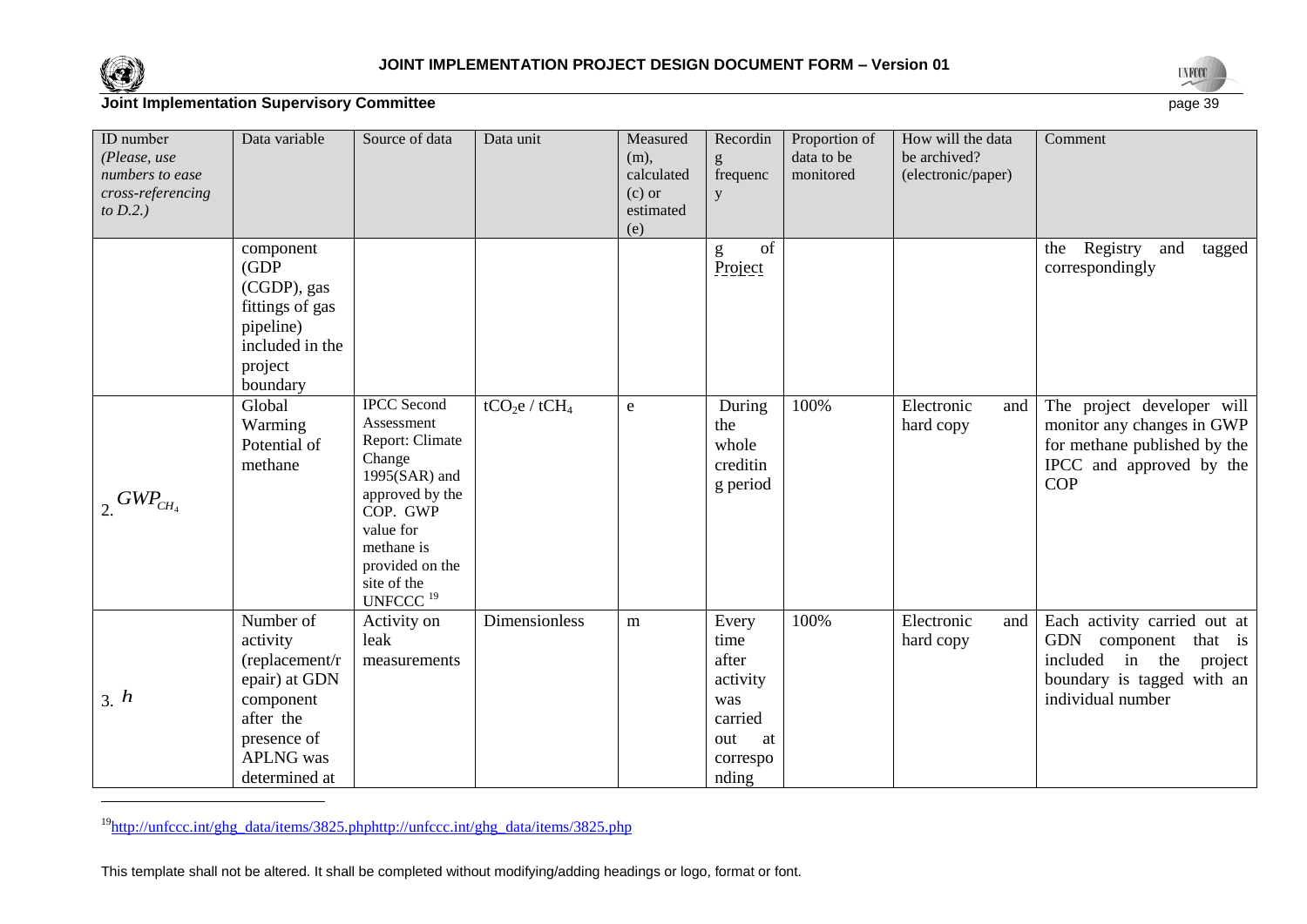| ID number (Please, use numbers to ease cross-referencing to D.2.) | Data variable | Source of data | Data unit | Measured (m), calculated (c) or estimated (e) | Recording frequency | Proportion of data to be monitored | How will the data be archived? (electronic/paper) | Comment |
|---|---|---|---|---|---|---|---|---|
| | component (GDP (CGDP), gas fittings of gas pipeline) included in the project boundary | | | | g of Project | | | the Registry and tagged correspondingly |
| 2. $GWP_{CH_4}$ | Global Warming Potential of methane | IPCC Second Assessment Report: Climate Change 1995(SAR) and approved by the COP. GWP value for methane is provided on the site of the UNFCCC [19] | $tCO_2e$ / $tCH_4$ | e | During the whole crediting period | 100% | Electronic and hard copy | The project developer will monitor any changes in GWP for methane published by the IPCC and approved by the COP |
| 3. $h$ | Number of activity (replacement/repair) at GDN component after the presence of APLNG was determined at | Activity on leak measurements | Dimensionless | m | Every time after activity was carried out at corresponding | 100% | Electronic and hard copy | Each activity carried out at GDN component that is included in the project boundary is tagged with an individual number |

[19] http://unfccc.int/ghg_data/items/3825.phphttp://unfccc.int/ghg_data/items/3825.php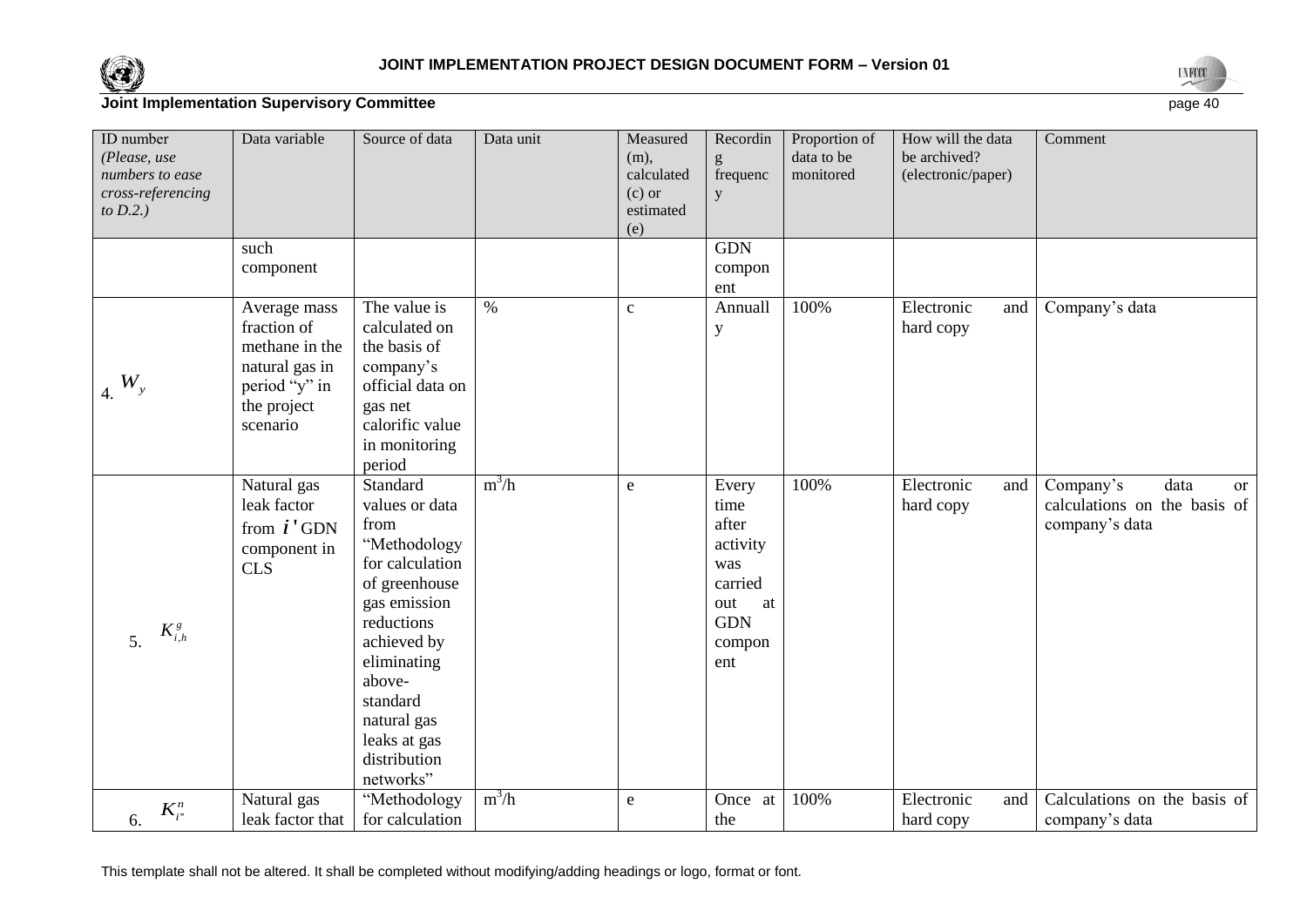| ID number *(Please, use numbers to ease cross-referencing to D.2.)* | Data variable | Source of data | Data unit | Measured (m), calculated (c) or estimated (e) | Recording frequency | Proportion of data to be monitored | How will the data be archived? (electronic/paper) | Comment |
|---|---|---|---|---|---|---|---|---|
| | such component | | | | GDN component | | | |
| 4. $W_y$ | Average mass fraction of methane in the natural gas in period "y" in the project scenario | The value is calculated on the basis of company's official data on gas net calorific value in monitoring period | % | c | Annually | 100% | Electronic and hard copy | Company's data |
| 5. $K^g_{i,h}$ | Natural gas leak factor from $i'$ GDN component in CLS | Standard values or data from "Methodology for calculation of greenhouse gas emission reductions achieved by eliminating above-standard natural gas leaks at gas distribution networks" | $m^3/h$ | e | Every time after activity was carried out at GDN component | 100% | Electronic and hard copy | Company's data or calculations on the basis of company's data |
| 6. $K^n_{i''}$ | Natural gas leak factor that | "Methodology for calculation | $m^3/h$ | e | Once at the | 100% | Electronic and hard copy | Calculations on the basis of company's data |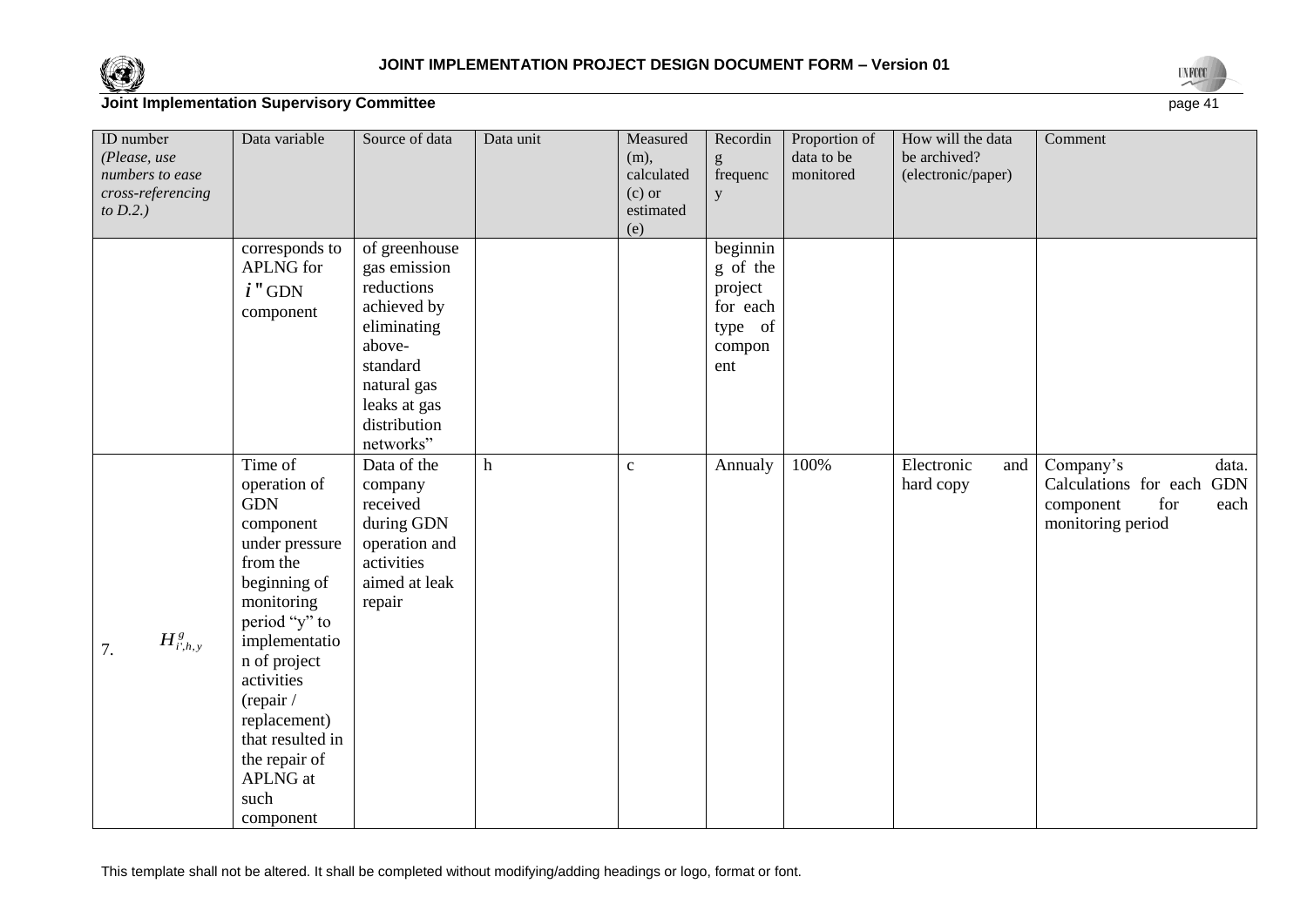| ID number (Please, use numbers to ease cross-referencing to D.2.) | Data variable | Source of data | Data unit | Measured (m), calculated (c) or estimated (e) | Recording frequency | Proportion of data to be monitored | How will the data be archived? (electronic/paper) | Comment |
|---|---|---|---|---|---|---|---|---|
| | corresponds to APLNG for $i$" GDN component | of greenhouse gas emission reductions achieved by eliminating above-standard natural gas leaks at gas distribution networks” | | | beginning of the project for each type of component | | | |
| 7. $H^{g}_{i',h,y}$ | Time of operation of GDN component under pressure from the beginning of monitoring period “y” to implementation of project activities (repair / replacement) that resulted in the repair of APLNG at such component | Data of the company received during GDN operation and activities aimed at leak repair | h | c | Annualy | 100% | Electronic and hard copy | Company’s data. Calculations for each GDN component for each monitoring period |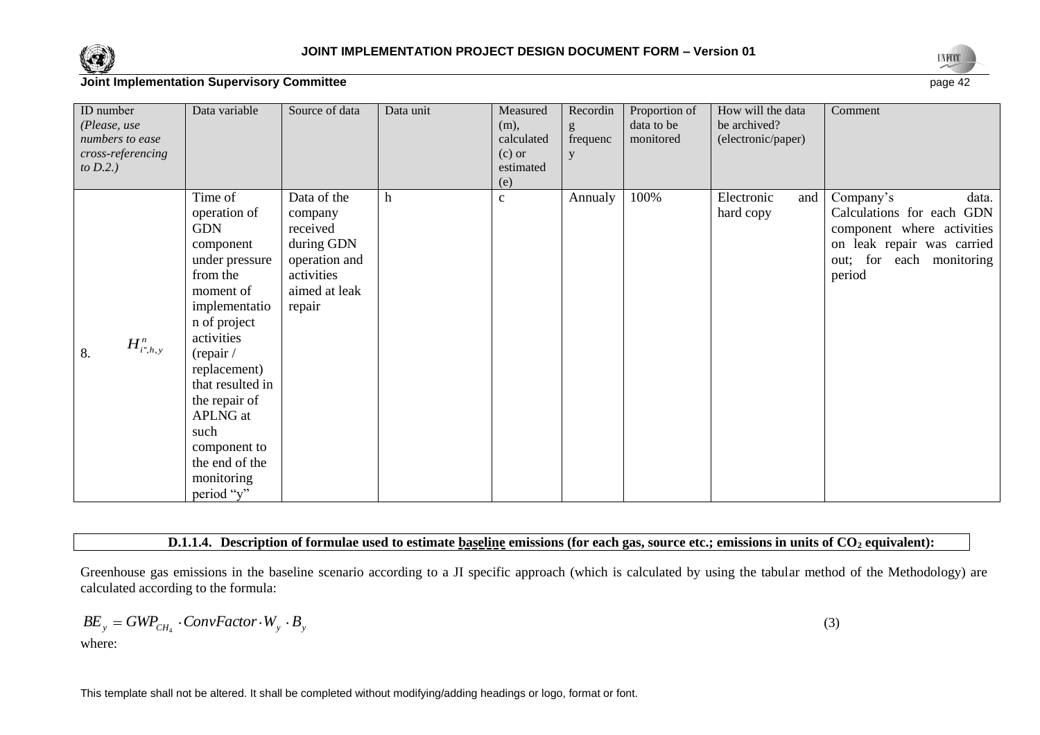| ID number *(Please, use numbers to ease cross-referencing to D.2.)* | Data variable | Source of data | Data unit | Measured (m), calculated (c) or estimated (e) | Recording frequency | Proportion of data to be monitored | How will the data be archived? (electronic/paper) | Comment |
|---|---|---|---|---|---|---|---|---|
| 8. $H^{n}_{i'',h,y}$ | Time of operation of GDN component under pressure from the moment of implementation of project activities (repair / replacement) that resulted in the repair of APLNG at such component to the end of the monitoring period "y" | Data of the company received during GDN operation and activities aimed at leak repair | h | c | Annualy | 100% | Electronic and hard copy | Company's data. Calculations for each GDN component where activities on leak repair was carried out; for each monitoring period |

**D.1.1.4. Description of formulae used to estimate baseline emissions (for each gas, source etc.; emissions in units of $CO_2$ equivalent):**

Greenhouse gas emissions in the baseline scenario according to a JI specific approach (which is calculated by using the tabular method of the Methodology) are calculated according to the formula:

$$BE_y = GWP_{CH_4} \cdot ConvFactor \cdot W_y \cdot B_y \qquad (3)$$

where: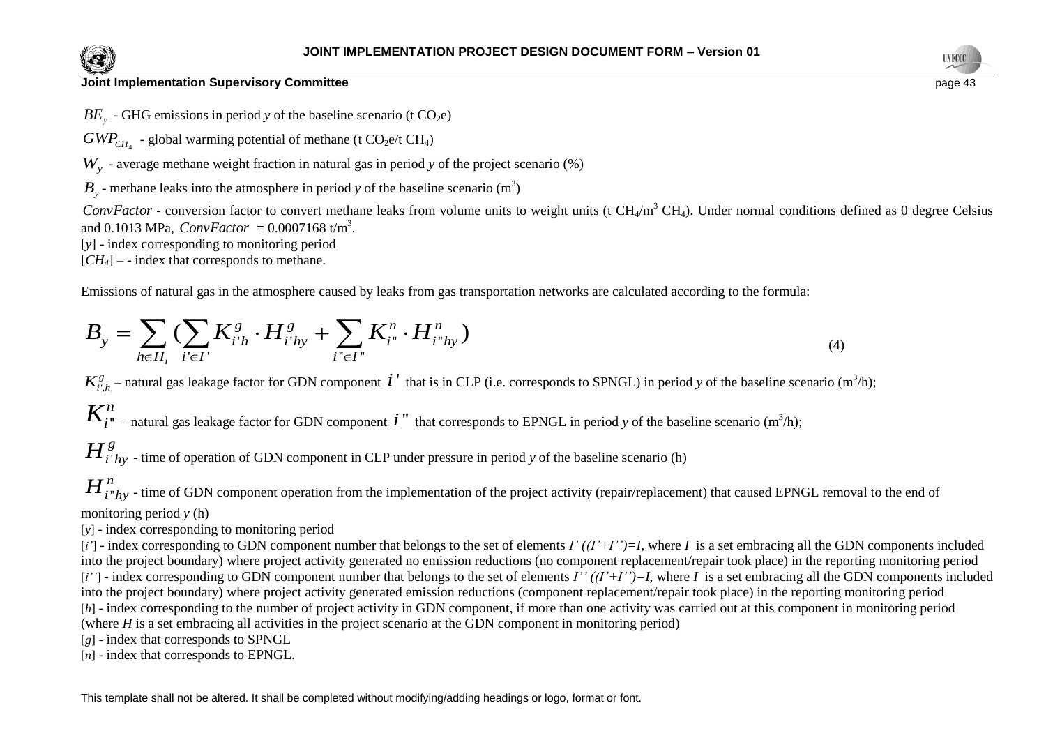$BE_y$ - GHG emissions in period *y* of the baseline scenario (t $CO_2$e)

$GWP_{CH_4}$ - global warming potential of methane (t $CO_2$e/t $CH_4$)

$W_y$ - average methane weight fraction in natural gas in period *y* of the project scenario (%)

$B_y$ - methane leaks into the atmosphere in period *y* of the baseline scenario ($m^3$)

*ConvFactor* - conversion factor to convert methane leaks from volume units to weight units (t $CH_4$/$m^3$ $CH_4$). Under normal conditions defined as 0 degree Celsius and 0.1013 MPa, $ConvFactor$ = 0.0007168 t/$m^3$.

[*y*] - index corresponding to monitoring period

[$CH_4$] – - index that corresponds to methane.

Emissions of natural gas in the atmosphere caused by leaks from gas transportation networks are calculated according to the formula:

$$B_y = \sum_{h \in H_i} \left( \sum_{i' \in I'} K^g_{i'h} \cdot H^g_{i'hy} + \sum_{i'' \in I''} K^n_{i''} \cdot H^n_{i''hy} \right) \tag{4}$$

$K^g_{i',h}$ – natural gas leakage factor for GDN component $i'$ that is in CLP (i.e. corresponds to SPNGL) in period *y* of the baseline scenario ($m^3$/h);

$K^n_{i''}$ – natural gas leakage factor for GDN component $i''$ that corresponds to EPNGL in period *y* of the baseline scenario ($m^3$/h);

$H^g_{i'hy}$ - time of operation of GDN component in CLP under pressure in period *y* of the baseline scenario (h)

$H^n_{i''hy}$ - time of GDN component operation from the implementation of the project activity (repair/replacement) that caused EPNGL removal to the end of monitoring period *y* (h)

[*y*] - index corresponding to monitoring period

[*i'*] - index corresponding to GDN component number that belongs to the set of elements *I' ((I'+I'')=I,* where *I* is a set embracing all the GDN components included into the project boundary) where project activity generated no emission reductions (no component replacement/repair took place) in the reporting monitoring period

[*i''*] - index corresponding to GDN component number that belongs to the set of elements *I'' ((I'+I'')=I,* where *I* is a set embracing all the GDN components included into the project boundary) where project activity generated emission reductions (component replacement/repair took place) in the reporting monitoring period

[*h*] - index corresponding to the number of project activity in GDN component, if more than one activity was carried out at this component in monitoring period (where *H* is a set embracing all activities in the project scenario at the GDN component in monitoring period)

[*g*] - index that corresponds to SPNGL

[*n*] - index that corresponds to EPNGL.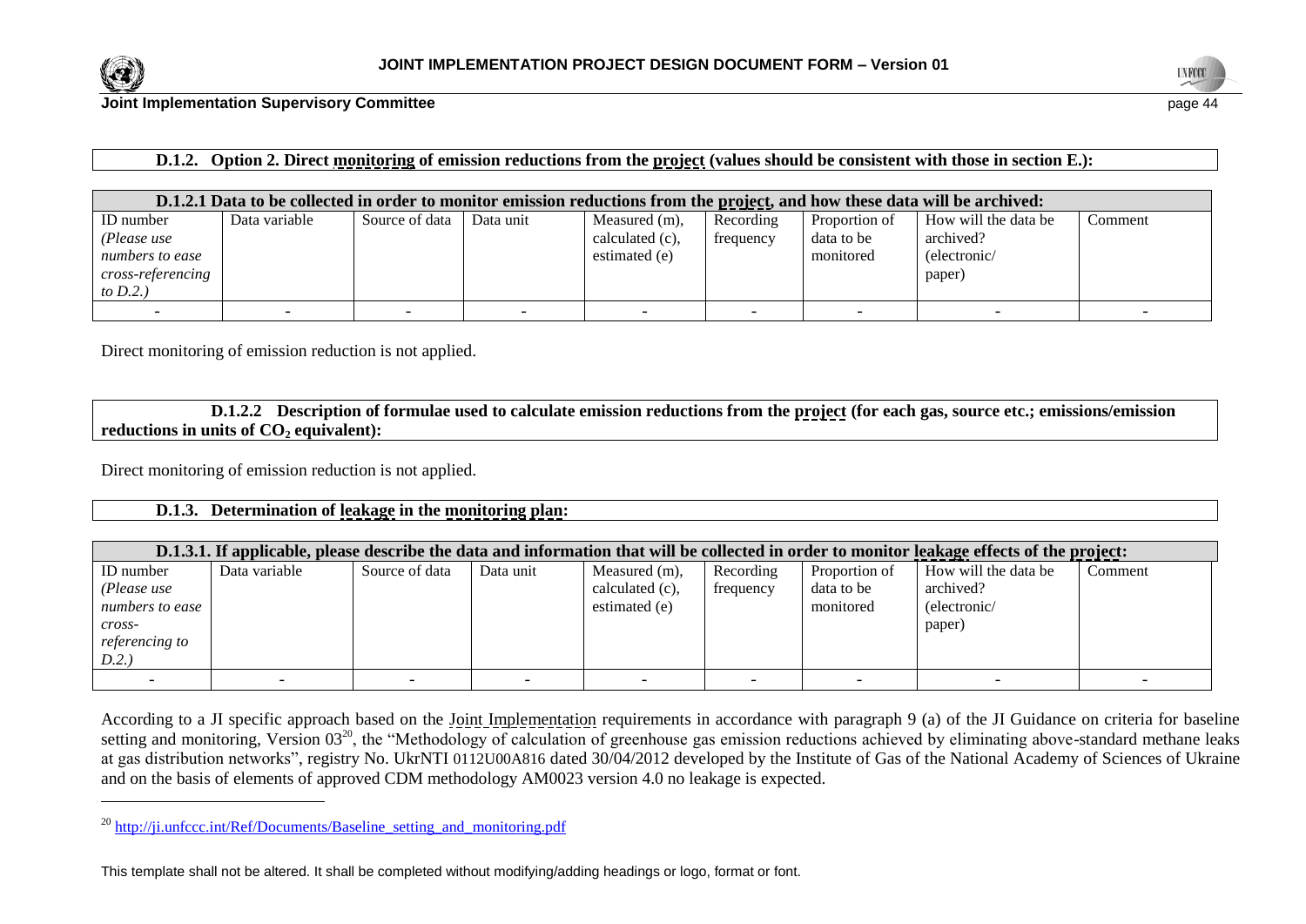**D.1.2. Option 2. Direct monitoring of emission reductions from the project (values should be consistent with those in section E.):**

| **D.1.2.1 Data to be collected in order to monitor emission reductions from the project, and how these data will be archived:** | | | | | | | | |
|---|---|---|---|---|---|---|---|---|
| ID number *(Please use numbers to ease cross-referencing to D.2.)* | Data variable | Source of data | Data unit | Measured (m), calculated (c), estimated (e) | Recording frequency | Proportion of data to be monitored | How will the data be archived? (electronic/ paper) | Comment |
| - | - | - | - | - | - | - | - | - |

Direct monitoring of emission reduction is not applied.

**D.1.2.2 Description of formulae used to calculate emission reductions from the project (for each gas, source etc.; emissions/emission reductions in units of $CO_2$ equivalent):**

Direct monitoring of emission reduction is not applied.

**D.1.3. Determination of leakage in the monitoring plan:**

| **D.1.3.1. If applicable, please describe the data and information that will be collected in order to monitor leakage effects of the project:** | | | | | | | | |
|---|---|---|---|---|---|---|---|---|
| ID number *(Please use numbers to ease cross-referencing to D.2.)* | Data variable | Source of data | Data unit | Measured (m), calculated (c), estimated (e) | Recording frequency | Proportion of data to be monitored | How will the data be archived? (electronic/ paper) | Comment |
| - | - | - | - | - | - | - | - | - |

According to a JI specific approach based on the Joint Implementation requirements in accordance with paragraph 9 (a) of the JI Guidance on criteria for baseline setting and monitoring, Version 03[20], the "Methodology of calculation of greenhouse gas emission reductions achieved by eliminating above-standard methane leaks at gas distribution networks", registry No. UkrNTI 0112U00A816 dated 30/04/2012 developed by the Institute of Gas of the National Academy of Sciences of Ukraine and on the basis of elements of approved CDM methodology AM0023 version 4.0 no leakage is expected.

[20] http://ji.unfccc.int/Ref/Documents/Baseline_setting_and_monitoring.pdf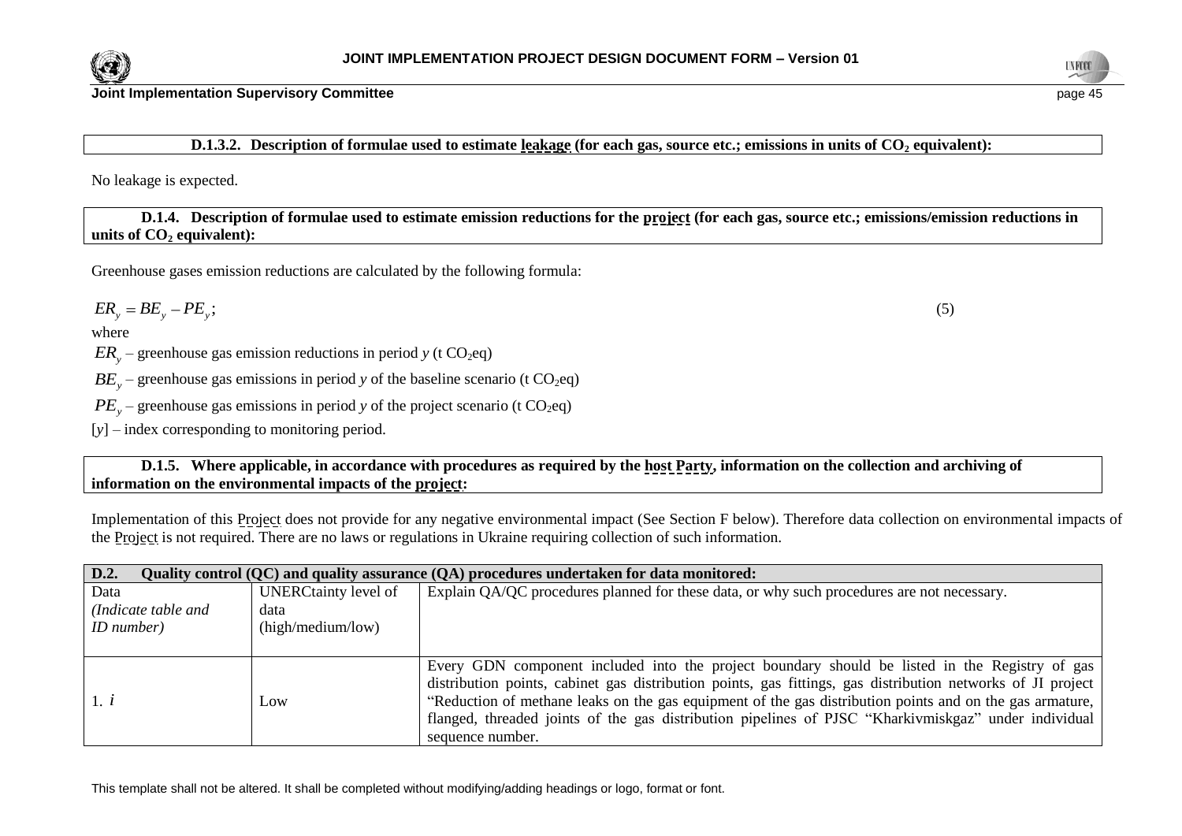**D.1.3.2. Description of formulae used to estimate leakage (for each gas, source etc.; emissions in units of $CO_2$ equivalent):**

No leakage is expected.

**D.1.4. Description of formulae used to estimate emission reductions for the project (for each gas, source etc.; emissions/emission reductions in units of $CO_2$ equivalent):**

Greenhouse gases emission reductions are calculated by the following formula:

$$ER_y = BE_y - PE_y; \tag{5}$$

where

$ER_y$ – greenhouse gas emission reductions in period *y* (t $CO_2$eq)

$BE_y$ – greenhouse gas emissions in period *y* of the baseline scenario (t $CO_2$eq)

$PE_y$ – greenhouse gas emissions in period *y* of the project scenario (t $CO_2$eq)

[*y*] – index corresponding to monitoring period.

**D.1.5. Where applicable, in accordance with procedures as required by the host Party, information on the collection and archiving of information on the environmental impacts of the project:**

Implementation of this Project does not provide for any negative environmental impact (See Section F below). Therefore data collection on environmental impacts of the Project is not required. There are no laws or regulations in Ukraine requiring collection of such information.

**D.2. Quality control (QC) and quality assurance (QA) procedures undertaken for data monitored:**

| Data *(Indicate table and ID number)* | UNERCtainty level of data (high/medium/low) | Explain QA/QC procedures planned for these data, or why such procedures are not necessary. |
|---|---|---|
| 1. $i$ | Low | Every GDN component included into the project boundary should be listed in the Registry of gas distribution points, cabinet gas distribution points, gas fittings, gas distribution networks of JI project “Reduction of methane leaks on the gas equipment of the gas distribution points and on the gas armature, flanged, threaded joints of the gas distribution pipelines of PJSC “Kharkivmiskgaz” under individual sequence number. |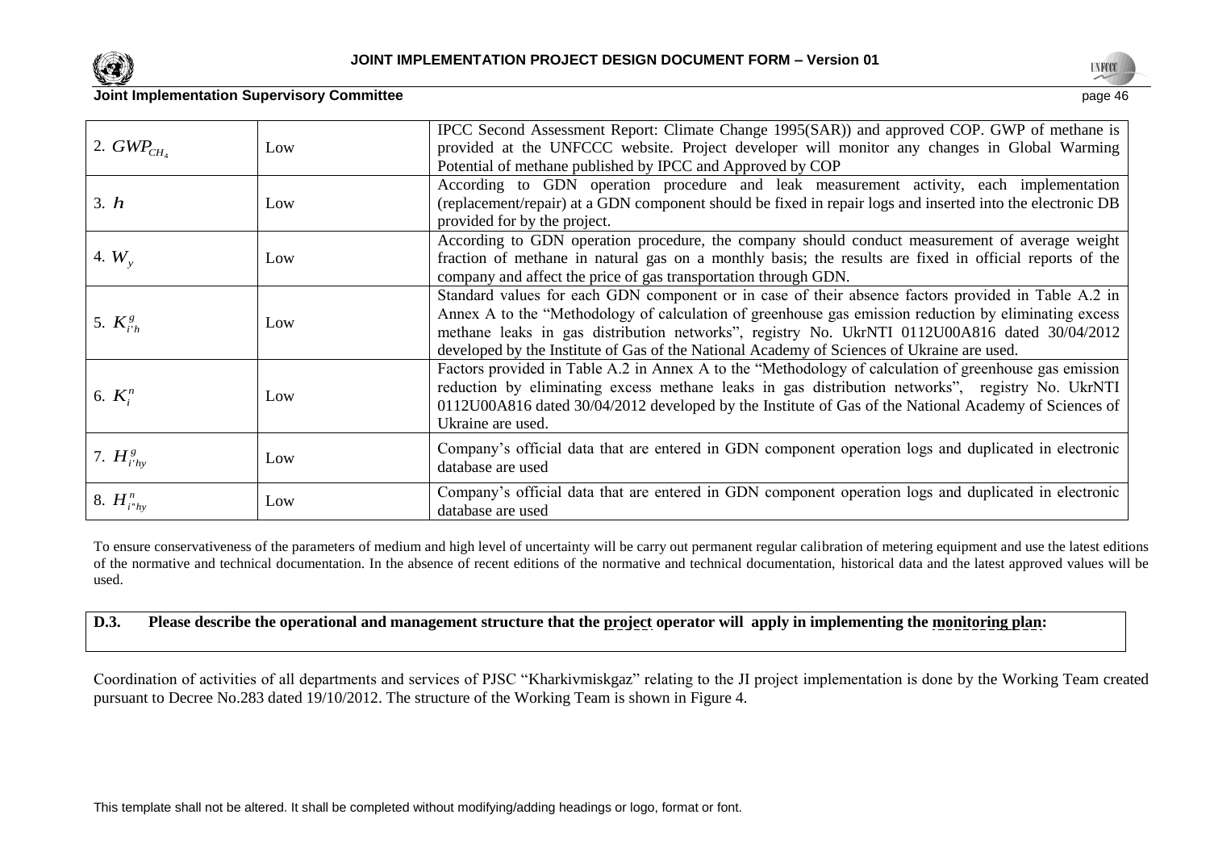| | | |
|---|---|---|
| 2. $GWP_{CH_4}$ | Low | IPCC Second Assessment Report: Climate Change 1995(SAR)) and approved COP. GWP of methane is provided at the UNFCCC website. Project developer will monitor any changes in Global Warming Potential of methane published by IPCC and Approved by COP |
| 3. $h$ | Low | According to GDN operation procedure and leak measurement activity, each implementation (replacement/repair) at a GDN component should be fixed in repair logs and inserted into the electronic DB provided for by the project. |
| 4. $W_y$ | Low | According to GDN operation procedure, the company should conduct measurement of average weight fraction of methane in natural gas on a monthly basis; the results are fixed in official reports of the company and affect the price of gas transportation through GDN. |
| 5. $K^g_{i'h}$ | Low | Standard values for each GDN component or in case of their absence factors provided in Table A.2 in Annex A to the "Methodology of calculation of greenhouse gas emission reduction by eliminating excess methane leaks in gas distribution networks", registry No. UkrNTI 0112U00A816 dated 30/04/2012 developed by the Institute of Gas of the National Academy of Sciences of Ukraine are used. |
| 6. $K^n_i$ | Low | Factors provided in Table A.2 in Annex A to the "Methodology of calculation of greenhouse gas emission reduction by eliminating excess methane leaks in gas distribution networks", registry No. UkrNTI 0112U00A816 dated 30/04/2012 developed by the Institute of Gas of the National Academy of Sciences of Ukraine are used. |
| 7. $H^g_{i'hy}$ | Low | Company's official data that are entered in GDN component operation logs and duplicated in electronic database are used |
| 8. $H^n_{i''hy}$ | Low | Company's official data that are entered in GDN component operation logs and duplicated in electronic database are used |

To ensure conservativeness of the parameters of medium and high level of uncertainty will be carry out permanent regular calibration of metering equipment and use the latest editions of the normative and technical documentation. In the absence of recent editions of the normative and technical documentation, historical data and the latest approved values will be used.

**D.3. Please describe the operational and management structure that the project operator will apply in implementing the monitoring plan:**

Coordination of activities of all departments and services of PJSC "Kharkivmiskgaz" relating to the JI project implementation is done by the Working Team created pursuant to Decree No.283 dated 19/10/2012. The structure of the Working Team is shown in Figure 4.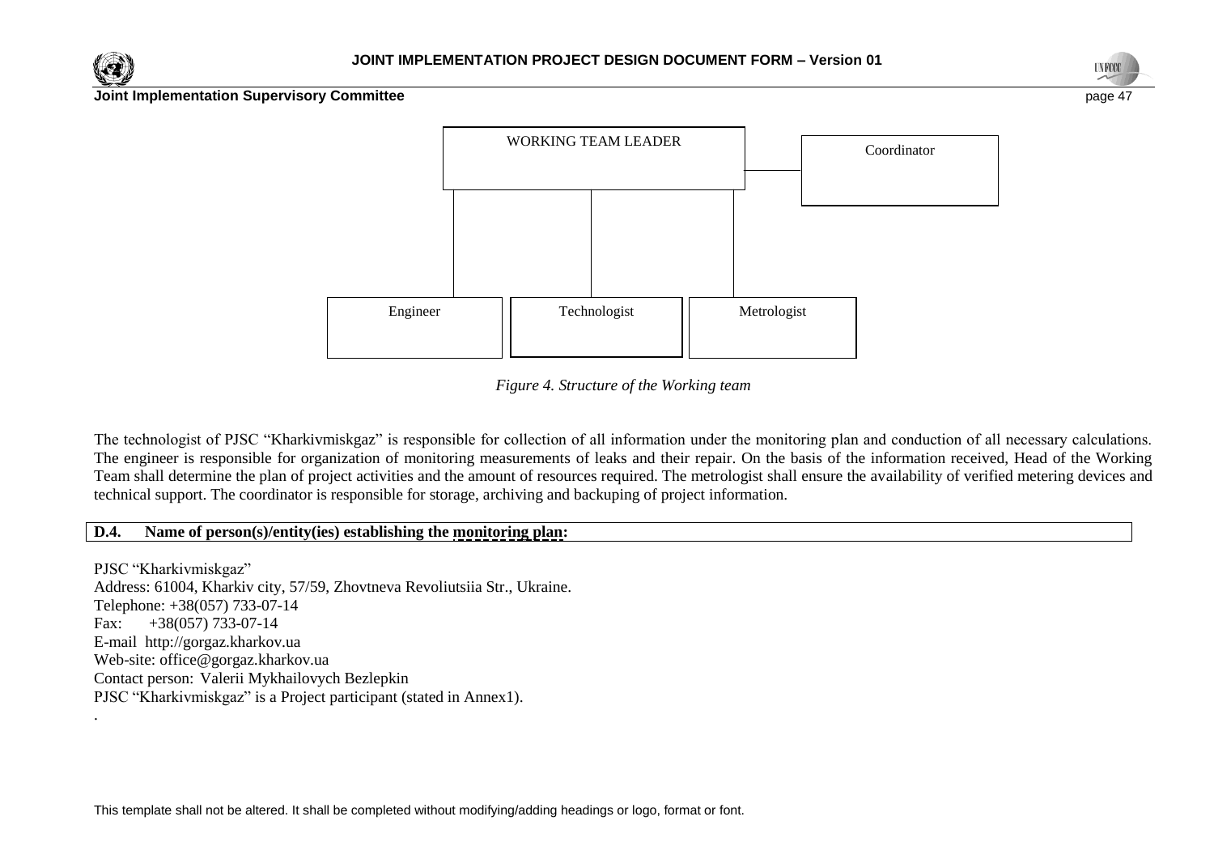WORKING TEAM LEADER

Coordinator

Engineer | Technologist | Metrologist

*Figure 4. Structure of the Working team*

The technologist of PJSC "Kharkivmiskgaz" is responsible for collection of all information under the monitoring plan and conduction of all necessary calculations. The engineer is responsible for organization of monitoring measurements of leaks and their repair. On the basis of the information received, Head of the Working Team shall determine the plan of project activities and the amount of resources required. The metrologist shall ensure the availability of verified metering devices and technical support. The coordinator is responsible for storage, archiving and backuping of project information.

**D.4. Name of person(s)/entity(ies) establishing the monitoring plan:**

PJSC "Kharkivmiskgaz"
Address: 61004, Kharkiv city, 57/59, Zhovtneva Revoliutsiia Str., Ukraine.
Telephone: +38(057) 733-07-14
Fax: +38(057) 733-07-14
E-mail http://gorgaz.kharkov.ua
Web-site: office@gorgaz.kharkov.ua
Contact person: Valerii Mykhailovych Bezlepkin
PJSC "Kharkivmiskgaz" is a Project participant (stated in Annex1).
.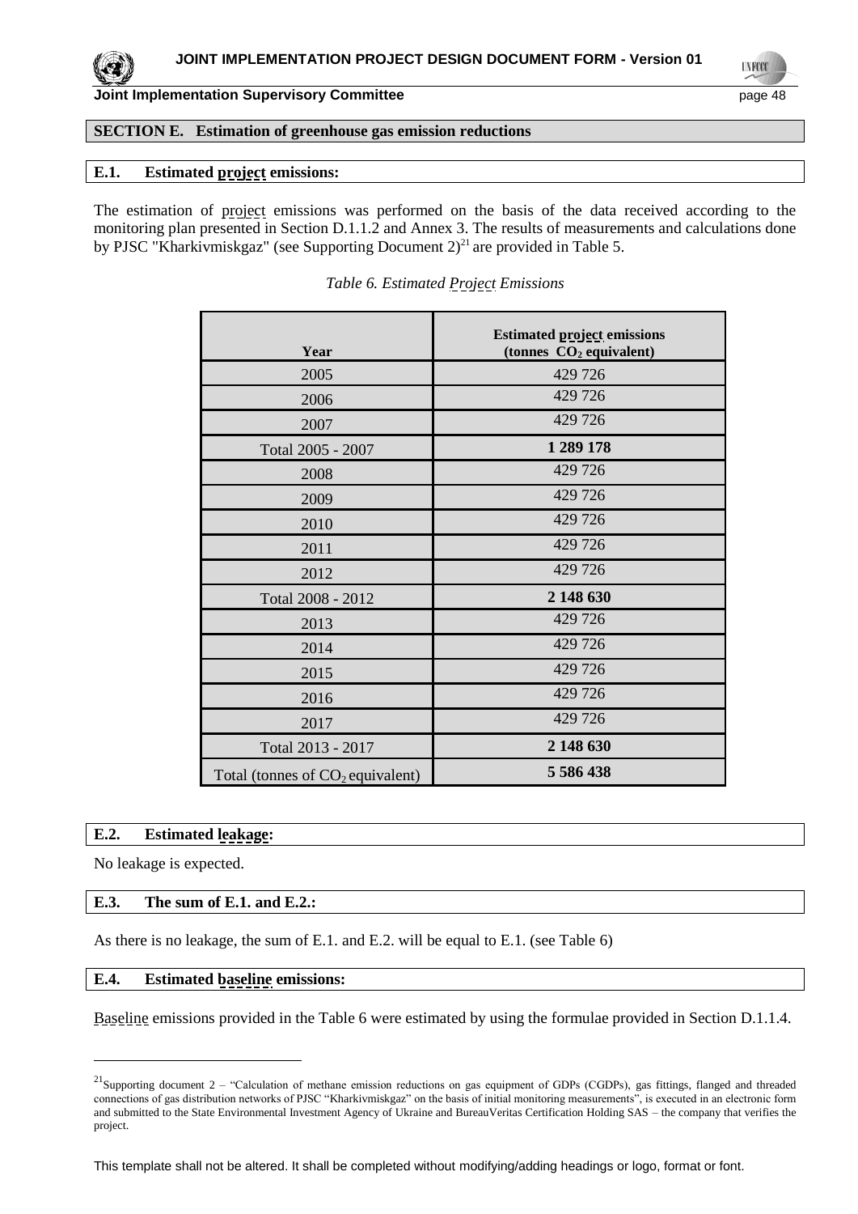## SECTION E. Estimation of greenhouse gas emission reductions

### E.1. Estimated project emissions:

The estimation of project emissions was performed on the basis of the data received according to the monitoring plan presented in Section D.1.1.2 and Annex 3. The results of measurements and calculations done by PJSC "Kharkivmiskgaz" (see Supporting Document 2)[21] are provided in Table 5.

*Table 6. Estimated Project Emissions*

| Year | Estimated project emissions (tonnes $CO_2$ equivalent) |
|---|---|
| 2005 | 429 726 |
| 2006 | 429 726 |
| 2007 | 429 726 |
| Total 2005 - 2007 | **1 289 178** |
| 2008 | 429 726 |
| 2009 | 429 726 |
| 2010 | 429 726 |
| 2011 | 429 726 |
| 2012 | 429 726 |
| Total 2008 - 2012 | **2 148 630** |
| 2013 | 429 726 |
| 2014 | 429 726 |
| 2015 | 429 726 |
| 2016 | 429 726 |
| 2017 | 429 726 |
| Total 2013 - 2017 | **2 148 630** |
| Total (tonnes of $CO_2$ equivalent) | **5 586 438** |

### E.2. Estimated leakage:

No leakage is expected.

### E.3. The sum of E.1. and E.2.:

As there is no leakage, the sum of E.1. and E.2. will be equal to E.1. (see Table 6)

### E.4. Estimated baseline emissions:

Baseline emissions provided in the Table 6 were estimated by using the formulae provided in Section D.1.1.4.

[21] Supporting document 2 – "Calculation of methane emission reductions on gas equipment of GDPs (CGDPs), gas fittings, flanged and threaded connections of gas distribution networks of PJSC "Kharkivmiskgaz" on the basis of initial monitoring measurements", is executed in an electronic form and submitted to the State Environmental Investment Agency of Ukraine and BureauVeritas Certification Holding SAS – the company that verifies the project.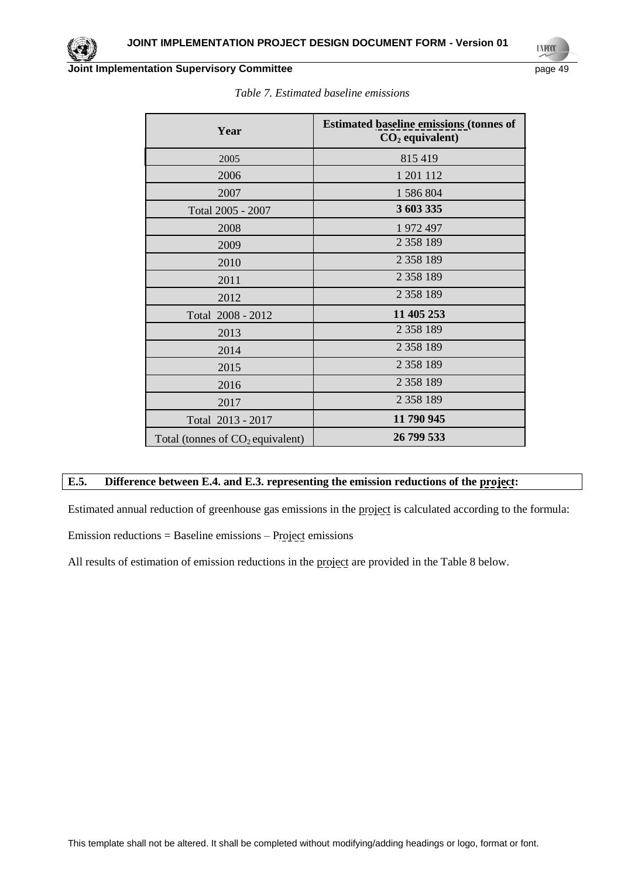*Table 7. Estimated baseline emissions*

| Year | Estimated baseline emissions (tonnes of $CO_2$ equivalent) |
|---|---|
| 2005 | 815 419 |
| 2006 | 1 201 112 |
| 2007 | 1 586 804 |
| Total 2005 - 2007 | **3 603 335** |
| 2008 | 1 972 497 |
| 2009 | 2 358 189 |
| 2010 | 2 358 189 |
| 2011 | 2 358 189 |
| 2012 | 2 358 189 |
| Total 2008 - 2012 | **11 405 253** |
| 2013 | 2 358 189 |
| 2014 | 2 358 189 |
| 2015 | 2 358 189 |
| 2016 | 2 358 189 |
| 2017 | 2 358 189 |
| Total 2013 - 2017 | **11 790 945** |
| Total (tonnes of $CO_2$ equivalent) | **26 799 533** |

## E.5. Difference between E.4. and E.3. representing the emission reductions of the project:

Estimated annual reduction of greenhouse gas emissions in the project is calculated according to the formula:

Emission reductions = Baseline emissions – Project emissions

All results of estimation of emission reductions in the project are provided in the Table 8 below.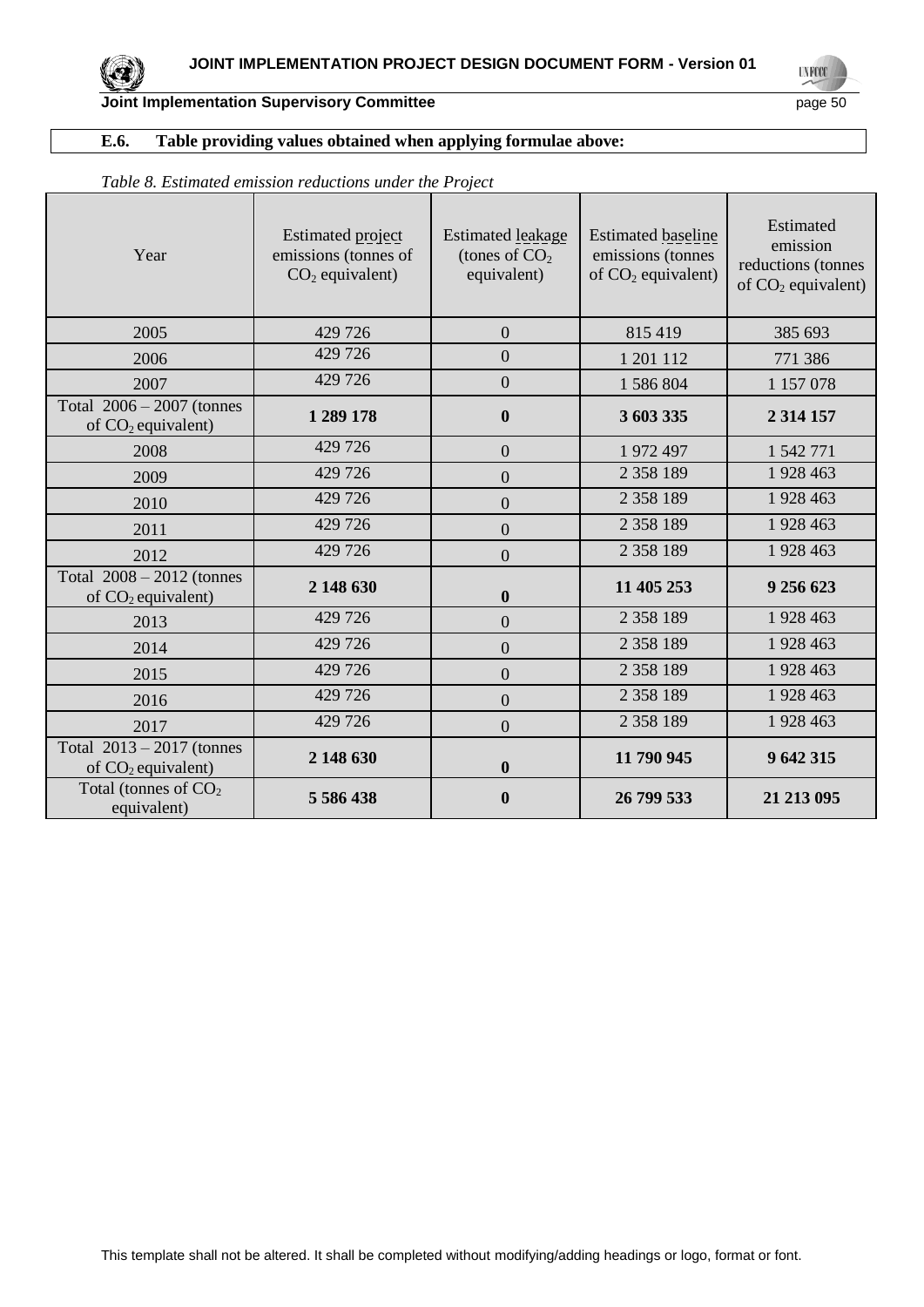## E.6. Table providing values obtained when applying formulae above:

*Table 8. Estimated emission reductions under the Project*

| Year | Estimated project emissions (tonnes of $CO_2$ equivalent) | Estimated leakage (tones of $CO_2$ equivalent) | Estimated baseline emissions (tonnes of $CO_2$ equivalent) | Estimated emission reductions (tonnes of $CO_2$ equivalent) |
|---|---|---|---|---|
| 2005 | 429 726 | 0 | 815 419 | 385 693 |
| 2006 | 429 726 | 0 | 1 201 112 | 771 386 |
| 2007 | 429 726 | 0 | 1 586 804 | 1 157 078 |
| Total 2006 – 2007 (tonnes of $CO_2$ equivalent) | **1 289 178** | **0** | **3 603 335** | **2 314 157** |
| 2008 | 429 726 | 0 | 1 972 497 | 1 542 771 |
| 2009 | 429 726 | 0 | 2 358 189 | 1 928 463 |
| 2010 | 429 726 | 0 | 2 358 189 | 1 928 463 |
| 2011 | 429 726 | 0 | 2 358 189 | 1 928 463 |
| 2012 | 429 726 | 0 | 2 358 189 | 1 928 463 |
| Total 2008 – 2012 (tonnes of $CO_2$ equivalent) | **2 148 630** | **0** | **11 405 253** | **9 256 623** |
| 2013 | 429 726 | 0 | 2 358 189 | 1 928 463 |
| 2014 | 429 726 | 0 | 2 358 189 | 1 928 463 |
| 2015 | 429 726 | 0 | 2 358 189 | 1 928 463 |
| 2016 | 429 726 | 0 | 2 358 189 | 1 928 463 |
| 2017 | 429 726 | 0 | 2 358 189 | 1 928 463 |
| Total 2013 – 2017 (tonnes of $CO_2$ equivalent) | **2 148 630** | **0** | **11 790 945** | **9 642 315** |
| Total (tonnes of $CO_2$ equivalent) | **5 586 438** | **0** | **26 799 533** | **21 213 095** |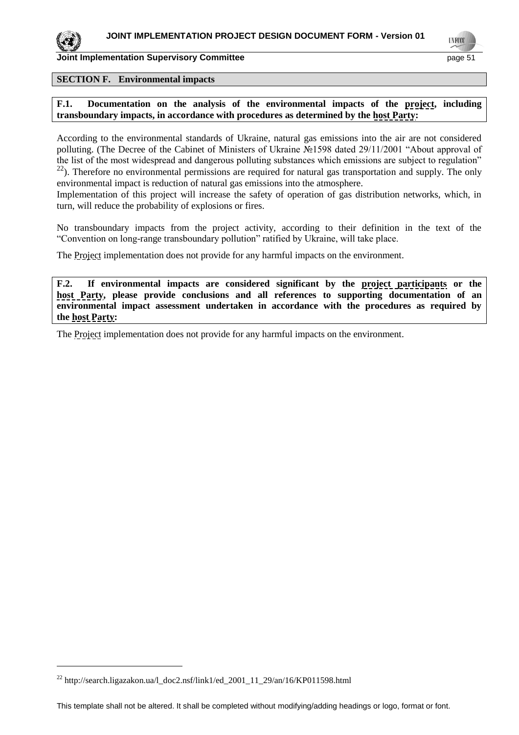## SECTION F. Environmental impacts

**F.1. Documentation on the analysis of the environmental impacts of the project, including transboundary impacts, in accordance with procedures as determined by the host Party:**

According to the environmental standards of Ukraine, natural gas emissions into the air are not considered polluting. (The Decree of the Cabinet of Ministers of Ukraine №1598 dated 29/11/2001 "About approval of the list of the most widespread and dangerous polluting substances which emissions are subject to regulation" [22]). Therefore no environmental permissions are required for natural gas transportation and supply. The only environmental impact is reduction of natural gas emissions into the atmosphere.
Implementation of this project will increase the safety of operation of gas distribution networks, which, in turn, will reduce the probability of explosions or fires.

No transboundary impacts from the project activity, according to their definition in the text of the "Convention on long-range transboundary pollution" ratified by Ukraine, will take place.

The Project implementation does not provide for any harmful impacts on the environment.

**F.2. If environmental impacts are considered significant by the project participants or the host Party, please provide conclusions and all references to supporting documentation of an environmental impact assessment undertaken in accordance with the procedures as required by the host Party:**

The Project implementation does not provide for any harmful impacts on the environment.

[22] http://search.ligazakon.ua/l_doc2.nsf/link1/ed_2001_11_29/an/16/KP011598.html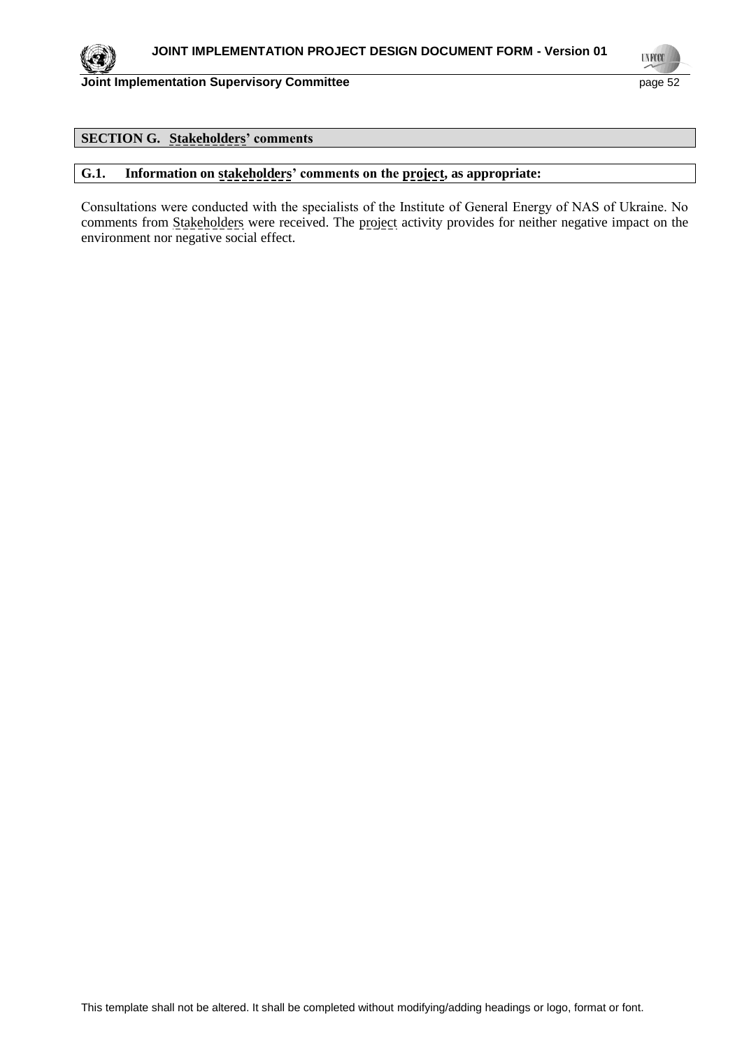## SECTION G. Stakeholders' comments

### G.1. Information on stakeholders' comments on the project, as appropriate:

Consultations were conducted with the specialists of the Institute of General Energy of NAS of Ukraine. No comments from Stakeholders were received. The project activity provides for neither negative impact on the environment nor negative social effect.

This template shall not be altered. It shall be completed without modifying/adding headings or logo, format or font.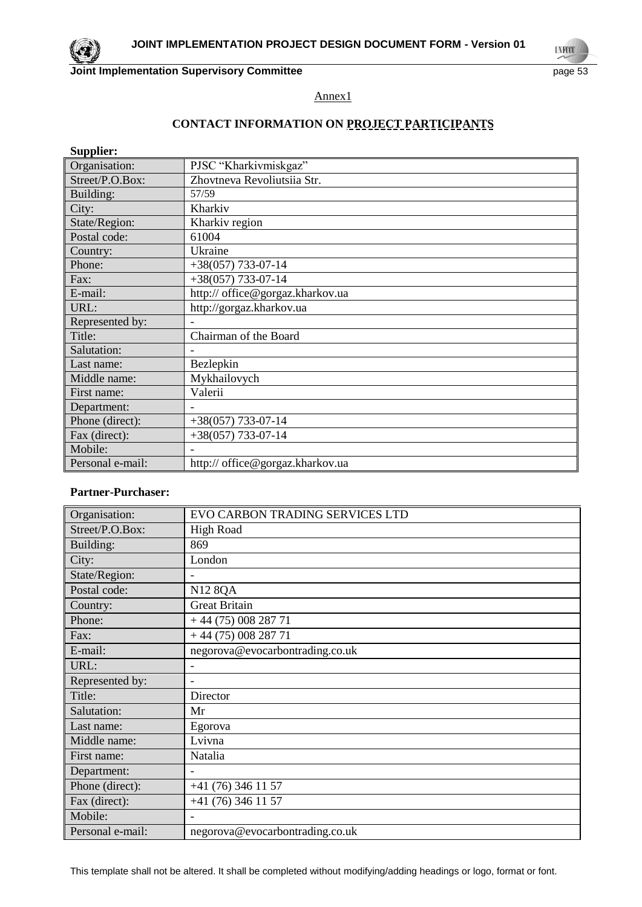Annex1

## CONTACT INFORMATION ON PROJECT PARTICIPANTS

**Supplier:**

| | |
|---|---|
| Organisation: | PJSC "Kharkivmiskgaz" |
| Street/P.O.Box: | Zhovtneva Revoliutsiia Str. |
| Building: | 57/59 |
| City: | Kharkiv |
| State/Region: | Kharkiv region |
| Postal code: | 61004 |
| Country: | Ukraine |
| Phone: | +38(057) 733-07-14 |
| Fax: | +38(057) 733-07-14 |
| E-mail: | http:// office@gorgaz.kharkov.ua |
| URL: | http://gorgaz.kharkov.ua |
| Represented by: | - |
| Title: | Chairman of the Board |
| Salutation: | - |
| Last name: | Bezlepkin |
| Middle name: | Mykhailovych |
| First name: | Valerii |
| Department: | - |
| Phone (direct): | +38(057) 733-07-14 |
| Fax (direct): | +38(057) 733-07-14 |
| Mobile: | - |
| Personal e-mail: | http:// office@gorgaz.kharkov.ua |

**Partner-Purchaser:**

| | |
|---|---|
| Organisation: | EVO CARBON TRADING SERVICES LTD |
| Street/P.O.Box: | High Road |
| Building: | 869 |
| City: | London |
| State/Region: | - |
| Postal code: | N12 8QA |
| Country: | Great Britain |
| Phone: | + 44 (75) 008 287 71 |
| Fax: | + 44 (75) 008 287 71 |
| E-mail: | negorova@evocarbontrading.co.uk |
| URL: | - |
| Represented by: | - |
| Title: | Director |
| Salutation: | Mr |
| Last name: | Egorova |
| Middle name: | Lvivna |
| First name: | Natalia |
| Department: | - |
| Phone (direct): | +41 (76) 346 11 57 |
| Fax (direct): | +41 (76) 346 11 57 |
| Mobile: | - |
| Personal e-mail: | negorova@evocarbontrading.co.uk |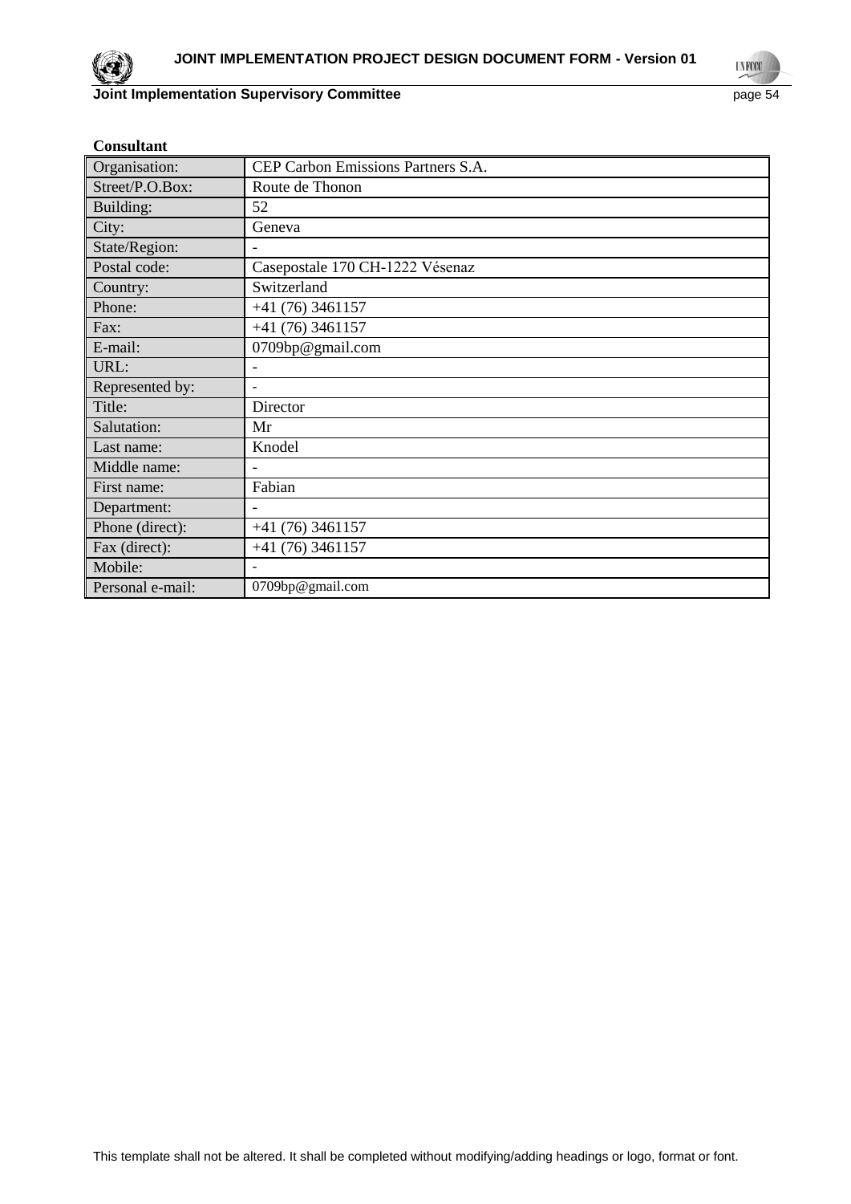**Consultant**

| | |
|---|---|
| Organisation: | CEP Carbon Emissions Partners S.A. |
| Street/P.O.Box: | Route de Thonon |
| Building: | 52 |
| City: | Geneva |
| State/Region: | - |
| Postal code: | Casepostale 170 CH-1222 Vésenaz |
| Country: | Switzerland |
| Phone: | +41 (76) 3461157 |
| Fax: | +41 (76) 3461157 |
| E-mail: | 0709bp@gmail.com |
| URL: | - |
| Represented by: | - |
| Title: | Director |
| Salutation: | Mr |
| Last name: | Knodel |
| Middle name: | - |
| First name: | Fabian |
| Department: | - |
| Phone (direct): | +41 (76) 3461157 |
| Fax (direct): | +41 (76) 3461157 |
| Mobile: | - |
| Personal e-mail: | 0709bp@gmail.com |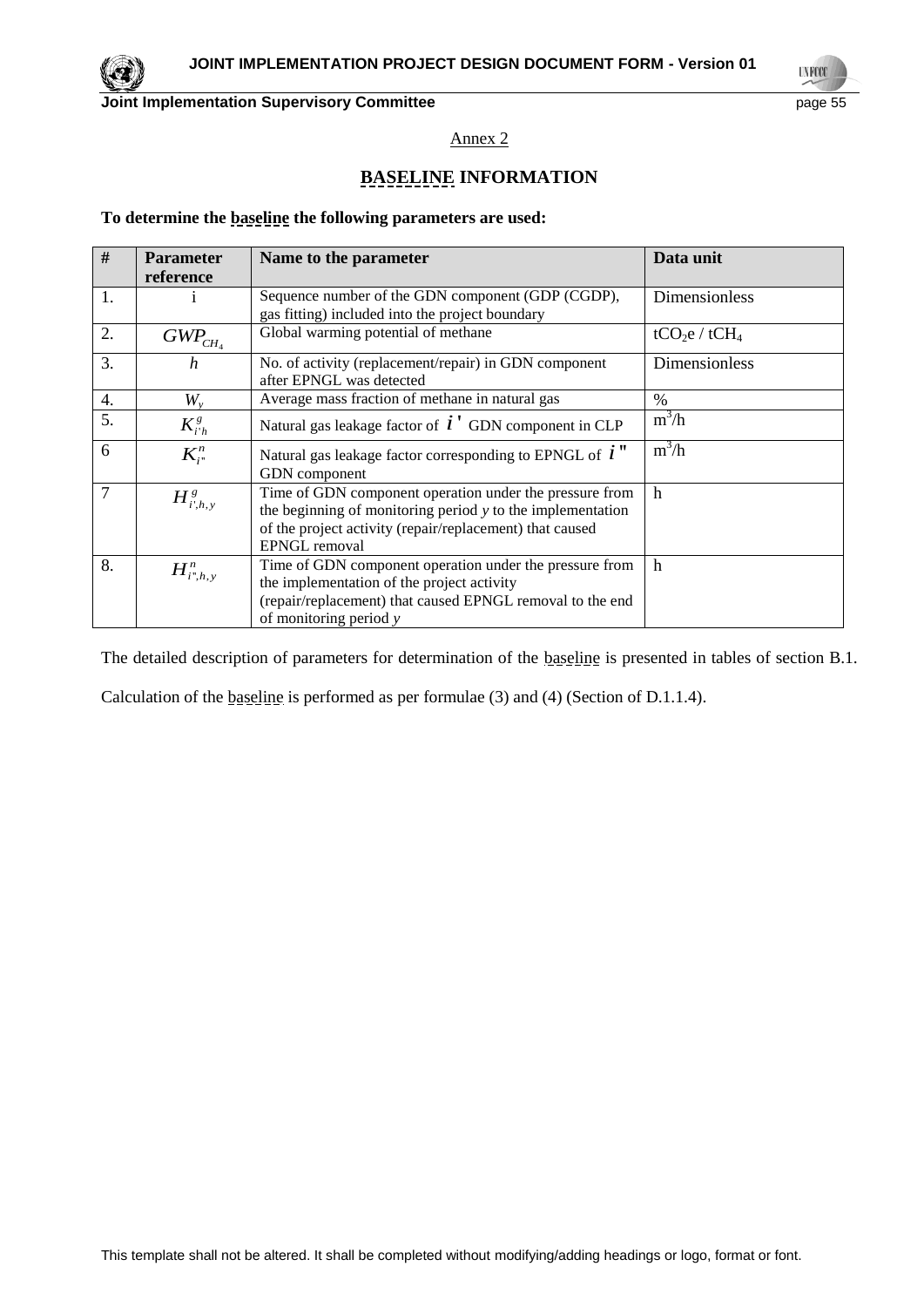Annex 2

## BASELINE INFORMATION

**To determine the baseline the following parameters are used:**

| # | Parameter reference | Name to the parameter | Data unit |
|---|---|---|---|
| 1. | i | Sequence number of the GDN component (GDP (CGDP), gas fitting) included into the project boundary | Dimensionless |
| 2. | $GWP_{CH_4}$ | Global warming potential of methane | $tCO_2e$ / $tCH_4$ |
| 3. | $h$ | No. of activity (replacement/repair) in GDN component after EPNGL was detected | Dimensionless |
| 4. | $W_y$ | Average mass fraction of methane in natural gas | % |
| 5. | $K^g_{i'h}$ | Natural gas leakage factor of $i'$ GDN component in CLP | $m^3/h$ |
| 6 | $K^n_{i''}$ | Natural gas leakage factor corresponding to EPNGL of $i''$ GDN component | $m^3/h$ |
| 7 | $H^g_{i',h,y}$ | Time of GDN component operation under the pressure from the beginning of monitoring period *y* to the implementation of the project activity (repair/replacement) that caused EPNGL removal | h |
| 8. | $H^n_{i'',h,y}$ | Time of GDN component operation under the pressure from the implementation of the project activity (repair/replacement) that caused EPNGL removal to the end of monitoring period *y* | h |

The detailed description of parameters for determination of the baseline is presented in tables of section B.1.

Calculation of the baseline is performed as per formulae (3) and (4) (Section of D.1.1.4).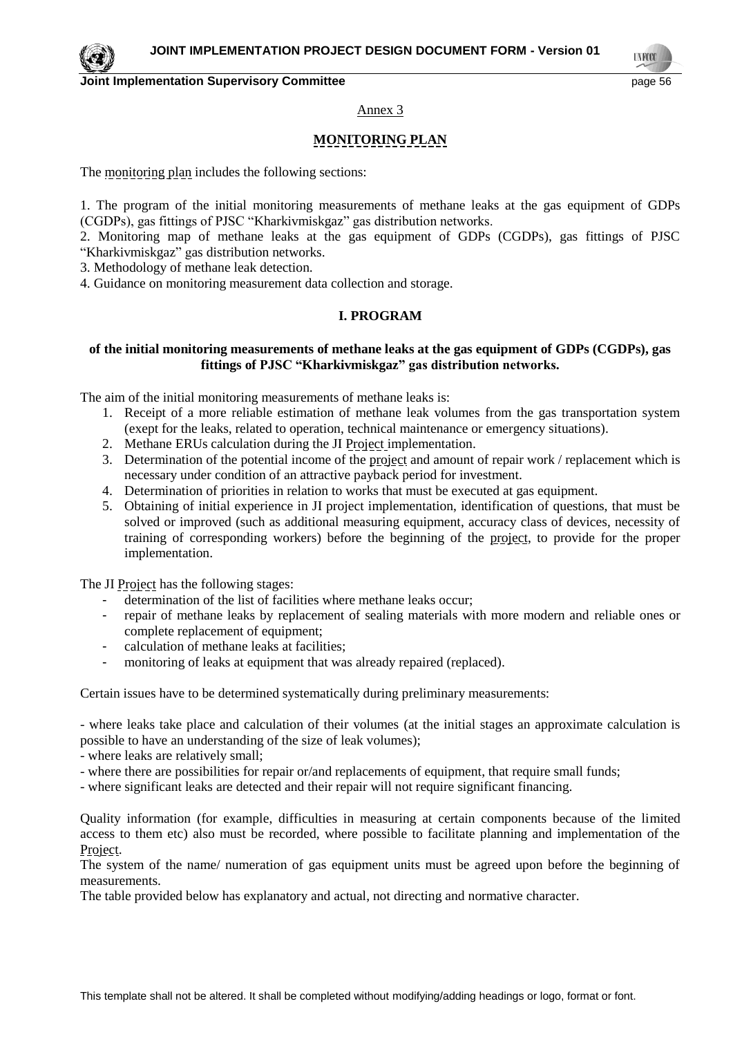Annex 3

## MONITORING PLAN

The monitoring plan includes the following sections:

1. The program of the initial monitoring measurements of methane leaks at the gas equipment of GDPs (CGDPs), gas fittings of PJSC "Kharkivmiskgaz" gas distribution networks.
2. Monitoring map of methane leaks at the gas equipment of GDPs (CGDPs), gas fittings of PJSC "Kharkivmiskgaz" gas distribution networks.
3. Methodology of methane leak detection.
4. Guidance on monitoring measurement data collection and storage.

### I. PROGRAM

**of the initial monitoring measurements of methane leaks at the gas equipment of GDPs (CGDPs), gas fittings of PJSC "Kharkivmiskgaz" gas distribution networks.**

The aim of the initial monitoring measurements of methane leaks is:

1. Receipt of a more reliable estimation of methane leak volumes from the gas transportation system (exept for the leaks, related to operation, technical maintenance or emergency situations).
2. Methane ERUs calculation during the JI Project implementation.
3. Determination of the potential income of the project and amount of repair work / replacement which is necessary under condition of an attractive payback period for investment.
4. Determination of priorities in relation to works that must be executed at gas equipment.
5. Obtaining of initial experience in JI project implementation, identification of questions, that must be solved or improved (such as additional measuring equipment, accuracy class of devices, necessity of training of corresponding workers) before the beginning of the project, to provide for the proper implementation.

The JI Project has the following stages:

- determination of the list of facilities where methane leaks occur;
- repair of methane leaks by replacement of sealing materials with more modern and reliable ones or complete replacement of equipment;
- calculation of methane leaks at facilities;
- monitoring of leaks at equipment that was already repaired (replaced).

Certain issues have to be determined systematically during preliminary measurements:

- where leaks take place and calculation of their volumes (at the initial stages an approximate calculation is possible to have an understanding of the size of leak volumes);
- where leaks are relatively small;
- where there are possibilities for repair or/and replacements of equipment, that require small funds;
- where significant leaks are detected and their repair will not require significant financing.

Quality information (for example, difficulties in measuring at certain components because of the limited access to them etc) also must be recorded, where possible to facilitate planning and implementation of the Project.

The system of the name/ numeration of gas equipment units must be agreed upon before the beginning of measurements.

The table provided below has explanatory and actual, not directing and normative character.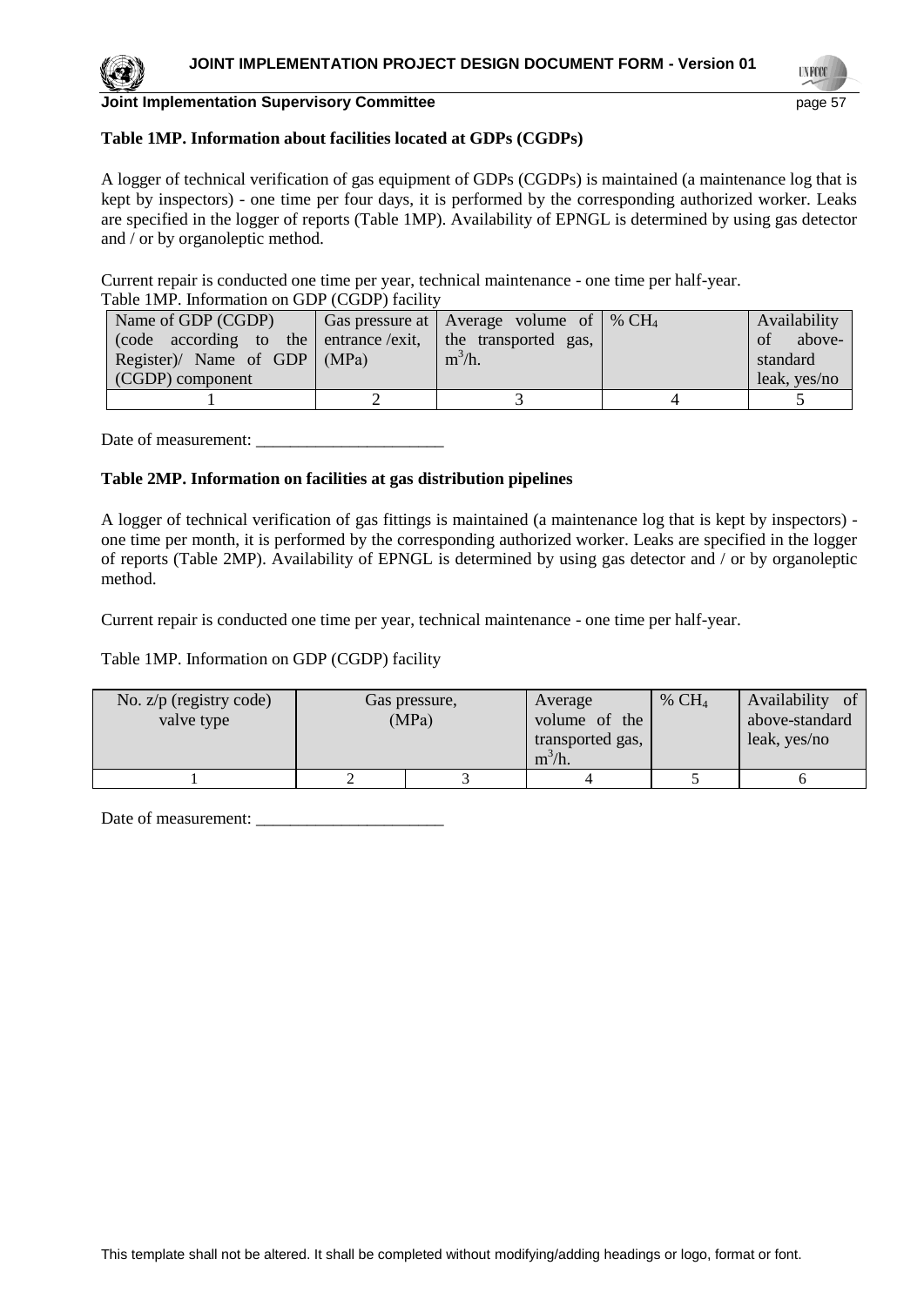**Table 1MP. Information about facilities located at GDPs (CGDPs)**

A logger of technical verification of gas equipment of GDPs (CGDPs) is maintained (a maintenance log that is kept by inspectors) - one time per four days, it is performed by the corresponding authorized worker. Leaks are specified in the logger of reports (Table 1MP). Availability of EPNGL is determined by using gas detector and / or by organoleptic method.

Current repair is conducted one time per year, technical maintenance - one time per half-year.

Table 1MP. Information on GDP (CGDP) facility

| Name of GDP (CGDP) (code according to the Register)/ Name of GDP (CGDP) component | Gas pressure at entrance /exit, (MPa) | Average volume of the transported gas, $m^3$/h. | % $CH_4$ | Availability of above-standard leak, yes/no |
|---|---|---|---|---|
| 1 | 2 | 3 | 4 | 5 |

Date of measurement: ______________________

**Table 2MP. Information on facilities at gas distribution pipelines**

A logger of technical verification of gas fittings is maintained (a maintenance log that is kept by inspectors) - one time per month, it is performed by the corresponding authorized worker. Leaks are specified in the logger of reports (Table 2MP). Availability of EPNGL is determined by using gas detector and / or by organoleptic method.

Current repair is conducted one time per year, technical maintenance - one time per half-year.

Table 1MP. Information on GDP (CGDP) facility

| No. z/p (registry code) valve type | Gas pressure, (MPa) | | Average volume of the transported gas, $m^3$/h. | % $CH_4$ | Availability of above-standard leak, yes/no |
|---|---|---|---|---|---|
| 1 | 2 | 3 | 4 | 5 | 6 |

Date of measurement: ______________________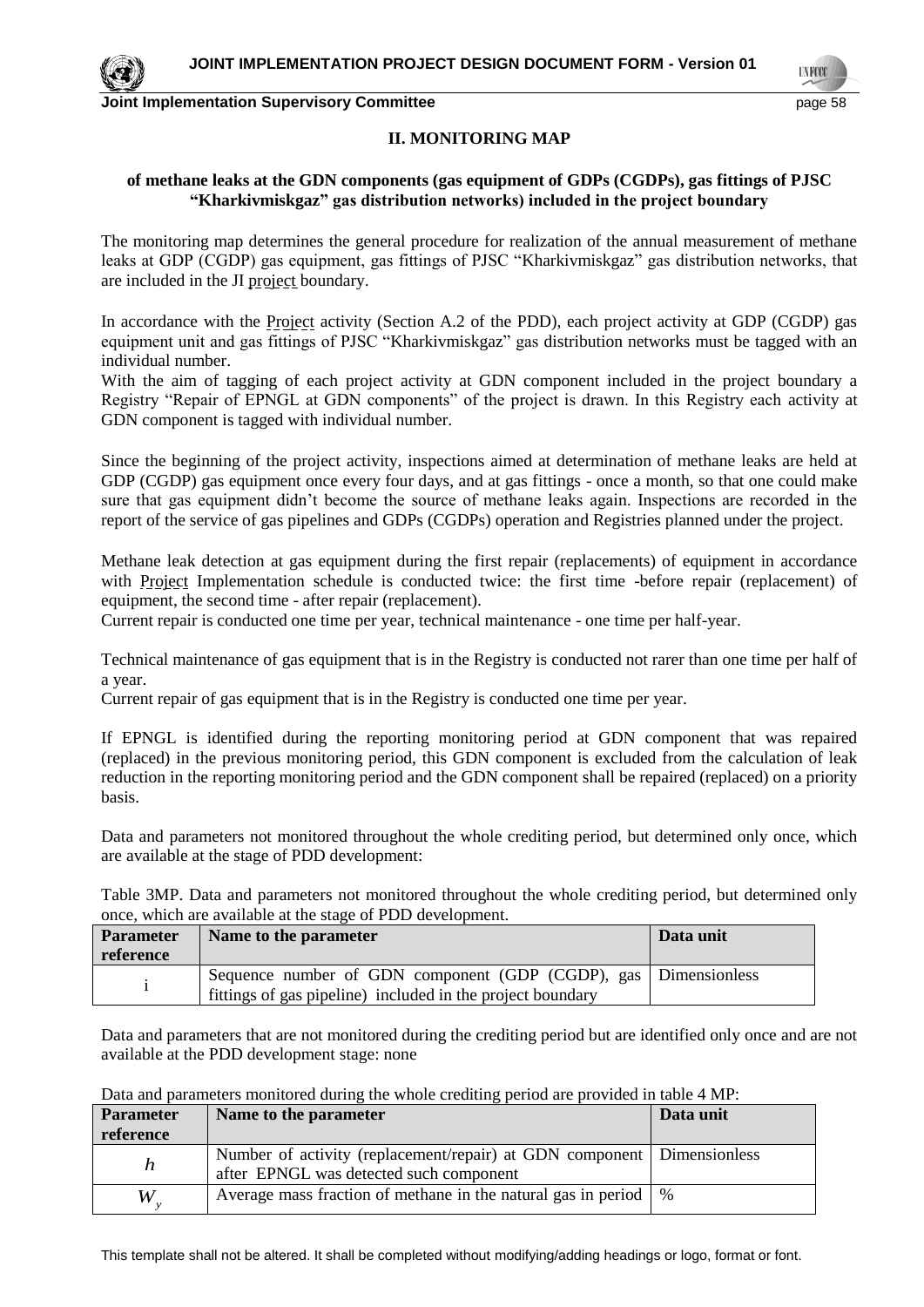## II. MONITORING MAP

**of methane leaks at the GDN components (gas equipment of GDPs (CGDPs), gas fittings of PJSC "Kharkivmiskgaz" gas distribution networks) included in the project boundary**

The monitoring map determines the general procedure for realization of the annual measurement of methane leaks at GDP (CGDP) gas equipment, gas fittings of PJSC "Kharkivmiskgaz" gas distribution networks, that are included in the JI project boundary.

In accordance with the Project activity (Section A.2 of the PDD), each project activity at GDP (CGDP) gas equipment unit and gas fittings of PJSC "Kharkivmiskgaz" gas distribution networks must be tagged with an individual number.

With the aim of tagging of each project activity at GDN component included in the project boundary a Registry "Repair of EPNGL at GDN components" of the project is drawn. In this Registry each activity at GDN component is tagged with individual number.

Since the beginning of the project activity, inspections aimed at determination of methane leaks are held at GDP (CGDP) gas equipment once every four days, and at gas fittings - once a month, so that one could make sure that gas equipment didn't become the source of methane leaks again. Inspections are recorded in the report of the service of gas pipelines and GDPs (CGDPs) operation and Registries planned under the project.

Methane leak detection at gas equipment during the first repair (replacements) of equipment in accordance with Project Implementation schedule is conducted twice: the first time -before repair (replacement) of equipment, the second time - after repair (replacement).

Current repair is conducted one time per year, technical maintenance - one time per half-year.

Technical maintenance of gas equipment that is in the Registry is conducted not rarer than one time per half of a year.

Current repair of gas equipment that is in the Registry is conducted one time per year.

If EPNGL is identified during the reporting monitoring period at GDN component that was repaired (replaced) in the previous monitoring period, this GDN component is excluded from the calculation of leak reduction in the reporting monitoring period and the GDN component shall be repaired (replaced) on a priority basis.

Data and parameters not monitored throughout the whole crediting period, but determined only once, which are available at the stage of PDD development:

Table 3MP. Data and parameters not monitored throughout the whole crediting period, but determined only once, which are available at the stage of PDD development.

| Parameter reference | Name to the parameter | Data unit |
|---|---|---|
| i | Sequence number of GDN component (GDP (CGDP), gas fittings of gas pipeline) included in the project boundary | Dimensionless |

Data and parameters that are not monitored during the crediting period but are identified only once and are not available at the PDD development stage: none

Data and parameters monitored during the whole crediting period are provided in table 4 MP:

| Parameter reference | Name to the parameter | Data unit |
|---|---|---|
| $h$ | Number of activity (replacement/repair) at GDN component after EPNGL was detected such component | Dimensionless |
| $W_y$ | Average mass fraction of methane in the natural gas in period | % |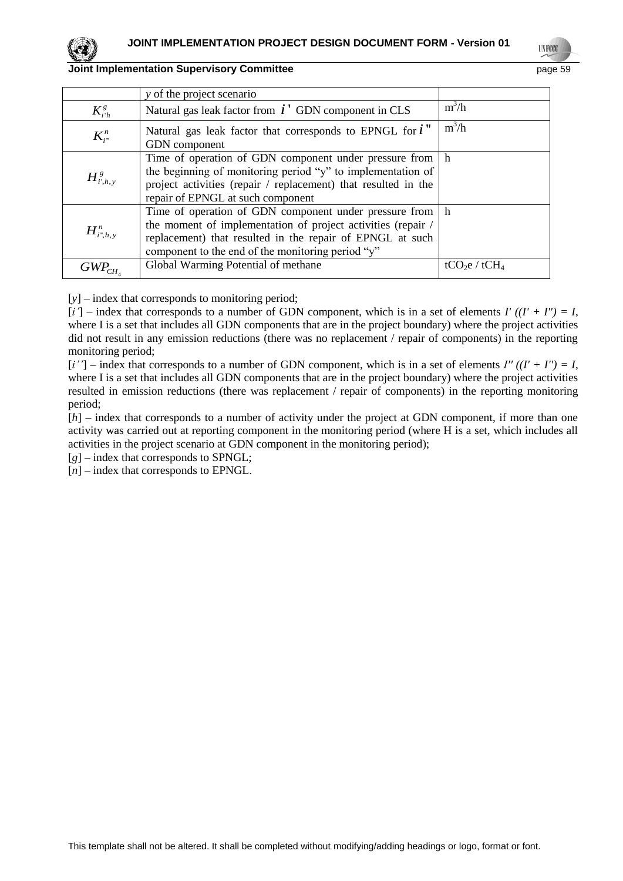|  | *y* of the project scenario |  |
|---|---|---|
| $K^{g}_{i'h}$ | Natural gas leak factor from $i'$ GDN component in CLS | $m^3/h$ |
| $K^{n}_{i''}$ | Natural gas leak factor that corresponds to EPNGL for $i''$ GDN component | $m^3/h$ |
| $H^{g}_{i',h,y}$ | Time of operation of GDN component under pressure from the beginning of monitoring period "y" to implementation of project activities (repair / replacement) that resulted in the repair of EPNGL at such component | h |
| $H^{n}_{i'',h,y}$ | Time of operation of GDN component under pressure from the moment of implementation of project activities (repair / replacement) that resulted in the repair of EPNGL at such component to the end of the monitoring period "y" | h |
| $GWP_{CH_4}$ | Global Warming Potential of methane | $tCO_2e$ / $tCH_4$ |

[*y*] – index that corresponds to monitoring period;

[*i'*] – index that corresponds to a number of GDN component, which is in a set of elements $I'$ $((I' + I'') = I$, where I is a set that includes all GDN components that are in the project boundary) where the project activities did not result in any emission reductions (there was no replacement / repair of components) in the reporting monitoring period;

[*i''*] – index that corresponds to a number of GDN component, which is in a set of elements $I''$ $((I' + I'') = I$, where I is a set that includes all GDN components that are in the project boundary) where the project activities resulted in emission reductions (there was replacement / repair of components) in the reporting monitoring period;

[*h*] – index that corresponds to a number of activity under the project at GDN component, if more than one activity was carried out at reporting component in the monitoring period (where H is a set, which includes all activities in the project scenario at GDN component in the monitoring period);

[*g*] – index that corresponds to SPNGL;

[*n*] – index that corresponds to EPNGL.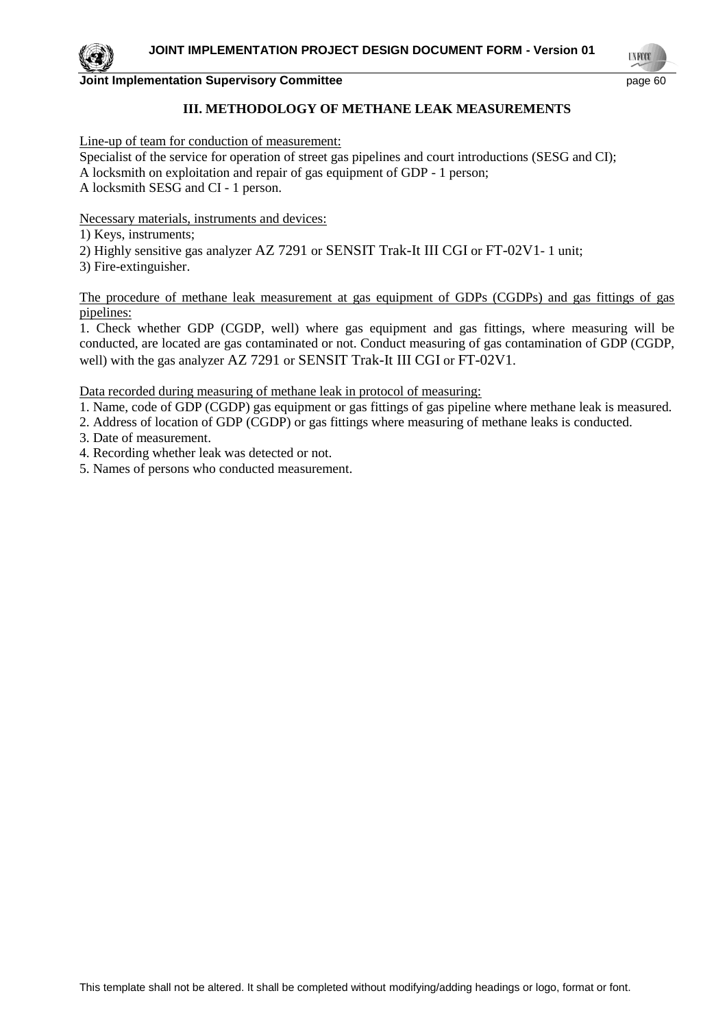### III. METHODOLOGY OF METHANE LEAK MEASUREMENTS

Line-up of team for conduction of measurement:

Specialist of the service for operation of street gas pipelines and court introductions (SESG and CI);
A locksmith on exploitation and repair of gas equipment of GDP - 1 person;
A locksmith SESG and CI - 1 person.

Necessary materials, instruments and devices:

1) Keys, instruments;
2) Highly sensitive gas analyzer AZ 7291 or SENSIT Trak-It III CGI or FT-02V1- 1 unit;
3) Fire-extinguisher.

The procedure of methane leak measurement at gas equipment of GDPs (CGDPs) and gas fittings of gas pipelines:

1. Check whether GDP (CGDP, well) where gas equipment and gas fittings, where measuring will be conducted, are located are gas contaminated or not. Conduct measuring of gas contamination of GDP (CGDP, well) with the gas analyzer AZ 7291 or SENSIT Trak-It III CGI or FT-02V1.

Data recorded during measuring of methane leak in protocol of measuring:

1. Name, code of GDP (CGDP) gas equipment or gas fittings of gas pipeline where methane leak is measured.
2. Address of location of GDP (CGDP) or gas fittings where measuring of methane leaks is conducted.
3. Date of measurement.
4. Recording whether leak was detected or not.
5. Names of persons who conducted measurement.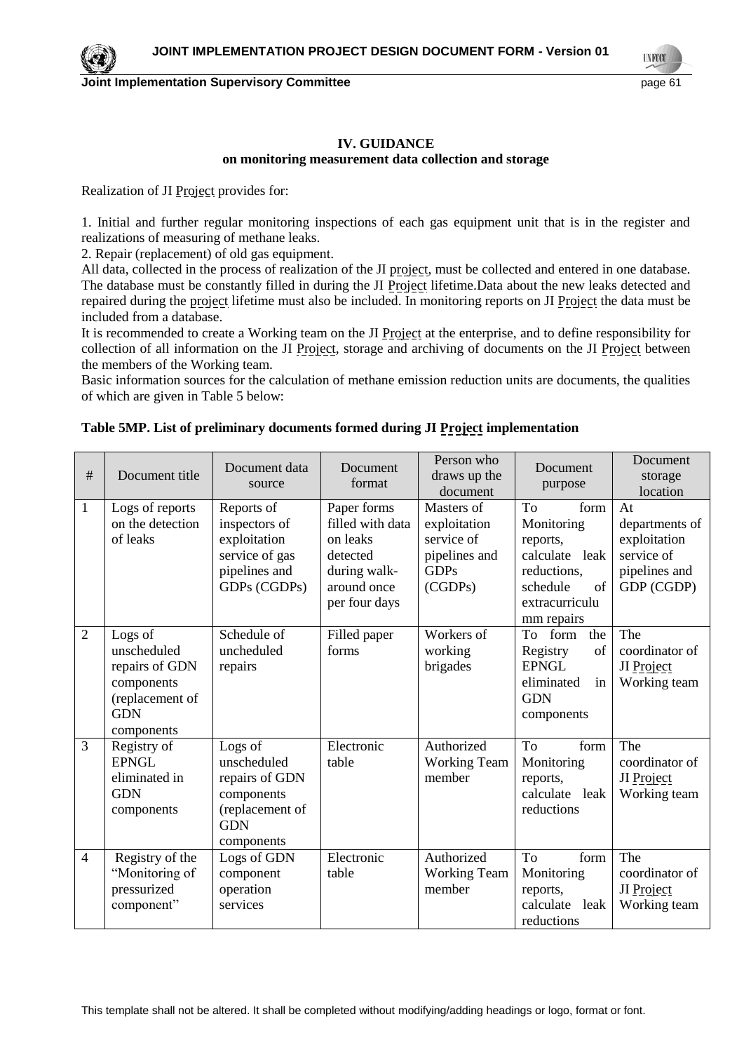**IV. GUIDANCE**
**on monitoring measurement data collection and storage**

Realization of JI Project provides for:

1. Initial and further regular monitoring inspections of each gas equipment unit that is in the register and realizations of measuring of methane leaks.
2. Repair (replacement) of old gas equipment.

All data, collected in the process of realization of the JI project, must be collected and entered in one database. The database must be constantly filled in during the JI Project lifetime.Data about the new leaks detected and repaired during the project lifetime must also be included. In monitoring reports on JI Project the data must be included from a database.

It is recommended to create a Working team on the JI Project at the enterprise, and to define responsibility for collection of all information on the JI Project, storage and archiving of documents on the JI Project between the members of the Working team.

Basic information sources for the calculation of methane emission reduction units are documents, the qualities of which are given in Table 5 below:

**Table 5MP. List of preliminary documents formed during JI Project implementation**

| # | Document title | Document data source | Document format | Person who draws up the document | Document purpose | Document storage location |
|---|---|---|---|---|---|---|
| 1 | Logs of reports on the detection of leaks | Reports of inspectors of exploitation service of gas pipelines and GDPs (CGDPs) | Paper forms filled with data on leaks detected during walk-around once per four days | Masters of exploitation service of pipelines and GDPs (CGDPs) | To form Monitoring reports, calculate leak reductions, schedule of extracurriculumm repairs | At departments of exploitation service of pipelines and GDP (CGDP) |
| 2 | Logs of unscheduled repairs of GDN components (replacement of GDN components | Schedule of uncheduled repairs | Filled paper forms | Workers of working brigades | To form the Registry of EPNGL eliminated in GDN components | The coordinator of JI Project Working team |
| 3 | Registry of EPNGL eliminated in GDN components | Logs of unscheduled repairs of GDN components (replacement of GDN components | Electronic table | Authorized Working Team member | To form Monitoring reports, calculate leak reductions | The coordinator of JI Project Working team |
| 4 | Registry of the "Monitoring of pressurized component" | Logs of GDN component operation services | Electronic table | Authorized Working Team member | To form Monitoring reports, calculate leak reductions | The coordinator of JI Project Working team |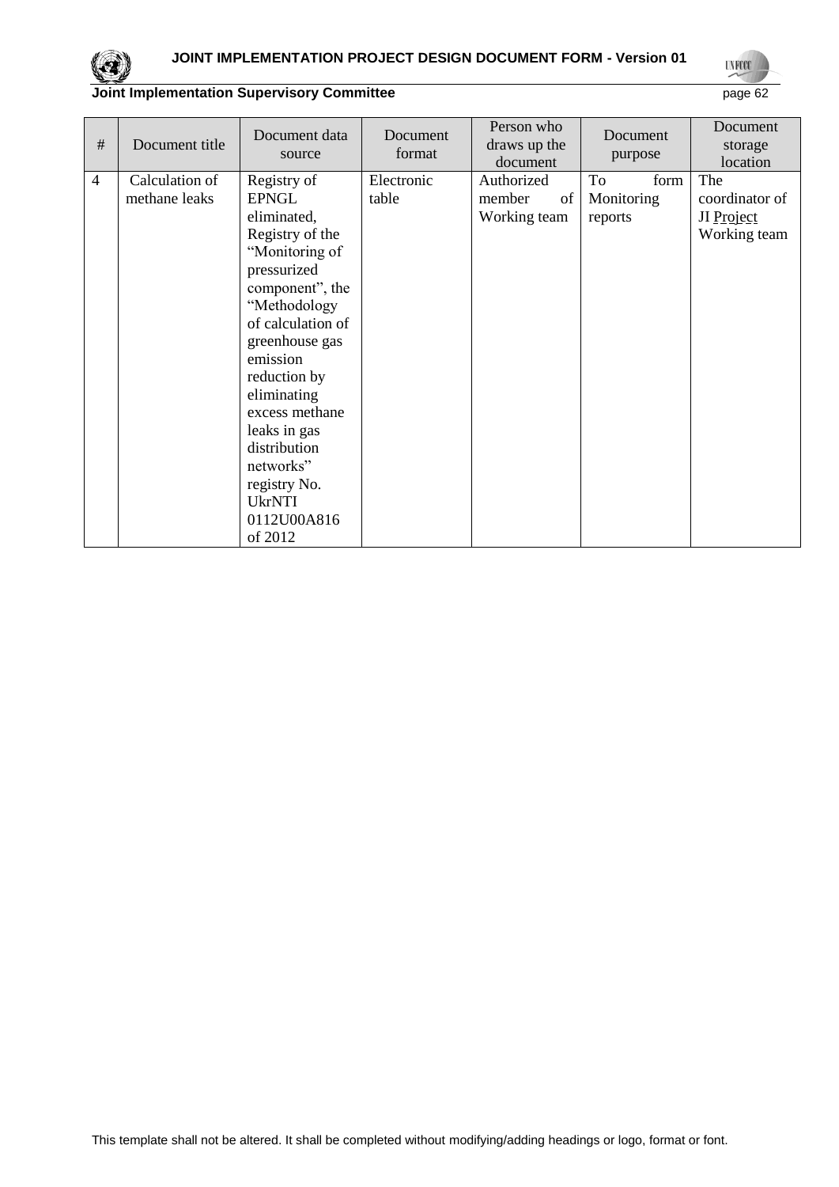| # | Document title | Document data source | Document format | Person who draws up the document | Document purpose | Document storage location |
|---|---|---|---|---|---|---|
| 4 | Calculation of methane leaks | Registry of EPNGL eliminated, Registry of the "Monitoring of pressurized component", the "Methodology of calculation of greenhouse gas emission reduction by eliminating excess methane leaks in gas distribution networks" registry No. UkrNTI 0112U00A816 of 2012 | Electronic table | Authorized member of Working team | To form Monitoring reports | The coordinator of JI Project Working team |